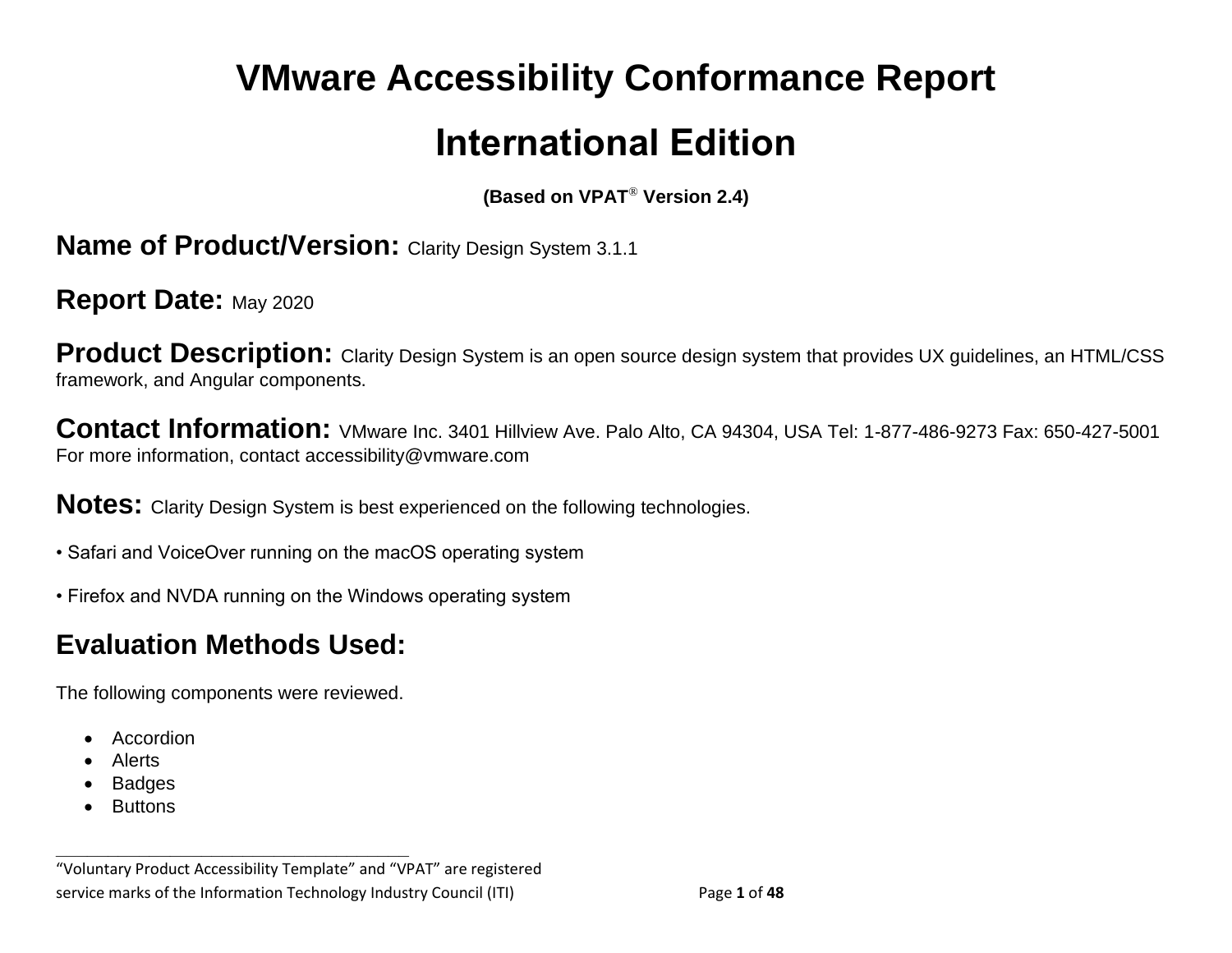# VMware Accessibility Conformance Report

# International Edition

**(Based on VPAT® Version 2.4)**

## Name of Product/Version: Clarity Design System 3.1.1

## Report Date: May 2020

## Product Description: Clarity Design System is an open source design system that provides UX guidelines, an HTML/CSS framework, and Angular components.

## Contact Information: VMware Inc. 3401 Hillview Ave. Palo Alto, CA 94304, USA Tel: 1-877-486-9273 Fax: 650-427-5001 For more information, contact accessibility@vmware.com

## Notes: Clarity Design System is best experienced on the following technologies.

• Safari and VoiceOver running on the macOS operating system

• Firefox and NVDA running on the Windows operating system

## Evaluation Methods Used:

The following components were reviewed.

- Accordion
- Alerts
- Badges
- Buttons

---

"Voluntary Product Accessibility Template" and "VPAT" are registered service marks of the Information Technology Industry Council (ITI)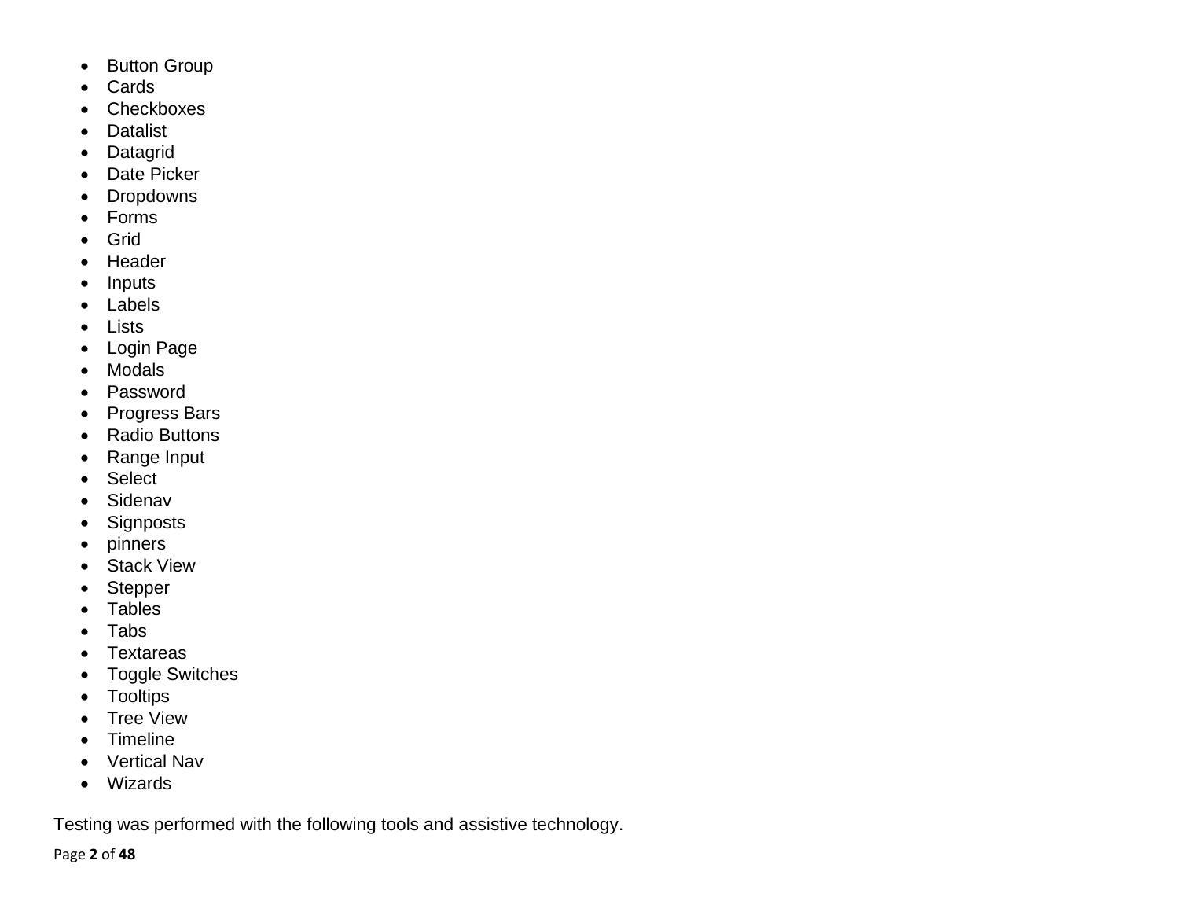- Button Group
- Cards
- Checkboxes
- Datalist
- Datagrid
- Date Picker
- Dropdowns
- Forms
- Grid
- Header
- Inputs
- Labels
- Lists
- Login Page
- Modals
- Password
- Progress Bars
- Radio Buttons
- Range Input
- Select
- Sidenav
- Signposts
- pinners
- Stack View
- Stepper
- Tables
- Tabs
- Textareas
- Toggle Switches
- Tooltips
- Tree View
- Timeline
- Vertical Nav
- Wizards

Testing was performed with the following tools and assistive technology.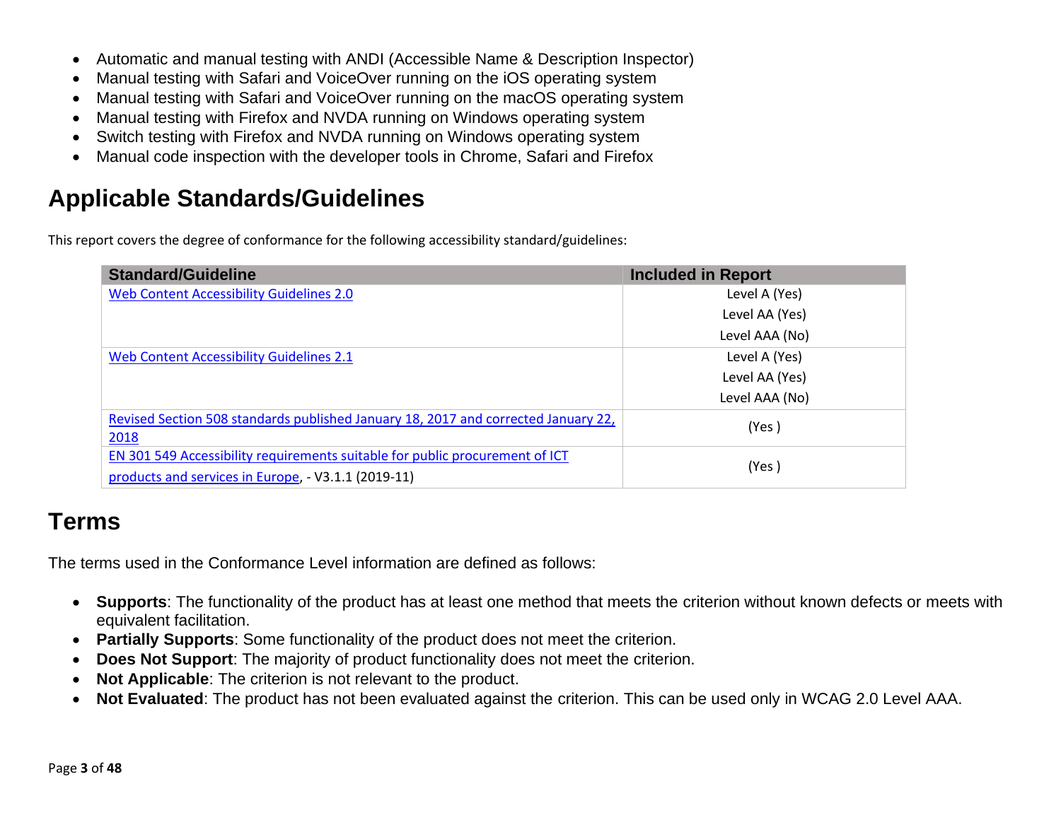- Automatic and manual testing with ANDI (Accessible Name & Description Inspector)
- Manual testing with Safari and VoiceOver running on the iOS operating system
- Manual testing with Safari and VoiceOver running on the macOS operating system
- Manual testing with Firefox and NVDA running on Windows operating system
- Switch testing with Firefox and NVDA running on Windows operating system
- Manual code inspection with the developer tools in Chrome, Safari and Firefox

## Applicable Standards/Guidelines

This report covers the degree of conformance for the following accessibility standard/guidelines:

| Standard/Guideline | Included in Report |
| --- | --- |
| Web Content Accessibility Guidelines 2.0 | Level A (Yes)<br>Level AA (Yes)<br>Level AAA (No) |
| Web Content Accessibility Guidelines 2.1 | Level A (Yes)<br>Level AA (Yes)<br>Level AAA (No) |
| Revised Section 508 standards published January 18, 2017 and corrected January 22, 2018 | (Yes ) |
| EN 301 549 Accessibility requirements suitable for public procurement of ICT products and services in Europe, - V3.1.1 (2019-11) | (Yes ) |

## Terms

The terms used in the Conformance Level information are defined as follows:

- **Supports**: The functionality of the product has at least one method that meets the criterion without known defects or meets with equivalent facilitation.
- **Partially Supports**: Some functionality of the product does not meet the criterion.
- **Does Not Support**: The majority of product functionality does not meet the criterion.
- **Not Applicable**: The criterion is not relevant to the product.
- **Not Evaluated**: The product has not been evaluated against the criterion. This can be used only in WCAG 2.0 Level AAA.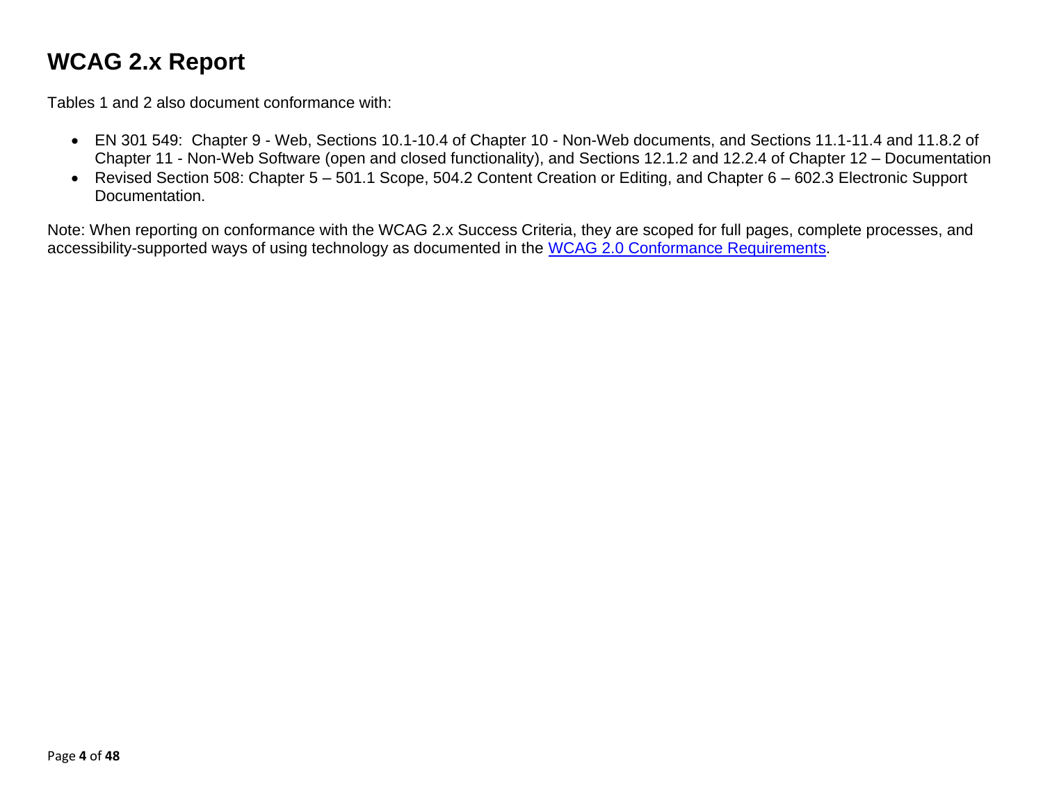# WCAG 2.x Report

Tables 1 and 2 also document conformance with:

- EN 301 549: Chapter 9 - Web, Sections 10.1-10.4 of Chapter 10 - Non-Web documents, and Sections 11.1-11.4 and 11.8.2 of Chapter 11 - Non-Web Software (open and closed functionality), and Sections 12.1.2 and 12.2.4 of Chapter 12 – Documentation
- Revised Section 508: Chapter 5 – 501.1 Scope, 504.2 Content Creation or Editing, and Chapter 6 – 602.3 Electronic Support Documentation.

Note: When reporting on conformance with the WCAG 2.x Success Criteria, they are scoped for full pages, complete processes, and accessibility-supported ways of using technology as documented in the [WCAG 2.0 Conformance Requirements](#).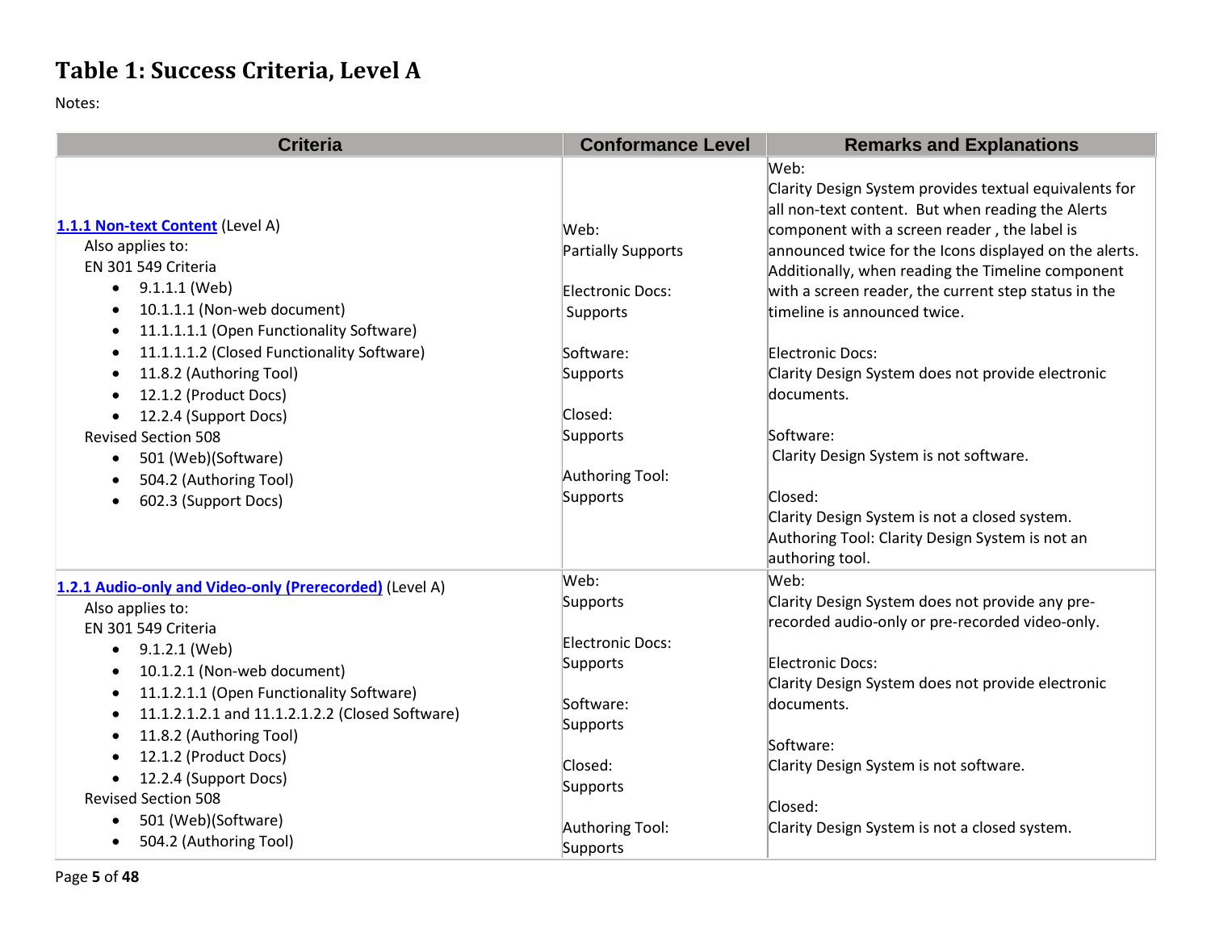# Table 1: Success Criteria, Level A

Notes:

| Criteria | Conformance Level | Remarks and Explanations |
|---|---|---|
| [1.1.1 Non-text Content](#) (Level A)<br>Also applies to:<br>EN 301 549 Criteria<br>• 9.1.1.1 (Web)<br>• 10.1.1.1 (Non-web document)<br>• 11.1.1.1.1 (Open Functionality Software)<br>• 11.1.1.1.2 (Closed Functionality Software)<br>• 11.8.2 (Authoring Tool)<br>• 12.1.2 (Product Docs)<br>• 12.2.4 (Support Docs)<br>Revised Section 508<br>• 501 (Web)(Software)<br>• 504.2 (Authoring Tool)<br>• 602.3 (Support Docs) | Web:<br>Partially Supports<br><br>Electronic Docs:<br>Supports<br><br>Software:<br>Supports<br><br>Closed:<br>Supports<br><br>Authoring Tool:<br>Supports | Web:<br>Clarity Design System provides textual equivalents for all non-text content. But when reading the Alerts component with a screen reader , the label is announced twice for the Icons displayed on the alerts. Additionally, when reading the Timeline component with a screen reader, the current step status in the timeline is announced twice.<br><br>Electronic Docs:<br>Clarity Design System does not provide electronic documents.<br><br>Software:<br>Clarity Design System is not software.<br><br>Closed:<br>Clarity Design System is not a closed system.<br>Authoring Tool: Clarity Design System is not an authoring tool. |
| [1.2.1 Audio-only and Video-only (Prerecorded)](#) (Level A)<br>Also applies to:<br>EN 301 549 Criteria<br>• 9.1.2.1 (Web)<br>• 10.1.2.1 (Non-web document)<br>• 11.1.2.1.1 (Open Functionality Software)<br>• 11.1.2.1.2.1 and 11.1.2.1.2.2 (Closed Software)<br>• 11.8.2 (Authoring Tool)<br>• 12.1.2 (Product Docs)<br>• 12.2.4 (Support Docs)<br>Revised Section 508<br>• 501 (Web)(Software)<br>• 504.2 (Authoring Tool) | Web:<br>Supports<br><br>Electronic Docs:<br>Supports<br><br>Software:<br>Supports<br><br>Closed:<br>Supports<br><br>Authoring Tool:<br>Supports | Web:<br>Clarity Design System does not provide any pre-recorded audio-only or pre-recorded video-only.<br><br>Electronic Docs:<br>Clarity Design System does not provide electronic documents.<br><br>Software:<br>Clarity Design System is not software.<br><br>Closed:<br>Clarity Design System is not a closed system. |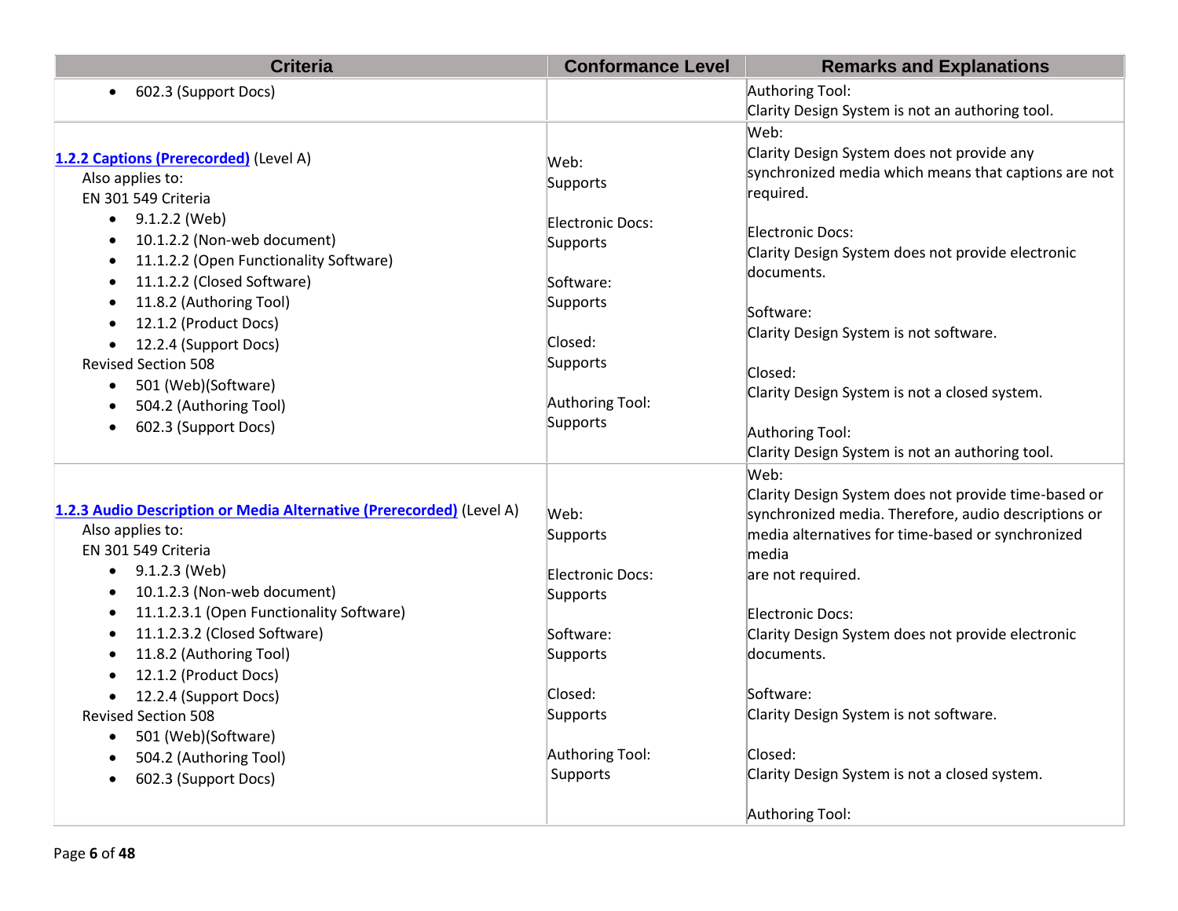| Criteria | Conformance Level | Remarks and Explanations |
|---|---|---|
| • 602.3 (Support Docs) | | Authoring Tool:<br>Clarity Design System is not an authoring tool. |
| **[1.2.2 Captions (Prerecorded)]** (Level A)<br>Also applies to:<br>EN 301 549 Criteria<br>• 9.1.2.2 (Web)<br>• 10.1.2.2 (Non-web document)<br>• 11.1.2.2 (Open Functionality Software)<br>• 11.1.2.2 (Closed Software)<br>• 11.8.2 (Authoring Tool)<br>• 12.1.2 (Product Docs)<br>• 12.2.4 (Support Docs)<br>Revised Section 508<br>• 501 (Web)(Software)<br>• 504.2 (Authoring Tool)<br>• 602.3 (Support Docs) | Web:<br>Supports<br><br>Electronic Docs:<br>Supports<br><br>Software:<br>Supports<br><br>Closed:<br>Supports<br><br>Authoring Tool:<br>Supports | Web:<br>Clarity Design System does not provide any synchronized media which means that captions are not required.<br><br>Electronic Docs:<br>Clarity Design System does not provide electronic documents.<br><br>Software:<br>Clarity Design System is not software.<br><br>Closed:<br>Clarity Design System is not a closed system.<br><br>Authoring Tool:<br>Clarity Design System is not an authoring tool. |
| **[1.2.3 Audio Description or Media Alternative (Prerecorded)]** (Level A)<br>Also applies to:<br>EN 301 549 Criteria<br>• 9.1.2.3 (Web)<br>• 10.1.2.3 (Non-web document)<br>• 11.1.2.3.1 (Open Functionality Software)<br>• 11.1.2.3.2 (Closed Software)<br>• 11.8.2 (Authoring Tool)<br>• 12.1.2 (Product Docs)<br>• 12.2.4 (Support Docs)<br>Revised Section 508<br>• 501 (Web)(Software)<br>• 504.2 (Authoring Tool)<br>• 602.3 (Support Docs) | Web:<br>Supports<br><br>Electronic Docs:<br>Supports<br><br>Software:<br>Supports<br><br>Closed:<br>Supports<br><br>Authoring Tool:<br>Supports | Web:<br>Clarity Design System does not provide time-based or synchronized media. Therefore, audio descriptions or media alternatives for time-based or synchronized media<br>are not required.<br><br>Electronic Docs:<br>Clarity Design System does not provide electronic documents.<br><br>Software:<br>Clarity Design System is not software.<br><br>Closed:<br>Clarity Design System is not a closed system.<br><br>Authoring Tool: |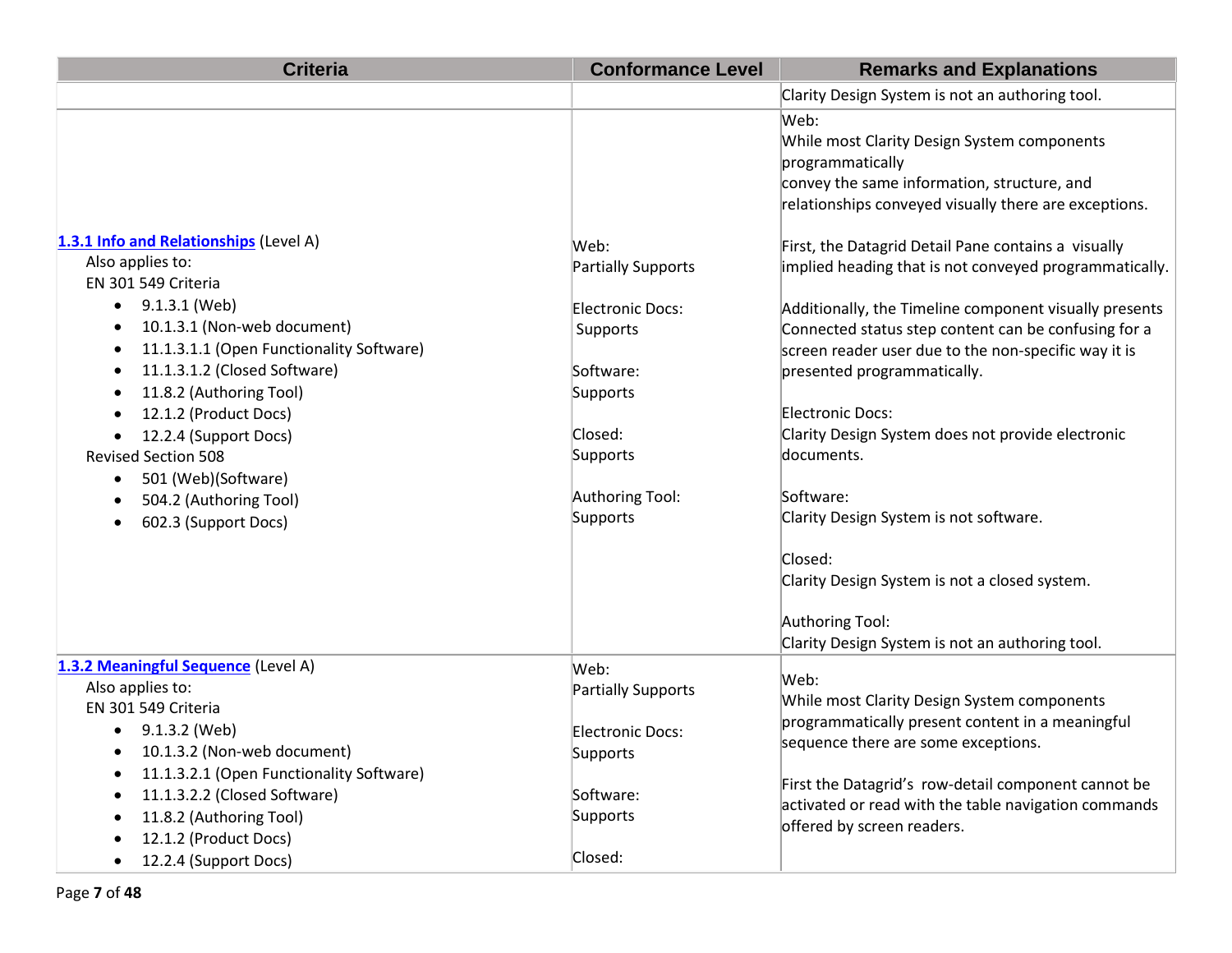| Criteria | Conformance Level | Remarks and Explanations |
| --- | --- | --- |
| | | Clarity Design System is not an authoring tool. |
| **[1.3.1 Info and Relationships](#)** (Level A)<br>Also applies to:<br>EN 301 549 Criteria<br>• 9.1.3.1 (Web)<br>• 10.1.3.1 (Non-web document)<br>• 11.1.3.1.1 (Open Functionality Software)<br>• 11.1.3.1.2 (Closed Software)<br>• 11.8.2 (Authoring Tool)<br>• 12.1.2 (Product Docs)<br>• 12.2.4 (Support Docs)<br>Revised Section 508<br>• 501 (Web)(Software)<br>• 504.2 (Authoring Tool)<br>• 602.3 (Support Docs) | Web:<br>Partially Supports<br><br>Electronic Docs:<br>Supports<br><br>Software:<br>Supports<br><br>Closed:<br>Supports<br><br>Authoring Tool:<br>Supports | Web:<br>While most Clarity Design System components programmatically convey the same information, structure, and relationships conveyed visually there are exceptions.<br><br>First, the Datagrid Detail Pane contains a visually implied heading that is not conveyed programmatically.<br><br>Additionally, the Timeline component visually presents Connected status step content can be confusing for a screen reader user due to the non-specific way it is presented programmatically.<br><br>Electronic Docs:<br>Clarity Design System does not provide electronic documents.<br><br>Software:<br>Clarity Design System is not software.<br><br>Closed:<br>Clarity Design System is not a closed system.<br><br>Authoring Tool:<br>Clarity Design System is not an authoring tool. |
| **[1.3.2 Meaningful Sequence](#)** (Level A)<br>Also applies to:<br>EN 301 549 Criteria<br>• 9.1.3.2 (Web)<br>• 10.1.3.2 (Non-web document)<br>• 11.1.3.2.1 (Open Functionality Software)<br>• 11.1.3.2.2 (Closed Software)<br>• 11.8.2 (Authoring Tool)<br>• 12.1.2 (Product Docs)<br>• 12.2.4 (Support Docs) | Web:<br>Partially Supports<br><br>Electronic Docs:<br>Supports<br><br>Software:<br>Supports<br><br>Closed: | Web:<br>While most Clarity Design System components programmatically present content in a meaningful sequence there are some exceptions.<br><br>First the Datagrid's row-detail component cannot be activated or read with the table navigation commands offered by screen readers. |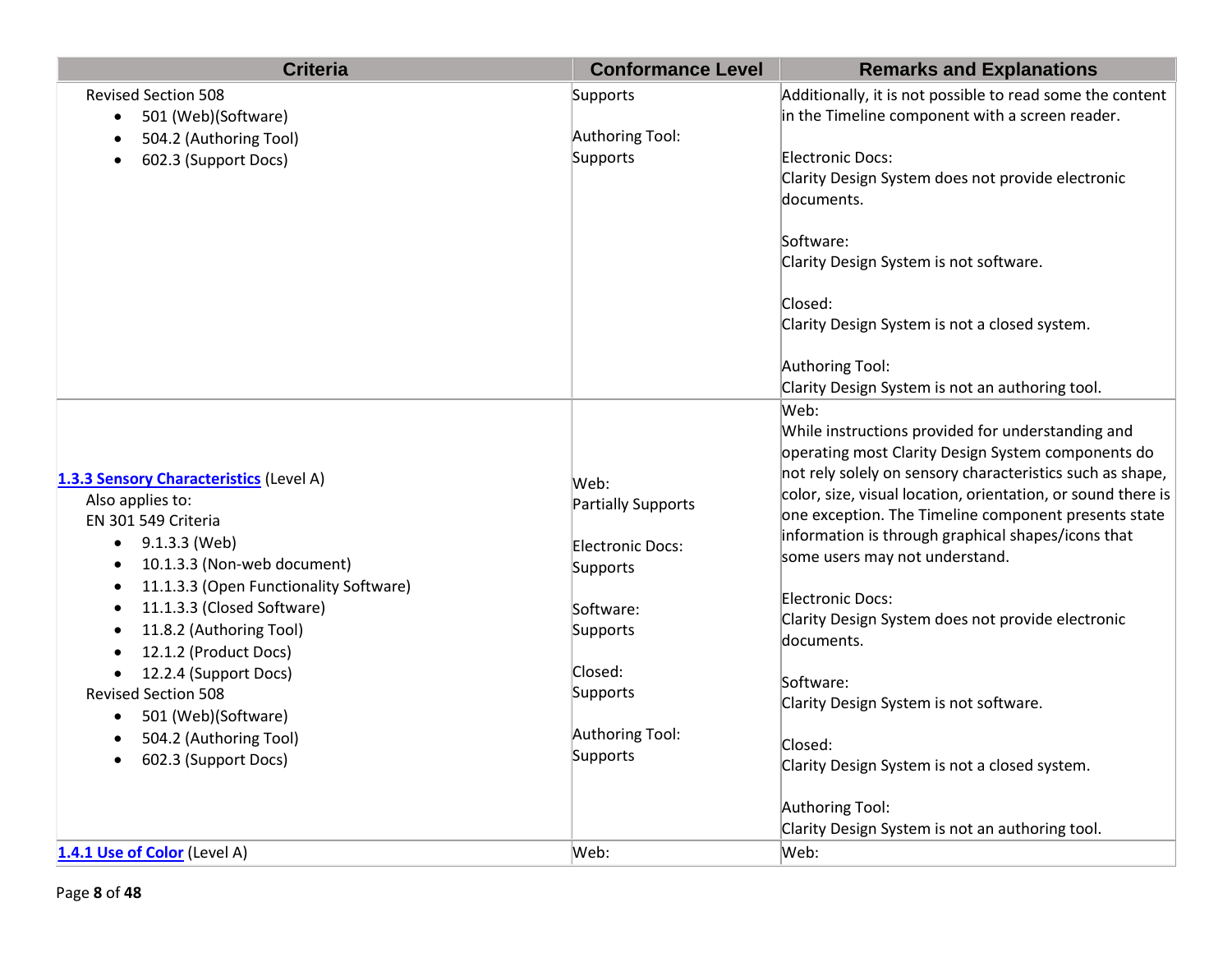| Criteria | Conformance Level | Remarks and Explanations |
|---|---|---|
| Revised Section 508<br>• 501 (Web)(Software)<br>• 504.2 (Authoring Tool)<br>• 602.3 (Support Docs) | Supports<br><br>Authoring Tool:<br>Supports | Additionally, it is not possible to read some the content in the Timeline component with a screen reader.<br><br>Electronic Docs:<br>Clarity Design System does not provide electronic documents.<br><br>Software:<br>Clarity Design System is not software.<br><br>Closed:<br>Clarity Design System is not a closed system.<br><br>Authoring Tool:<br>Clarity Design System is not an authoring tool. |
| [1.3.3 Sensory Characteristics](#) (Level A)<br>Also applies to:<br>EN 301 549 Criteria<br>• 9.1.3.3 (Web)<br>• 10.1.3.3 (Non-web document)<br>• 11.1.3.3 (Open Functionality Software)<br>• 11.1.3.3 (Closed Software)<br>• 11.8.2 (Authoring Tool)<br>• 12.1.2 (Product Docs)<br>• 12.2.4 (Support Docs)<br>Revised Section 508<br>• 501 (Web)(Software)<br>• 504.2 (Authoring Tool)<br>• 602.3 (Support Docs) | Web:<br>Partially Supports<br><br>Electronic Docs:<br>Supports<br><br>Software:<br>Supports<br><br>Closed:<br>Supports<br><br>Authoring Tool:<br>Supports | Web:<br>While instructions provided for understanding and operating most Clarity Design System components do not rely solely on sensory characteristics such as shape, color, size, visual location, orientation, or sound there is one exception. The Timeline component presents state information is through graphical shapes/icons that some users may not understand.<br><br>Electronic Docs:<br>Clarity Design System does not provide electronic documents.<br><br>Software:<br>Clarity Design System is not software.<br><br>Closed:<br>Clarity Design System is not a closed system.<br><br>Authoring Tool:<br>Clarity Design System is not an authoring tool. |
| [1.4.1 Use of Color](#) (Level A) | Web: | Web: |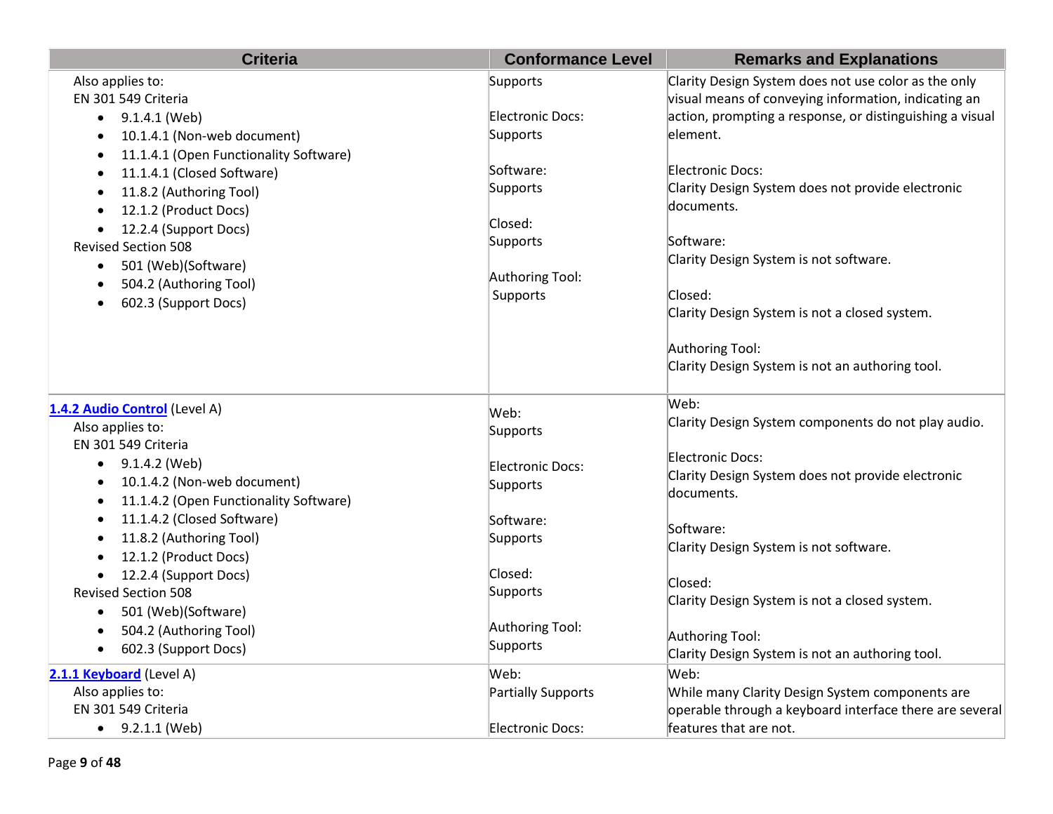| Criteria | Conformance Level | Remarks and Explanations |
|---|---|---|
| Also applies to:<br>EN 301 549 Criteria<br>• 9.1.4.1 (Web)<br>• 10.1.4.1 (Non-web document)<br>• 11.1.4.1 (Open Functionality Software)<br>• 11.1.4.1 (Closed Software)<br>• 11.8.2 (Authoring Tool)<br>• 12.1.2 (Product Docs)<br>• 12.2.4 (Support Docs)<br>Revised Section 508<br>• 501 (Web)(Software)<br>• 504.2 (Authoring Tool)<br>• 602.3 (Support Docs) | Supports<br><br>Electronic Docs:<br>Supports<br><br>Software:<br>Supports<br><br>Closed:<br>Supports<br><br>Authoring Tool:<br>Supports | Clarity Design System does not use color as the only visual means of conveying information, indicating an action, prompting a response, or distinguishing a visual element.<br><br>Electronic Docs:<br>Clarity Design System does not provide electronic documents.<br><br>Software:<br>Clarity Design System is not software.<br><br>Closed:<br>Clarity Design System is not a closed system.<br><br>Authoring Tool:<br>Clarity Design System is not an authoring tool. |
| **1.4.2 Audio Control** (Level A)<br>Also applies to:<br>EN 301 549 Criteria<br>• 9.1.4.2 (Web)<br>• 10.1.4.2 (Non-web document)<br>• 11.1.4.2 (Open Functionality Software)<br>• 11.1.4.2 (Closed Software)<br>• 11.8.2 (Authoring Tool)<br>• 12.1.2 (Product Docs)<br>• 12.2.4 (Support Docs)<br>Revised Section 508<br>• 501 (Web)(Software)<br>• 504.2 (Authoring Tool)<br>• 602.3 (Support Docs) | Web:<br>Supports<br><br>Electronic Docs:<br>Supports<br><br>Software:<br>Supports<br><br>Closed:<br>Supports<br><br>Authoring Tool:<br>Supports | Web:<br>Clarity Design System components do not play audio.<br><br>Electronic Docs:<br>Clarity Design System does not provide electronic documents.<br><br>Software:<br>Clarity Design System is not software.<br><br>Closed:<br>Clarity Design System is not a closed system.<br><br>Authoring Tool:<br>Clarity Design System is not an authoring tool. |
| **2.1.1 Keyboard** (Level A)<br>Also applies to:<br>EN 301 549 Criteria<br>• 9.2.1.1 (Web) | Web:<br>Partially Supports<br><br>Electronic Docs: | Web:<br>While many Clarity Design System components are operable through a keyboard interface there are several features that are not. |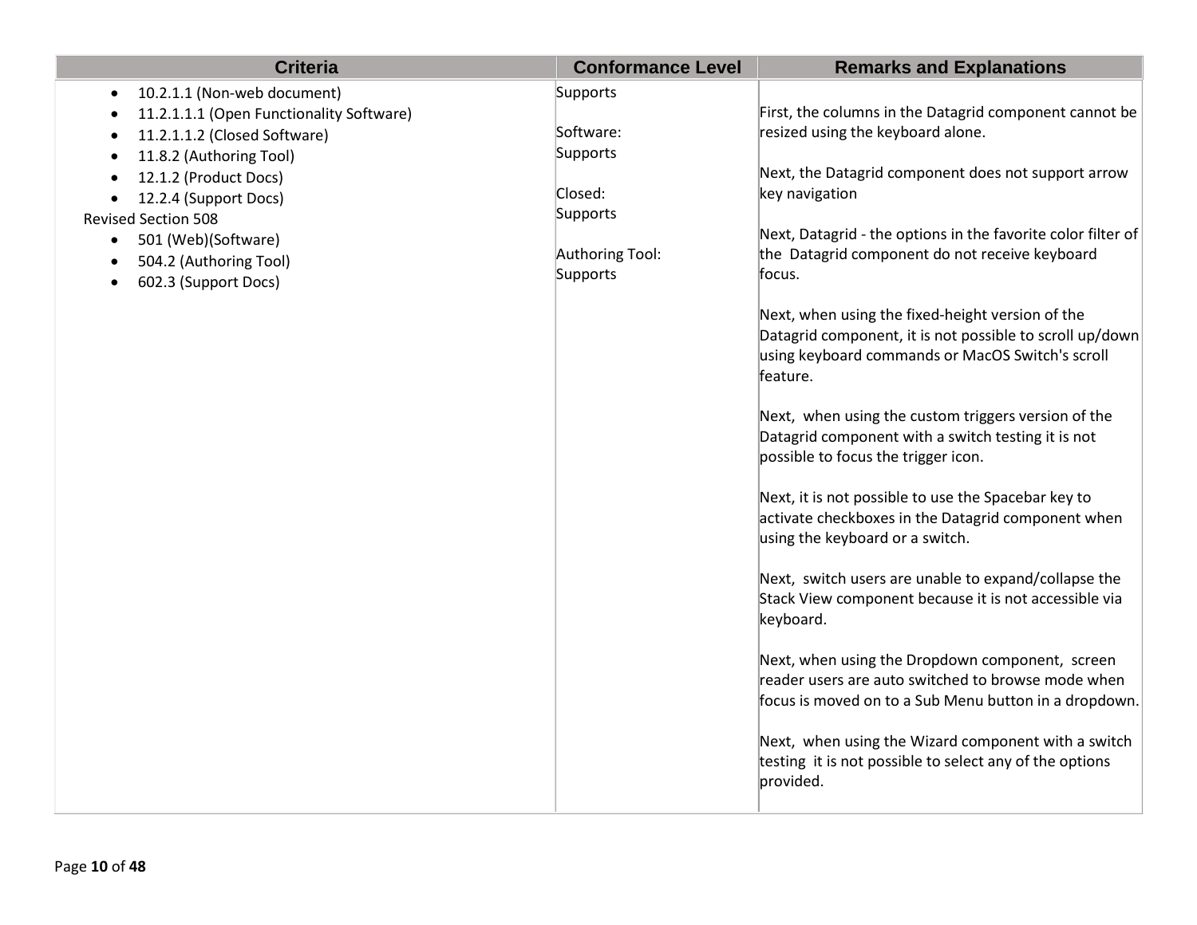| Criteria | Conformance Level | Remarks and Explanations |
|---|---|---|
| • 10.2.1.1 (Non-web document)<br>• 11.2.1.1.1 (Open Functionality Software)<br>• 11.2.1.1.2 (Closed Software)<br>• 11.8.2 (Authoring Tool)<br>• 12.1.2 (Product Docs)<br>• 12.2.4 (Support Docs)<br>Revised Section 508<br>• 501 (Web)(Software)<br>• 504.2 (Authoring Tool)<br>• 602.3 (Support Docs) | Supports<br><br>Software:<br>Supports<br><br>Closed:<br>Supports<br><br>Authoring Tool:<br>Supports | First, the columns in the Datagrid component cannot be resized using the keyboard alone.<br><br>Next, the Datagrid component does not support arrow key navigation<br><br>Next, Datagrid - the options in the favorite color filter of the Datagrid component do not receive keyboard focus.<br><br>Next, when using the fixed-height version of the Datagrid component, it is not possible to scroll up/down using keyboard commands or MacOS Switch's scroll feature.<br><br>Next, when using the custom triggers version of the Datagrid component with a switch testing it is not possible to focus the trigger icon.<br><br>Next, it is not possible to use the Spacebar key to activate checkboxes in the Datagrid component when using the keyboard or a switch.<br><br>Next, switch users are unable to expand/collapse the Stack View component because it is not accessible via keyboard.<br><br>Next, when using the Dropdown component, screen reader users are auto switched to browse mode when focus is moved on to a Sub Menu button in a dropdown.<br><br>Next, when using the Wizard component with a switch testing it is not possible to select any of the options provided. |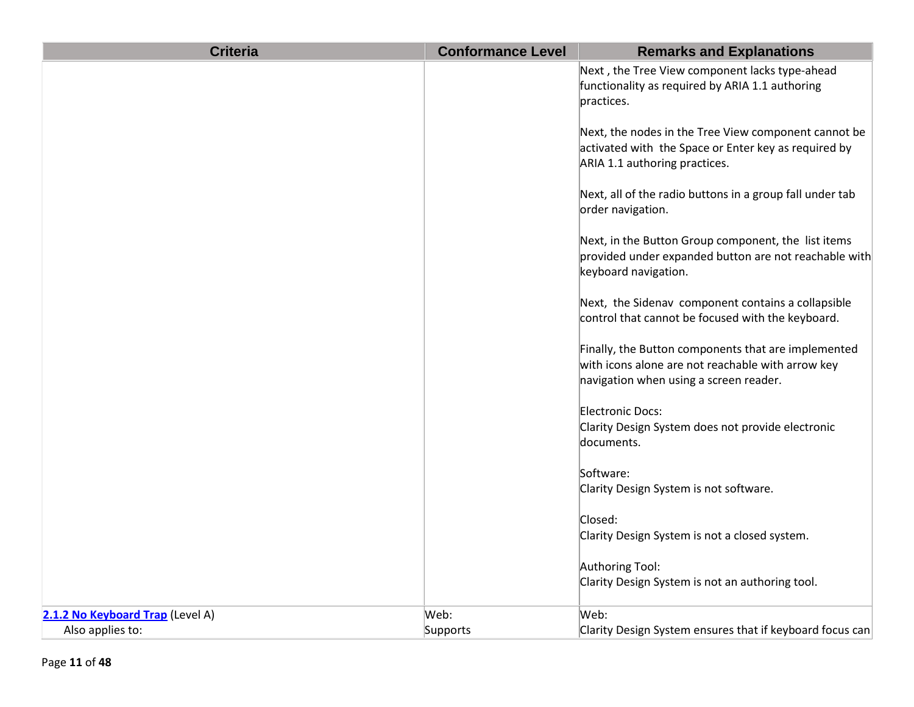| Criteria | Conformance Level | Remarks and Explanations |
|---|---|---|
| | | Next , the Tree View component lacks type-ahead functionality as required by ARIA 1.1 authoring practices.<br><br>Next, the nodes in the Tree View component cannot be activated with the Space or Enter key as required by ARIA 1.1 authoring practices.<br><br>Next, all of the radio buttons in a group fall under tab order navigation.<br><br>Next, in the Button Group component, the list items provided under expanded button are not reachable with keyboard navigation.<br><br>Next, the Sidenav component contains a collapsible control that cannot be focused with the keyboard.<br><br>Finally, the Button components that are implemented with icons alone are not reachable with arrow key navigation when using a screen reader.<br><br>Electronic Docs:<br>Clarity Design System does not provide electronic documents.<br><br>Software:<br>Clarity Design System is not software.<br><br>Closed:<br>Clarity Design System is not a closed system.<br><br>Authoring Tool:<br>Clarity Design System is not an authoring tool. |
| **2.1.2 No Keyboard Trap** (Level A)<br>Also applies to: | Web:<br>Supports | Web:<br>Clarity Design System ensures that if keyboard focus can |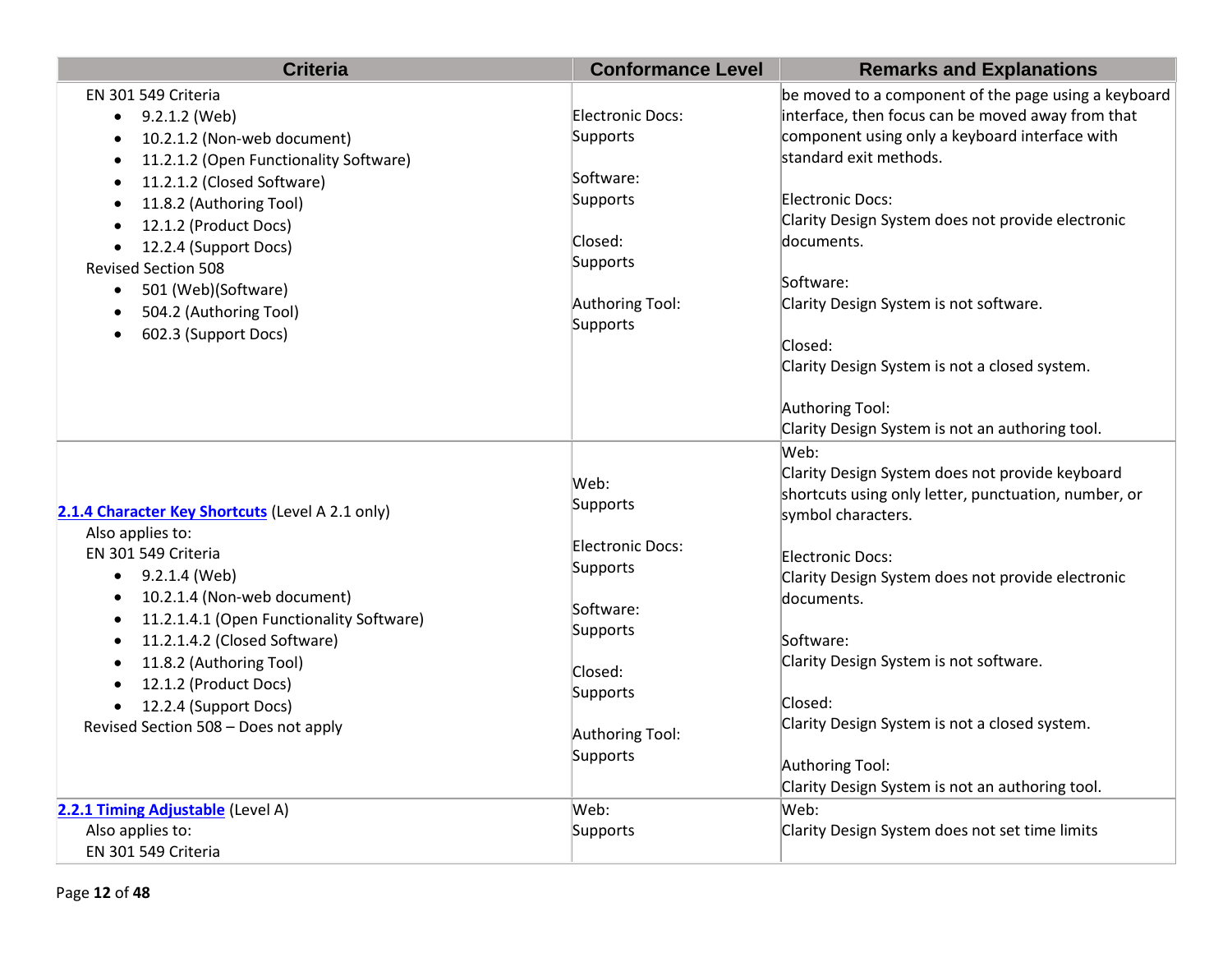| Criteria | Conformance Level | Remarks and Explanations |
| --- | --- | --- |
| EN 301 549 Criteria<br>• 9.2.1.2 (Web)<br>• 10.2.1.2 (Non-web document)<br>• 11.2.1.2 (Open Functionality Software)<br>• 11.2.1.2 (Closed Software)<br>• 11.8.2 (Authoring Tool)<br>• 12.1.2 (Product Docs)<br>• 12.2.4 (Support Docs)<br>Revised Section 508<br>• 501 (Web)(Software)<br>• 504.2 (Authoring Tool)<br>• 602.3 (Support Docs) | Electronic Docs: Supports<br><br>Software: Supports<br><br>Closed: Supports<br><br>Authoring Tool: Supports | be moved to a component of the page using a keyboard interface, then focus can be moved away from that component using only a keyboard interface with standard exit methods.<br><br>Electronic Docs:<br>Clarity Design System does not provide electronic documents.<br><br>Software:<br>Clarity Design System is not software.<br><br>Closed:<br>Clarity Design System is not a closed system.<br><br>Authoring Tool:<br>Clarity Design System is not an authoring tool. |
| **2.1.4 Character Key Shortcuts** (Level A 2.1 only)<br>Also applies to:<br>EN 301 549 Criteria<br>• 9.2.1.4 (Web)<br>• 10.2.1.4 (Non-web document)<br>• 11.2.1.4.1 (Open Functionality Software)<br>• 11.2.1.4.2 (Closed Software)<br>• 11.8.2 (Authoring Tool)<br>• 12.1.2 (Product Docs)<br>• 12.2.4 (Support Docs)<br>Revised Section 508 – Does not apply | Web: Supports<br><br>Electronic Docs: Supports<br><br>Software: Supports<br><br>Closed: Supports<br><br>Authoring Tool: Supports | Web:<br>Clarity Design System does not provide keyboard shortcuts using only letter, punctuation, number, or symbol characters.<br><br>Electronic Docs:<br>Clarity Design System does not provide electronic documents.<br><br>Software:<br>Clarity Design System is not software.<br><br>Closed:<br>Clarity Design System is not a closed system.<br><br>Authoring Tool:<br>Clarity Design System is not an authoring tool. |
| **2.2.1 Timing Adjustable** (Level A)<br>Also applies to:<br>EN 301 549 Criteria | Web: Supports | Web:<br>Clarity Design System does not set time limits |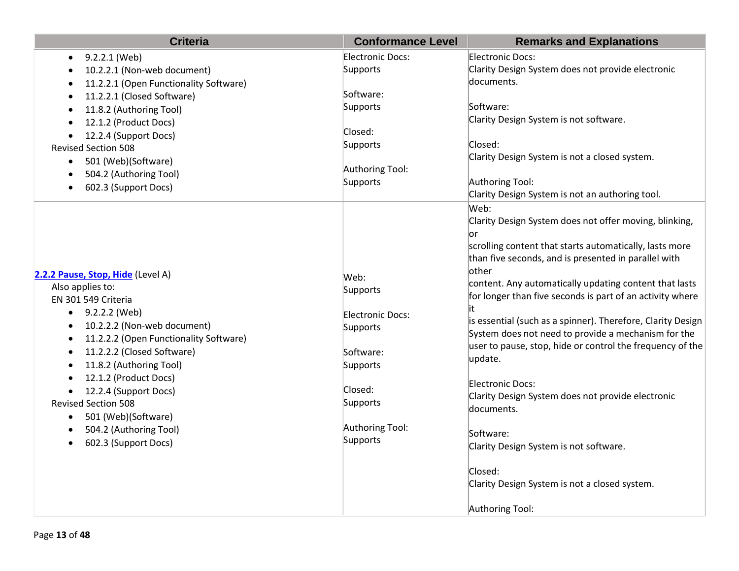| Criteria | Conformance Level | Remarks and Explanations |
|---|---|---|
| • 9.2.2.1 (Web)<br>• 10.2.2.1 (Non-web document)<br>• 11.2.2.1 (Open Functionality Software)<br>• 11.2.2.1 (Closed Software)<br>• 11.8.2 (Authoring Tool)<br>• 12.1.2 (Product Docs)<br>• 12.2.4 (Support Docs)<br>Revised Section 508<br>• 501 (Web)(Software)<br>• 504.2 (Authoring Tool)<br>• 602.3 (Support Docs) | Electronic Docs:<br>Supports<br><br>Software:<br>Supports<br><br>Closed:<br>Supports<br><br>Authoring Tool:<br>Supports | Electronic Docs:<br>Clarity Design System does not provide electronic documents.<br><br>Software:<br>Clarity Design System is not software.<br><br>Closed:<br>Clarity Design System is not a closed system.<br><br>Authoring Tool:<br>Clarity Design System is not an authoring tool. |
| [2.2.2 Pause, Stop, Hide](#) (Level A)<br>Also applies to:<br>EN 301 549 Criteria<br>• 9.2.2.2 (Web)<br>• 10.2.2.2 (Non-web document)<br>• 11.2.2.2 (Open Functionality Software)<br>• 11.2.2.2 (Closed Software)<br>• 11.8.2 (Authoring Tool)<br>• 12.1.2 (Product Docs)<br>• 12.2.4 (Support Docs)<br>Revised Section 508<br>• 501 (Web)(Software)<br>• 504.2 (Authoring Tool)<br>• 602.3 (Support Docs) | Web:<br>Supports<br><br>Electronic Docs:<br>Supports<br><br>Software:<br>Supports<br><br>Closed:<br>Supports<br><br>Authoring Tool:<br>Supports | Web:<br>Clarity Design System does not offer moving, blinking, or<br>scrolling content that starts automatically, lasts more than five seconds, and is presented in parallel with other<br>content. Any automatically updating content that lasts for longer than five seconds is part of an activity where it<br>is essential (such as a spinner). Therefore, Clarity Design System does not need to provide a mechanism for the user to pause, stop, hide or control the frequency of the update.<br><br>Electronic Docs:<br>Clarity Design System does not provide electronic documents.<br><br>Software:<br>Clarity Design System is not software.<br><br>Closed:<br>Clarity Design System is not a closed system.<br><br>Authoring Tool: |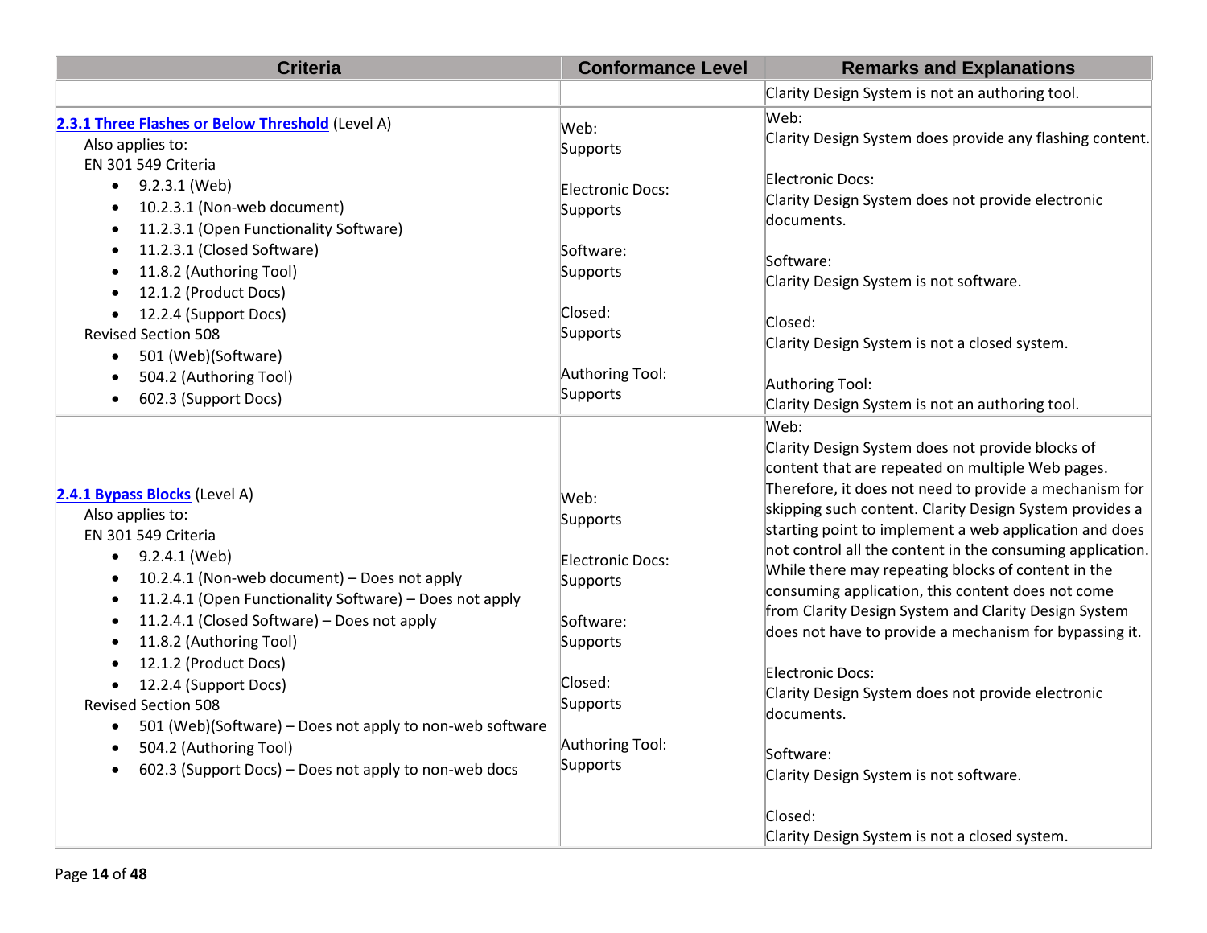| Criteria | Conformance Level | Remarks and Explanations |
|---|---|---|
| | | Clarity Design System is not an authoring tool. |
| **2.3.1 Three Flashes or Below Threshold** (Level A)<br>Also applies to:<br>EN 301 549 Criteria<br>• 9.2.3.1 (Web)<br>• 10.2.3.1 (Non-web document)<br>• 11.2.3.1 (Open Functionality Software)<br>• 11.2.3.1 (Closed Software)<br>• 11.8.2 (Authoring Tool)<br>• 12.1.2 (Product Docs)<br>• 12.2.4 (Support Docs)<br>Revised Section 508<br>• 501 (Web)(Software)<br>• 504.2 (Authoring Tool)<br>• 602.3 (Support Docs) | Web:<br>Supports<br><br>Electronic Docs:<br>Supports<br><br>Software:<br>Supports<br><br>Closed:<br>Supports<br><br>Authoring Tool:<br>Supports | Web:<br>Clarity Design System does provide any flashing content.<br><br>Electronic Docs:<br>Clarity Design System does not provide electronic documents.<br><br>Software:<br>Clarity Design System is not software.<br><br>Closed:<br>Clarity Design System is not a closed system.<br><br>Authoring Tool:<br>Clarity Design System is not an authoring tool. |
| **2.4.1 Bypass Blocks** (Level A)<br>Also applies to:<br>EN 301 549 Criteria<br>• 9.2.4.1 (Web)<br>• 10.2.4.1 (Non-web document) – Does not apply<br>• 11.2.4.1 (Open Functionality Software) – Does not apply<br>• 11.2.4.1 (Closed Software) – Does not apply<br>• 11.8.2 (Authoring Tool)<br>• 12.1.2 (Product Docs)<br>• 12.2.4 (Support Docs)<br>Revised Section 508<br>• 501 (Web)(Software) – Does not apply to non-web software<br>• 504.2 (Authoring Tool)<br>• 602.3 (Support Docs) – Does not apply to non-web docs | Web:<br>Supports<br><br>Electronic Docs:<br>Supports<br><br>Software:<br>Supports<br><br>Closed:<br>Supports<br><br>Authoring Tool:<br>Supports | Web:<br>Clarity Design System does not provide blocks of content that are repeated on multiple Web pages. Therefore, it does not need to provide a mechanism for skipping such content. Clarity Design System provides a starting point to implement a web application and does not control all the content in the consuming application. While there may repeating blocks of content in the consuming application, this content does not come from Clarity Design System and Clarity Design System does not have to provide a mechanism for bypassing it.<br><br>Electronic Docs:<br>Clarity Design System does not provide electronic documents.<br><br>Software:<br>Clarity Design System is not software.<br><br>Closed:<br>Clarity Design System is not a closed system. |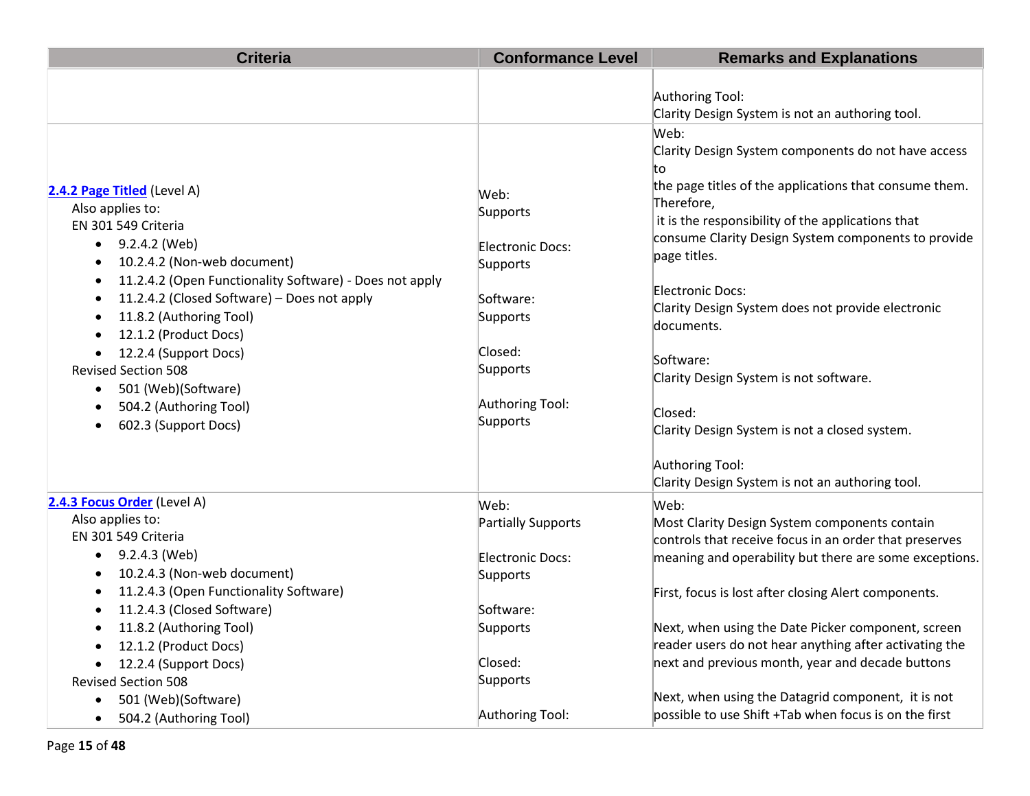| Criteria | Conformance Level | Remarks and Explanations |
|---|---|---|
| | | Authoring Tool:<br>Clarity Design System is not an authoring tool. |
| **[2.4.2 Page Titled]** (Level A)<br>Also applies to:<br>EN 301 549 Criteria<br>• 9.2.4.2 (Web)<br>• 10.2.4.2 (Non-web document)<br>• 11.2.4.2 (Open Functionality Software) - Does not apply<br>• 11.2.4.2 (Closed Software) – Does not apply<br>• 11.8.2 (Authoring Tool)<br>• 12.1.2 (Product Docs)<br>• 12.2.4 (Support Docs)<br>Revised Section 508<br>• 501 (Web)(Software)<br>• 504.2 (Authoring Tool)<br>• 602.3 (Support Docs) | Web:<br>Supports<br><br>Electronic Docs:<br>Supports<br><br>Software:<br>Supports<br><br>Closed:<br>Supports<br><br>Authoring Tool:<br>Supports | Web:<br>Clarity Design System components do not have access to the page titles of the applications that consume them. Therefore, it is the responsibility of the applications that consume Clarity Design System components to provide page titles.<br><br>Electronic Docs:<br>Clarity Design System does not provide electronic documents.<br><br>Software:<br>Clarity Design System is not software.<br><br>Closed:<br>Clarity Design System is not a closed system.<br><br>Authoring Tool:<br>Clarity Design System is not an authoring tool. |
| **[2.4.3 Focus Order]** (Level A)<br>Also applies to:<br>EN 301 549 Criteria<br>• 9.2.4.3 (Web)<br>• 10.2.4.3 (Non-web document)<br>• 11.2.4.3 (Open Functionality Software)<br>• 11.2.4.3 (Closed Software)<br>• 11.8.2 (Authoring Tool)<br>• 12.1.2 (Product Docs)<br>• 12.2.4 (Support Docs)<br>Revised Section 508<br>• 501 (Web)(Software)<br>• 504.2 (Authoring Tool) | Web:<br>Partially Supports<br><br>Electronic Docs:<br>Supports<br><br>Software:<br>Supports<br><br>Closed:<br>Supports<br><br>Authoring Tool: | Web:<br>Most Clarity Design System components contain controls that receive focus in an order that preserves meaning and operability but there are some exceptions.<br><br>First, focus is lost after closing Alert components.<br><br>Next, when using the Date Picker component, screen reader users do not hear anything after activating the next and previous month, year and decade buttons<br><br>Next, when using the Datagrid component, it is not possible to use Shift +Tab when focus is on the first |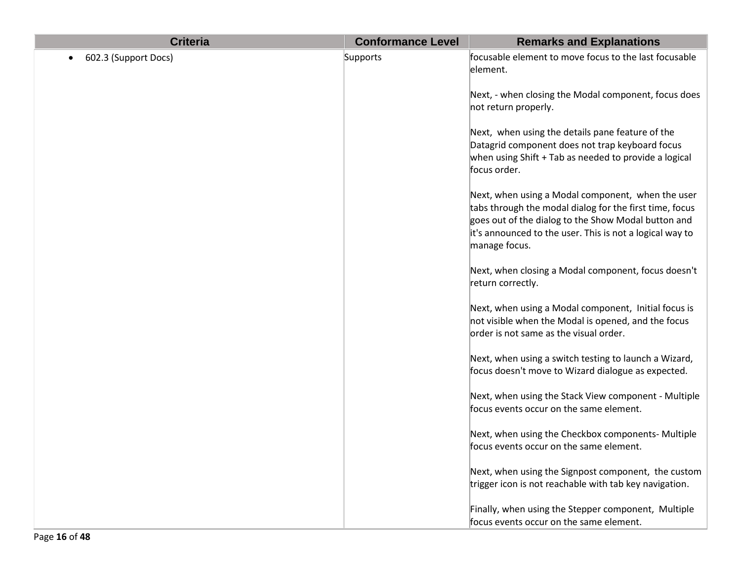| Criteria | Conformance Level | Remarks and Explanations |
| --- | --- | --- |
| • 602.3 (Support Docs) | Supports | focusable element to move focus to the last focusable element.<br><br>Next, - when closing the Modal component, focus does not return properly.<br><br>Next, when using the details pane feature of the Datagrid component does not trap keyboard focus when using Shift + Tab as needed to provide a logical focus order.<br><br>Next, when using a Modal component, when the user tabs through the modal dialog for the first time, focus goes out of the dialog to the Show Modal button and it's announced to the user. This is not a logical way to manage focus.<br><br>Next, when closing a Modal component, focus doesn't return correctly.<br><br>Next, when using a Modal component, Initial focus is not visible when the Modal is opened, and the focus order is not same as the visual order.<br><br>Next, when using a switch testing to launch a Wizard, focus doesn't move to Wizard dialogue as expected.<br><br>Next, when using the Stack View component - Multiple focus events occur on the same element.<br><br>Next, when using the Checkbox components- Multiple focus events occur on the same element.<br><br>Next, when using the Signpost component, the custom trigger icon is not reachable with tab key navigation.<br><br>Finally, when using the Stepper component, Multiple focus events occur on the same element. |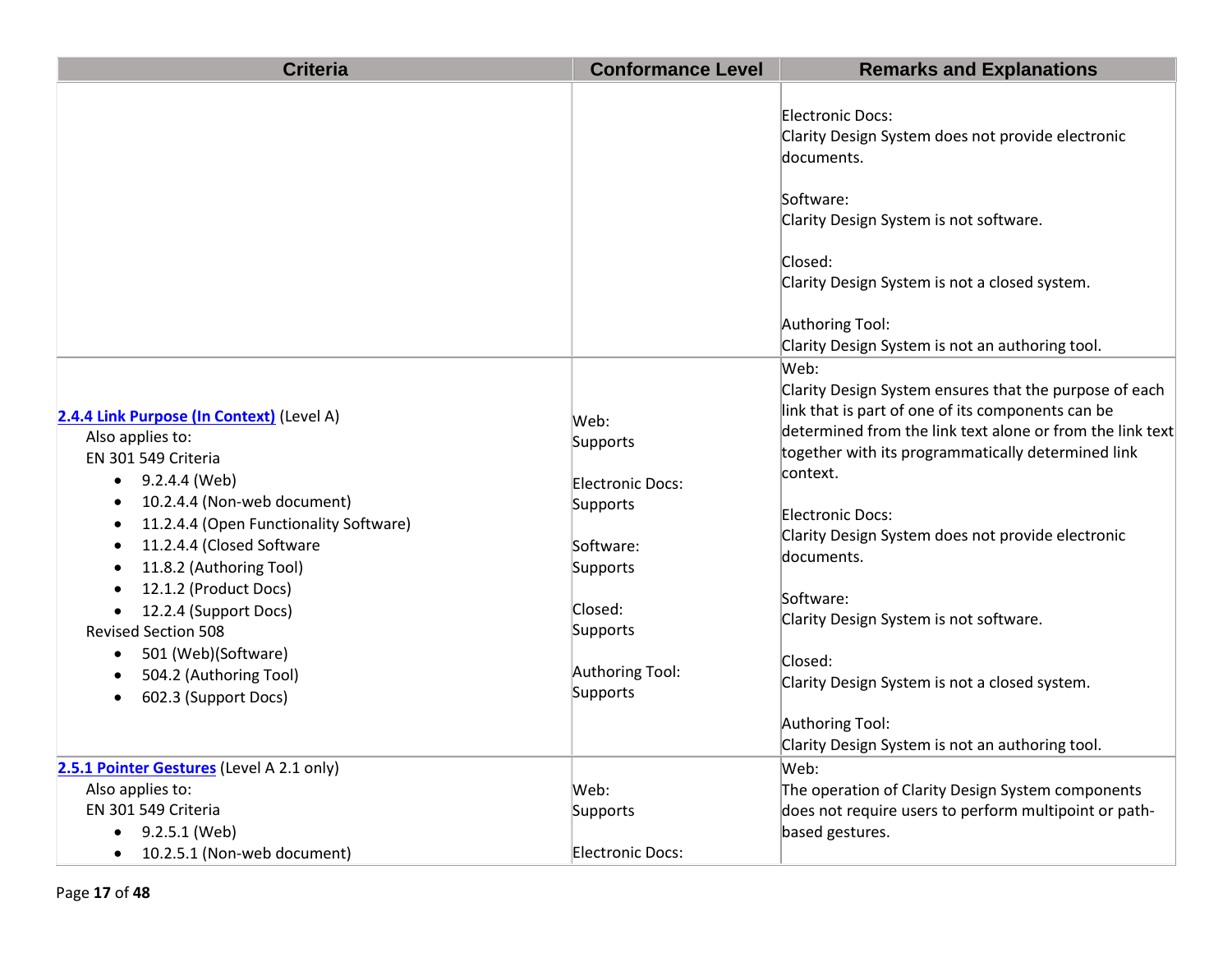| Criteria | Conformance Level | Remarks and Explanations |
| --- | --- | --- |
| | | Electronic Docs:<br>Clarity Design System does not provide electronic documents.<br><br>Software:<br>Clarity Design System is not software.<br><br>Closed:<br>Clarity Design System is not a closed system.<br><br>Authoring Tool:<br>Clarity Design System is not an authoring tool. |
| **2.4.4 Link Purpose (In Context)** (Level A)<br>Also applies to:<br>EN 301 549 Criteria<br>• 9.2.4.4 (Web)<br>• 10.2.4.4 (Non-web document)<br>• 11.2.4.4 (Open Functionality Software)<br>• 11.2.4.4 (Closed Software<br>• 11.8.2 (Authoring Tool)<br>• 12.1.2 (Product Docs)<br>• 12.2.4 (Support Docs)<br>Revised Section 508<br>• 501 (Web)(Software)<br>• 504.2 (Authoring Tool)<br>• 602.3 (Support Docs) | Web:<br>Supports<br><br>Electronic Docs:<br>Supports<br><br>Software:<br>Supports<br><br>Closed:<br>Supports<br><br>Authoring Tool:<br>Supports | Web:<br>Clarity Design System ensures that the purpose of each link that is part of one of its components can be determined from the link text alone or from the link text together with its programmatically determined link context.<br><br>Electronic Docs:<br>Clarity Design System does not provide electronic documents.<br><br>Software:<br>Clarity Design System is not software.<br><br>Closed:<br>Clarity Design System is not a closed system.<br><br>Authoring Tool:<br>Clarity Design System is not an authoring tool. |
| **2.5.1 Pointer Gestures** (Level A 2.1 only)<br>Also applies to:<br>EN 301 549 Criteria<br>• 9.2.5.1 (Web)<br>• 10.2.5.1 (Non-web document) | Web:<br>Supports<br><br>Electronic Docs: | Web:<br>The operation of Clarity Design System components does not require users to perform multipoint or path-based gestures. |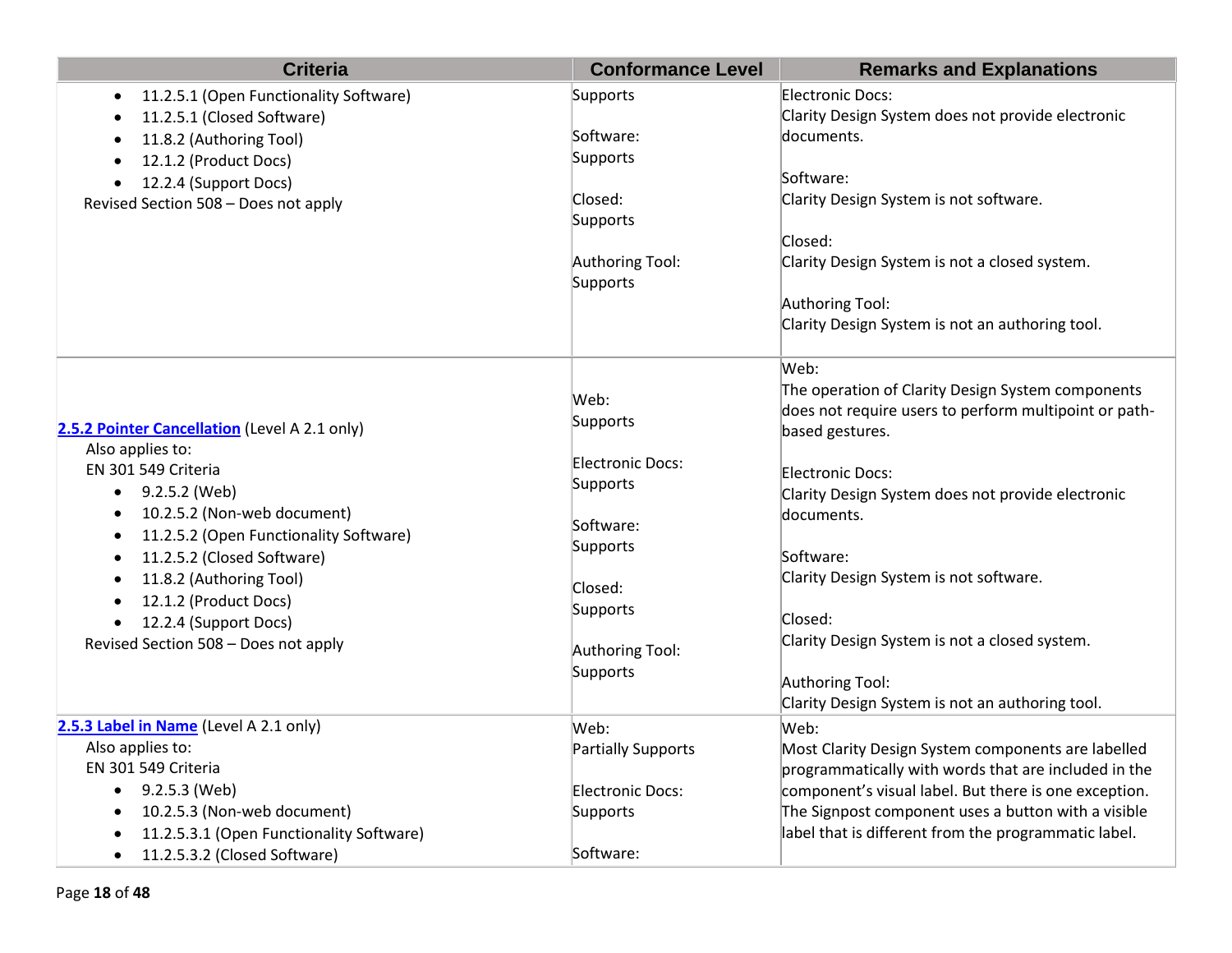| Criteria | Conformance Level | Remarks and Explanations |
|---|---|---|
| • 11.2.5.1 (Open Functionality Software)<br>• 11.2.5.1 (Closed Software)<br>• 11.8.2 (Authoring Tool)<br>• 12.1.2 (Product Docs)<br>• 12.2.4 (Support Docs)<br>Revised Section 508 – Does not apply | Supports<br><br>Software:<br>Supports<br><br>Closed:<br>Supports<br><br>Authoring Tool:<br>Supports | Electronic Docs:<br>Clarity Design System does not provide electronic documents.<br><br>Software:<br>Clarity Design System is not software.<br><br>Closed:<br>Clarity Design System is not a closed system.<br><br>Authoring Tool:<br>Clarity Design System is not an authoring tool. |
| **2.5.2 Pointer Cancellation** (Level A 2.1 only)<br>Also applies to:<br>EN 301 549 Criteria<br>• 9.2.5.2 (Web)<br>• 10.2.5.2 (Non-web document)<br>• 11.2.5.2 (Open Functionality Software)<br>• 11.2.5.2 (Closed Software)<br>• 11.8.2 (Authoring Tool)<br>• 12.1.2 (Product Docs)<br>• 12.2.4 (Support Docs)<br>Revised Section 508 – Does not apply | Web:<br>Supports<br><br>Electronic Docs:<br>Supports<br><br>Software:<br>Supports<br><br>Closed:<br>Supports<br><br>Authoring Tool:<br>Supports | Web:<br>The operation of Clarity Design System components does not require users to perform multipoint or path-based gestures.<br><br>Electronic Docs:<br>Clarity Design System does not provide electronic documents.<br><br>Software:<br>Clarity Design System is not software.<br><br>Closed:<br>Clarity Design System is not a closed system.<br><br>Authoring Tool:<br>Clarity Design System is not an authoring tool. |
| **2.5.3 Label in Name** (Level A 2.1 only)<br>Also applies to:<br>EN 301 549 Criteria<br>• 9.2.5.3 (Web)<br>• 10.2.5.3 (Non-web document)<br>• 11.2.5.3.1 (Open Functionality Software)<br>• 11.2.5.3.2 (Closed Software) | Web:<br>Partially Supports<br><br>Electronic Docs:<br>Supports<br><br>Software: | Web:<br>Most Clarity Design System components are labelled programmatically with words that are included in the component's visual label. But there is one exception. The Signpost component uses a button with a visible label that is different from the programmatic label. |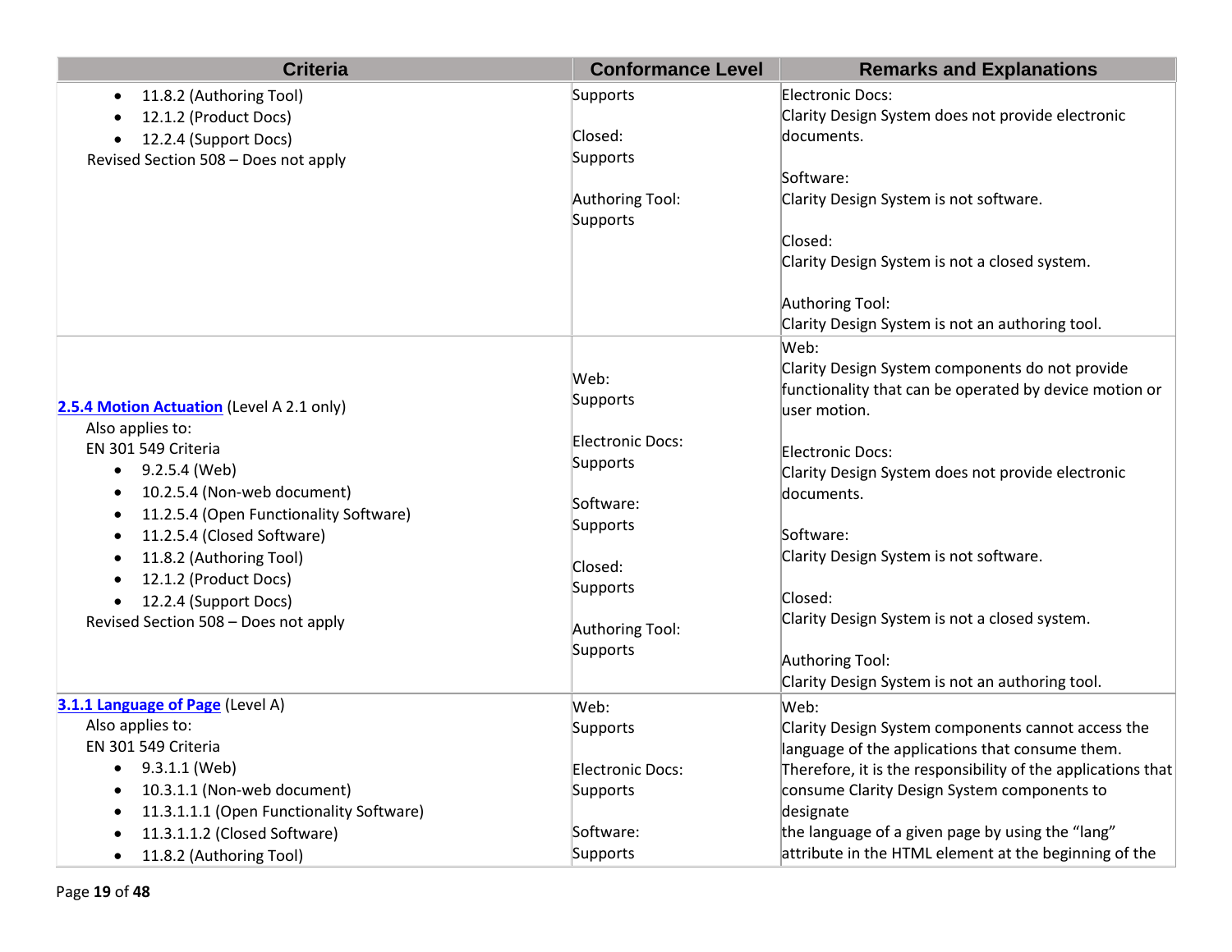| Criteria | Conformance Level | Remarks and Explanations |
| --- | --- | --- |
| <ul><li>11.8.2 (Authoring Tool)</li><li>12.1.2 (Product Docs)</li><li>12.2.4 (Support Docs)</li></ul>Revised Section 508 – Does not apply | Supports<br><br>Closed:<br>Supports<br><br>Authoring Tool:<br>Supports | Electronic Docs:<br>Clarity Design System does not provide electronic documents.<br><br>Software:<br>Clarity Design System is not software.<br><br>Closed:<br>Clarity Design System is not a closed system.<br><br>Authoring Tool:<br>Clarity Design System is not an authoring tool. |
| [2.5.4 Motion Actuation]() (Level A 2.1 only)<br>Also applies to:<br>EN 301 549 Criteria<ul><li>9.2.5.4 (Web)</li><li>10.2.5.4 (Non-web document)</li><li>11.2.5.4 (Open Functionality Software)</li><li>11.2.5.4 (Closed Software)</li><li>11.8.2 (Authoring Tool)</li><li>12.1.2 (Product Docs)</li><li>12.2.4 (Support Docs)</li></ul>Revised Section 508 – Does not apply | Web:<br>Supports<br><br>Electronic Docs:<br>Supports<br><br>Software:<br>Supports<br><br>Closed:<br>Supports<br><br>Authoring Tool:<br>Supports | Web:<br>Clarity Design System components do not provide functionality that can be operated by device motion or user motion.<br><br>Electronic Docs:<br>Clarity Design System does not provide electronic documents.<br><br>Software:<br>Clarity Design System is not software.<br><br>Closed:<br>Clarity Design System is not a closed system.<br><br>Authoring Tool:<br>Clarity Design System is not an authoring tool. |
| [3.1.1 Language of Page]() (Level A)<br>Also applies to:<br>EN 301 549 Criteria<ul><li>9.3.1.1 (Web)</li><li>10.3.1.1 (Non-web document)</li><li>11.3.1.1.1 (Open Functionality Software)</li><li>11.3.1.1.2 (Closed Software)</li><li>11.8.2 (Authoring Tool)</li></ul> | Web:<br>Supports<br><br>Electronic Docs:<br>Supports<br><br>Software:<br>Supports | Web:<br>Clarity Design System components cannot access the language of the applications that consume them. Therefore, it is the responsibility of the applications that consume Clarity Design System components to designate<br>the language of a given page by using the “lang” attribute in the HTML element at the beginning of the |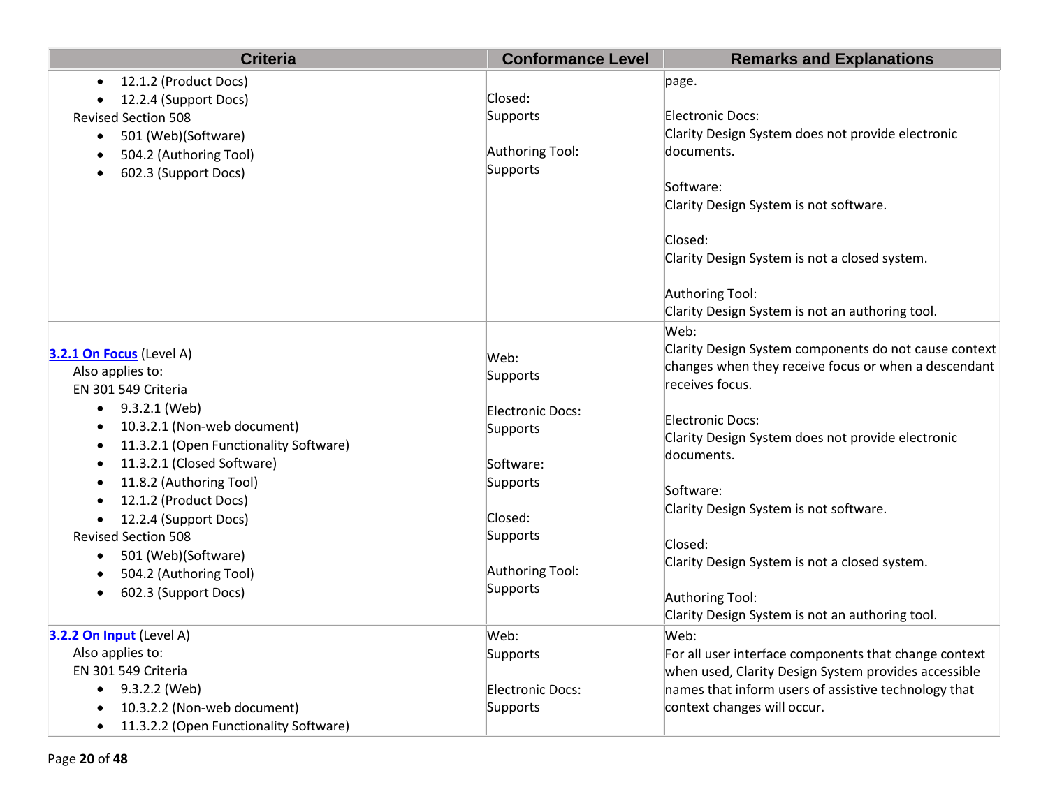| Criteria | Conformance Level | Remarks and Explanations |
| --- | --- | --- |
| • 12.1.2 (Product Docs)<br>• 12.2.4 (Support Docs)<br>Revised Section 508<br>• 501 (Web)(Software)<br>• 504.2 (Authoring Tool)<br>• 602.3 (Support Docs) | Closed:<br>Supports<br><br>Authoring Tool:<br>Supports | page.<br><br>Electronic Docs:<br>Clarity Design System does not provide electronic documents.<br><br>Software:<br>Clarity Design System is not software.<br><br>Closed:<br>Clarity Design System is not a closed system.<br><br>Authoring Tool:<br>Clarity Design System is not an authoring tool. |
| [3.2.1 On Focus]() (Level A)<br>Also applies to:<br>EN 301 549 Criteria<br>• 9.3.2.1 (Web)<br>• 10.3.2.1 (Non-web document)<br>• 11.3.2.1 (Open Functionality Software)<br>• 11.3.2.1 (Closed Software)<br>• 11.8.2 (Authoring Tool)<br>• 12.1.2 (Product Docs)<br>• 12.2.4 (Support Docs)<br>Revised Section 508<br>• 501 (Web)(Software)<br>• 504.2 (Authoring Tool)<br>• 602.3 (Support Docs) | Web:<br>Supports<br><br>Electronic Docs:<br>Supports<br><br>Software:<br>Supports<br><br>Closed:<br>Supports<br><br>Authoring Tool:<br>Supports | Web:<br>Clarity Design System components do not cause context changes when they receive focus or when a descendant receives focus.<br><br>Electronic Docs:<br>Clarity Design System does not provide electronic documents.<br><br>Software:<br>Clarity Design System is not software.<br><br>Closed:<br>Clarity Design System is not a closed system.<br><br>Authoring Tool:<br>Clarity Design System is not an authoring tool. |
| [3.2.2 On Input]() (Level A)<br>Also applies to:<br>EN 301 549 Criteria<br>• 9.3.2.2 (Web)<br>• 10.3.2.2 (Non-web document)<br>• 11.3.2.2 (Open Functionality Software) | Web:<br>Supports<br><br>Electronic Docs:<br>Supports | Web:<br>For all user interface components that change context when used, Clarity Design System provides accessible names that inform users of assistive technology that context changes will occur. |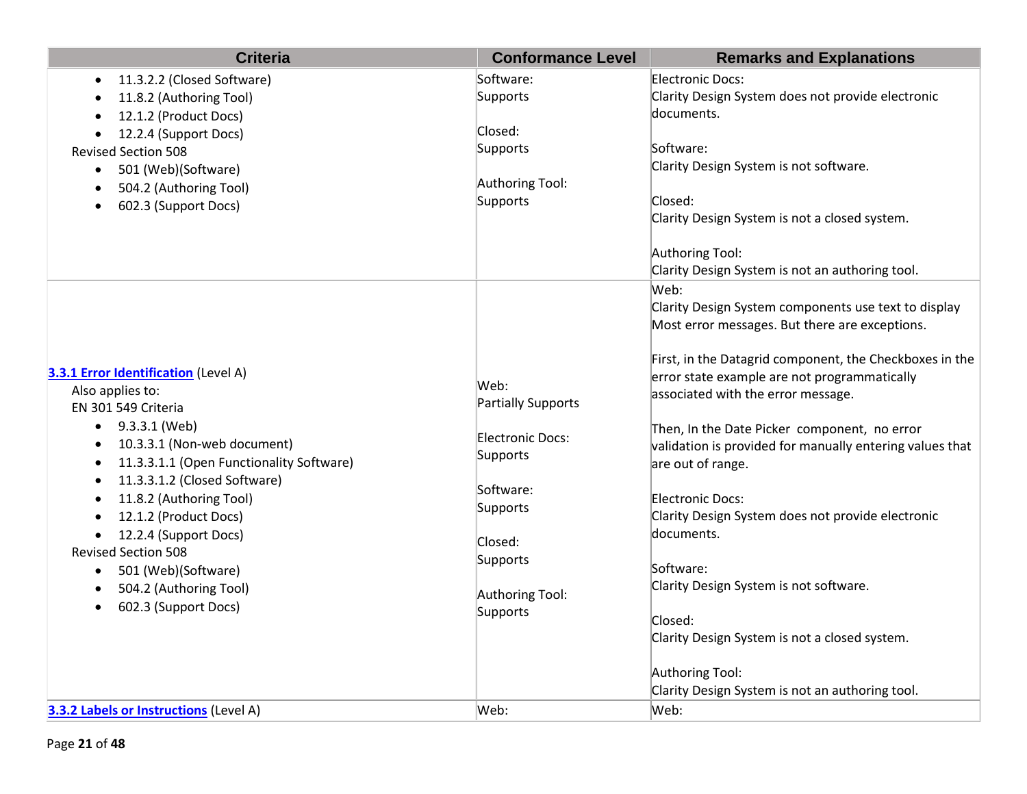| Criteria | Conformance Level | Remarks and Explanations |
| --- | --- | --- |
| • 11.3.2.2 (Closed Software)<br>• 11.8.2 (Authoring Tool)<br>• 12.1.2 (Product Docs)<br>• 12.2.4 (Support Docs)<br>Revised Section 508<br>• 501 (Web)(Software)<br>• 504.2 (Authoring Tool)<br>• 602.3 (Support Docs) | Software:<br>Supports<br><br>Closed:<br>Supports<br><br>Authoring Tool:<br>Supports | Electronic Docs:<br>Clarity Design System does not provide electronic documents.<br><br>Software:<br>Clarity Design System is not software.<br><br>Closed:<br>Clarity Design System is not a closed system.<br><br>Authoring Tool:<br>Clarity Design System is not an authoring tool. |
| **3.3.1 Error Identification** (Level A)<br>Also applies to:<br>EN 301 549 Criteria<br>• 9.3.3.1 (Web)<br>• 10.3.3.1 (Non-web document)<br>• 11.3.3.1.1 (Open Functionality Software)<br>• 11.3.3.1.2 (Closed Software)<br>• 11.8.2 (Authoring Tool)<br>• 12.1.2 (Product Docs)<br>• 12.2.4 (Support Docs)<br>Revised Section 508<br>• 501 (Web)(Software)<br>• 504.2 (Authoring Tool)<br>• 602.3 (Support Docs) | Web:<br>Partially Supports<br><br>Electronic Docs:<br>Supports<br><br>Software:<br>Supports<br><br>Closed:<br>Supports<br><br>Authoring Tool:<br>Supports | Web:<br>Clarity Design System components use text to display Most error messages. But there are exceptions.<br><br>First, in the Datagrid component, the Checkboxes in the error state example are not programmatically associated with the error message.<br><br>Then, In the Date Picker component, no error validation is provided for manually entering values that are out of range.<br><br>Electronic Docs:<br>Clarity Design System does not provide electronic documents.<br><br>Software:<br>Clarity Design System is not software.<br><br>Closed:<br>Clarity Design System is not a closed system.<br><br>Authoring Tool:<br>Clarity Design System is not an authoring tool. |
| **3.3.2 Labels or Instructions** (Level A) | Web: | Web: |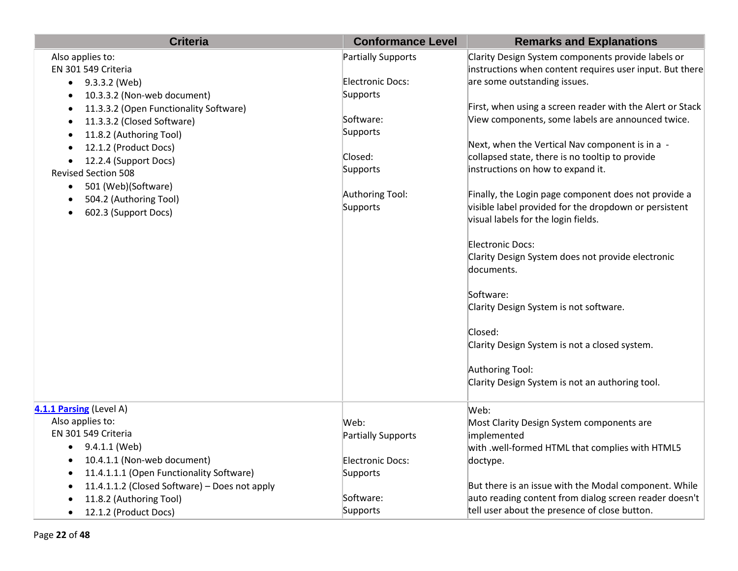| Criteria | Conformance Level | Remarks and Explanations |
|---|---|---|
| Also applies to:<br>EN 301 549 Criteria<br>• 9.3.3.2 (Web)<br>• 10.3.3.2 (Non-web document)<br>• 11.3.3.2 (Open Functionality Software)<br>• 11.3.3.2 (Closed Software)<br>• 11.8.2 (Authoring Tool)<br>• 12.1.2 (Product Docs)<br>• 12.2.4 (Support Docs)<br>Revised Section 508<br>• 501 (Web)(Software)<br>• 504.2 (Authoring Tool)<br>• 602.3 (Support Docs) | Partially Supports<br><br>Electronic Docs:<br>Supports<br><br>Software:<br>Supports<br><br>Closed:<br>Supports<br><br>Authoring Tool:<br>Supports | Clarity Design System components provide labels or instructions when content requires user input. But there are some outstanding issues.<br><br>First, when using a screen reader with the Alert or Stack View components, some labels are announced twice.<br><br>Next, when the Vertical Nav component is in a - collapsed state, there is no tooltip to provide instructions on how to expand it.<br><br>Finally, the Login page component does not provide a visible label provided for the dropdown or persistent visual labels for the login fields.<br><br>Electronic Docs:<br>Clarity Design System does not provide electronic documents.<br><br>Software:<br>Clarity Design System is not software.<br><br>Closed:<br>Clarity Design System is not a closed system.<br><br>Authoring Tool:<br>Clarity Design System is not an authoring tool. |
| **4.1.1 Parsing** (Level A)<br>Also applies to:<br>EN 301 549 Criteria<br>• 9.4.1.1 (Web)<br>• 10.4.1.1 (Non-web document)<br>• 11.4.1.1.1 (Open Functionality Software)<br>• 11.4.1.1.2 (Closed Software) – Does not apply<br>• 11.8.2 (Authoring Tool)<br>• 12.1.2 (Product Docs) | Web:<br>Partially Supports<br><br>Electronic Docs:<br>Supports<br><br>Software:<br>Supports | Web:<br>Most Clarity Design System components are implemented<br>with .well-formed HTML that complies with HTML5 doctype.<br><br>But there is an issue with the Modal component. While auto reading content from dialog screen reader doesn't tell user about the presence of close button. |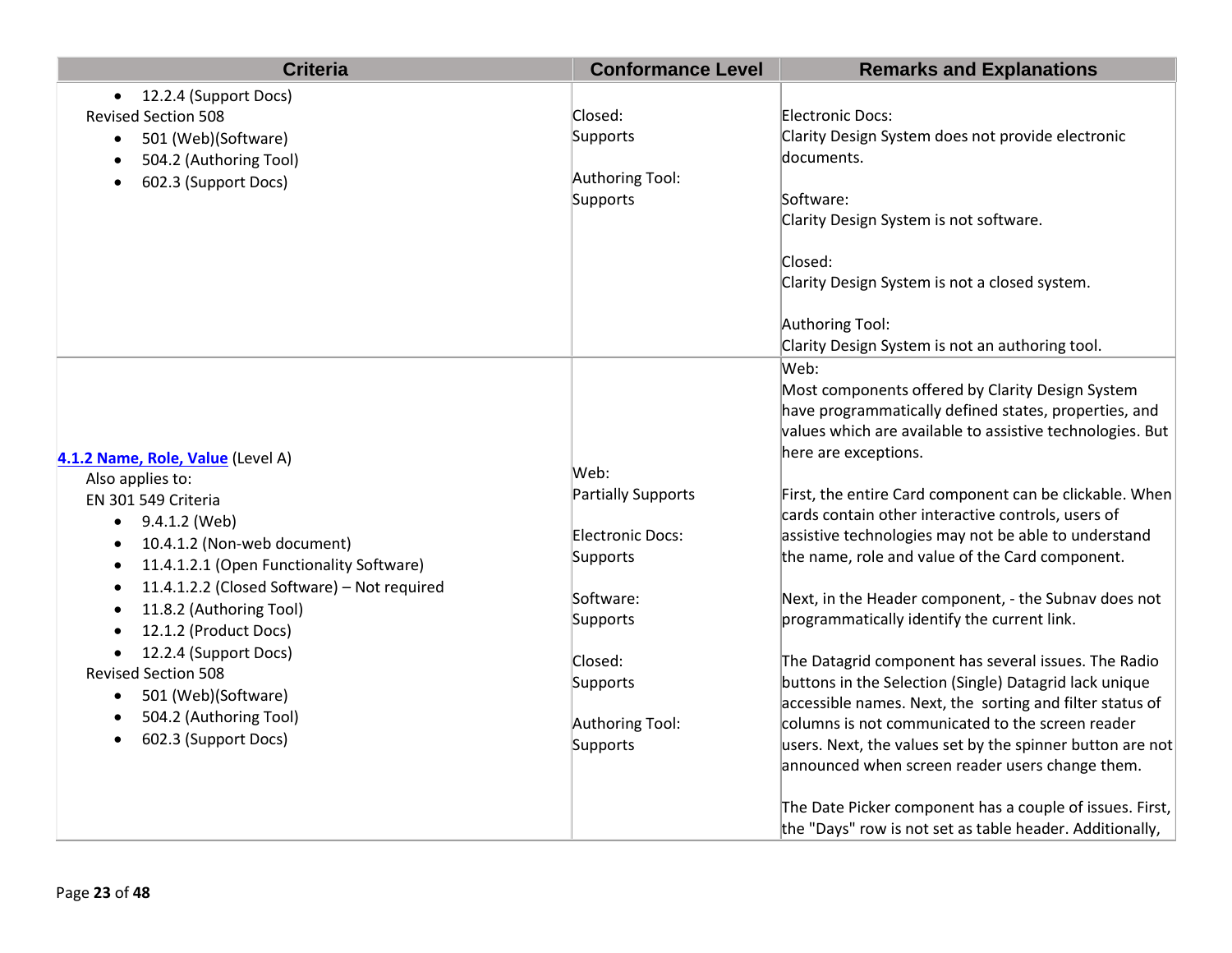| Criteria | Conformance Level | Remarks and Explanations |
|---|---|---|
| • 12.2.4 (Support Docs)<br>Revised Section 508<br>• 501 (Web)(Software)<br>• 504.2 (Authoring Tool)<br>• 602.3 (Support Docs) | Closed:<br>Supports<br><br>Authoring Tool:<br>Supports | Electronic Docs:<br>Clarity Design System does not provide electronic documents.<br><br>Software:<br>Clarity Design System is not software.<br><br>Closed:<br>Clarity Design System is not a closed system.<br><br>Authoring Tool:<br>Clarity Design System is not an authoring tool. |
| **[4.1.2 Name, Role, Value](https://www.w3.org/TR/WCAG21/#name-role-value)** (Level A)<br>Also applies to:<br>EN 301 549 Criteria<br>• 9.4.1.2 (Web)<br>• 10.4.1.2 (Non-web document)<br>• 11.4.1.2.1 (Open Functionality Software)<br>• 11.4.1.2.2 (Closed Software) – Not required<br>• 11.8.2 (Authoring Tool)<br>• 12.1.2 (Product Docs)<br>• 12.2.4 (Support Docs)<br>Revised Section 508<br>• 501 (Web)(Software)<br>• 504.2 (Authoring Tool)<br>• 602.3 (Support Docs) | Web:<br>Partially Supports<br><br>Electronic Docs:<br>Supports<br><br>Software:<br>Supports<br><br>Closed:<br>Supports<br><br>Authoring Tool:<br>Supports | Web:<br>Most components offered by Clarity Design System have programmatically defined states, properties, and values which are available to assistive technologies. But here are exceptions.<br><br>First, the entire Card component can be clickable. When cards contain other interactive controls, users of assistive technologies may not be able to understand the name, role and value of the Card component.<br><br>Next, in the Header component, - the Subnav does not programmatically identify the current link.<br><br>The Datagrid component has several issues. The Radio buttons in the Selection (Single) Datagrid lack unique accessible names. Next, the sorting and filter status of columns is not communicated to the screen reader users. Next, the values set by the spinner button are not announced when screen reader users change them.<br><br>The Date Picker component has a couple of issues. First, the "Days" row is not set as table header. Additionally, |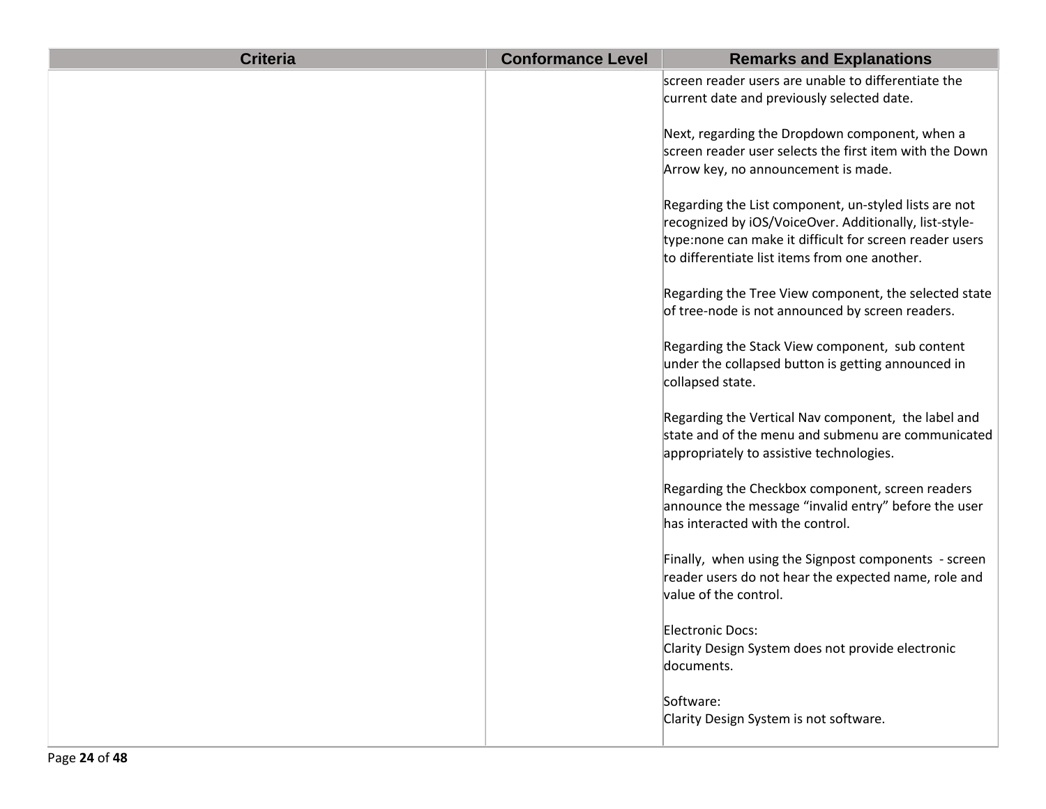| Criteria | Conformance Level | Remarks and Explanations |
| --- | --- | --- |
| | | screen reader users are unable to differentiate the current date and previously selected date.<br><br>Next, regarding the Dropdown component, when a screen reader user selects the first item with the Down Arrow key, no announcement is made.<br><br>Regarding the List component, un-styled lists are not recognized by iOS/VoiceOver. Additionally, list-style-type:none can make it difficult for screen reader users to differentiate list items from one another.<br><br>Regarding the Tree View component, the selected state of tree-node is not announced by screen readers.<br><br>Regarding the Stack View component, sub content under the collapsed button is getting announced in collapsed state.<br><br>Regarding the Vertical Nav component, the label and state and of the menu and submenu are communicated appropriately to assistive technologies.<br><br>Regarding the Checkbox component, screen readers announce the message "invalid entry" before the user has interacted with the control.<br><br>Finally, when using the Signpost components - screen reader users do not hear the expected name, role and value of the control.<br><br>Electronic Docs:<br>Clarity Design System does not provide electronic documents.<br><br>Software:<br>Clarity Design System is not software. |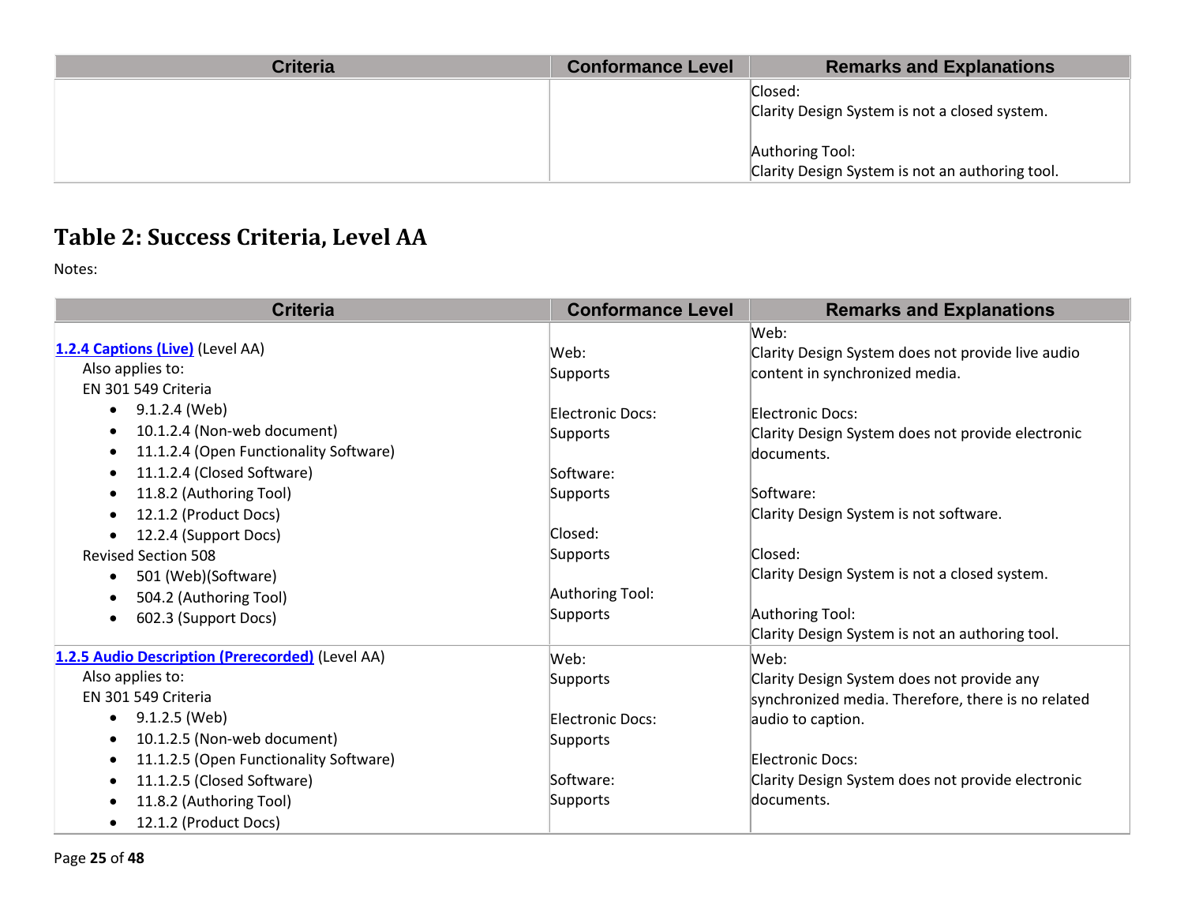| Criteria | Conformance Level | Remarks and Explanations |
|---|---|---|
| | | Closed:<br>Clarity Design System is not a closed system.<br><br>Authoring Tool:<br>Clarity Design System is not an authoring tool. |

# Table 2: Success Criteria, Level AA

Notes:

| Criteria | Conformance Level | Remarks and Explanations |
|---|---|---|
| **[1.2.4 Captions (Live)]** (Level AA)<br>Also applies to:<br>EN 301 549 Criteria<br>• 9.1.2.4 (Web)<br>• 10.1.2.4 (Non-web document)<br>• 11.1.2.4 (Open Functionality Software)<br>• 11.1.2.4 (Closed Software)<br>• 11.8.2 (Authoring Tool)<br>• 12.1.2 (Product Docs)<br>• 12.2.4 (Support Docs)<br>Revised Section 508<br>• 501 (Web)(Software)<br>• 504.2 (Authoring Tool)<br>• 602.3 (Support Docs) | Web:<br>Supports<br><br>Electronic Docs:<br>Supports<br><br>Software:<br>Supports<br><br>Closed:<br>Supports<br><br>Authoring Tool:<br>Supports | Web:<br>Clarity Design System does not provide live audio content in synchronized media.<br><br>Electronic Docs:<br>Clarity Design System does not provide electronic documents.<br><br>Software:<br>Clarity Design System is not software.<br><br>Closed:<br>Clarity Design System is not a closed system.<br><br>Authoring Tool:<br>Clarity Design System is not an authoring tool. |
| **[1.2.5 Audio Description (Prerecorded)]** (Level AA)<br>Also applies to:<br>EN 301 549 Criteria<br>• 9.1.2.5 (Web)<br>• 10.1.2.5 (Non-web document)<br>• 11.1.2.5 (Open Functionality Software)<br>• 11.1.2.5 (Closed Software)<br>• 11.8.2 (Authoring Tool)<br>• 12.1.2 (Product Docs) | Web:<br>Supports<br><br>Electronic Docs:<br>Supports<br><br>Software:<br>Supports | Web:<br>Clarity Design System does not provide any synchronized media. Therefore, there is no related audio to caption.<br><br>Electronic Docs:<br>Clarity Design System does not provide electronic documents. |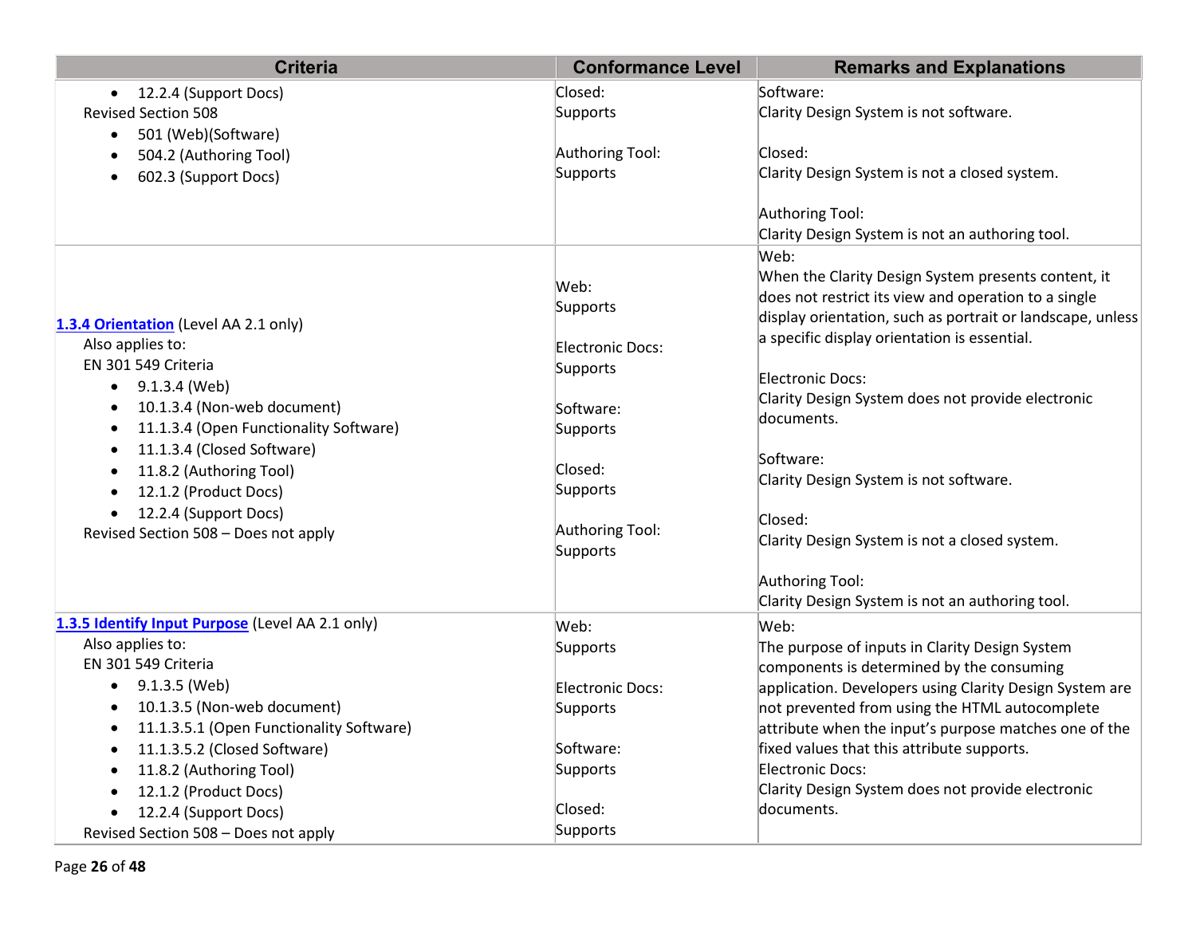| Criteria | Conformance Level | Remarks and Explanations |
|---|---|---|
| <ul><li>12.2.4 (Support Docs)</li></ul>Revised Section 508<ul><li>501 (Web)(Software)</li><li>504.2 (Authoring Tool)</li><li>602.3 (Support Docs)</li></ul> | Closed:<br>Supports<br><br>Authoring Tool:<br>Supports | Software:<br>Clarity Design System is not software.<br><br>Closed:<br>Clarity Design System is not a closed system.<br><br>Authoring Tool:<br>Clarity Design System is not an authoring tool. |
| [1.3.4 Orientation](#) (Level AA 2.1 only)<br>Also applies to:<br>EN 301 549 Criteria<ul><li>9.1.3.4 (Web)</li><li>10.1.3.4 (Non-web document)</li><li>11.1.3.4 (Open Functionality Software)</li><li>11.1.3.4 (Closed Software)</li><li>11.8.2 (Authoring Tool)</li><li>12.1.2 (Product Docs)</li><li>12.2.4 (Support Docs)</li></ul>Revised Section 508 – Does not apply | Web:<br>Supports<br><br>Electronic Docs:<br>Supports<br><br>Software:<br>Supports<br><br>Closed:<br>Supports<br><br>Authoring Tool:<br>Supports | Web:<br>When the Clarity Design System presents content, it does not restrict its view and operation to a single display orientation, such as portrait or landscape, unless a specific display orientation is essential.<br><br>Electronic Docs:<br>Clarity Design System does not provide electronic documents.<br><br>Software:<br>Clarity Design System is not software.<br><br>Closed:<br>Clarity Design System is not a closed system.<br><br>Authoring Tool:<br>Clarity Design System is not an authoring tool. |
| [1.3.5 Identify Input Purpose](#) (Level AA 2.1 only)<br>Also applies to:<br>EN 301 549 Criteria<ul><li>9.1.3.5 (Web)</li><li>10.1.3.5 (Non-web document)</li><li>11.1.3.5.1 (Open Functionality Software)</li><li>11.1.3.5.2 (Closed Software)</li><li>11.8.2 (Authoring Tool)</li><li>12.1.2 (Product Docs)</li><li>12.2.4 (Support Docs)</li></ul>Revised Section 508 – Does not apply | Web:<br>Supports<br><br>Electronic Docs:<br>Supports<br><br>Software:<br>Supports<br><br>Closed:<br>Supports | Web:<br>The purpose of inputs in Clarity Design System components is determined by the consuming application. Developers using Clarity Design System are not prevented from using the HTML autocomplete attribute when the input's purpose matches one of the fixed values that this attribute supports.<br>Electronic Docs:<br>Clarity Design System does not provide electronic documents. |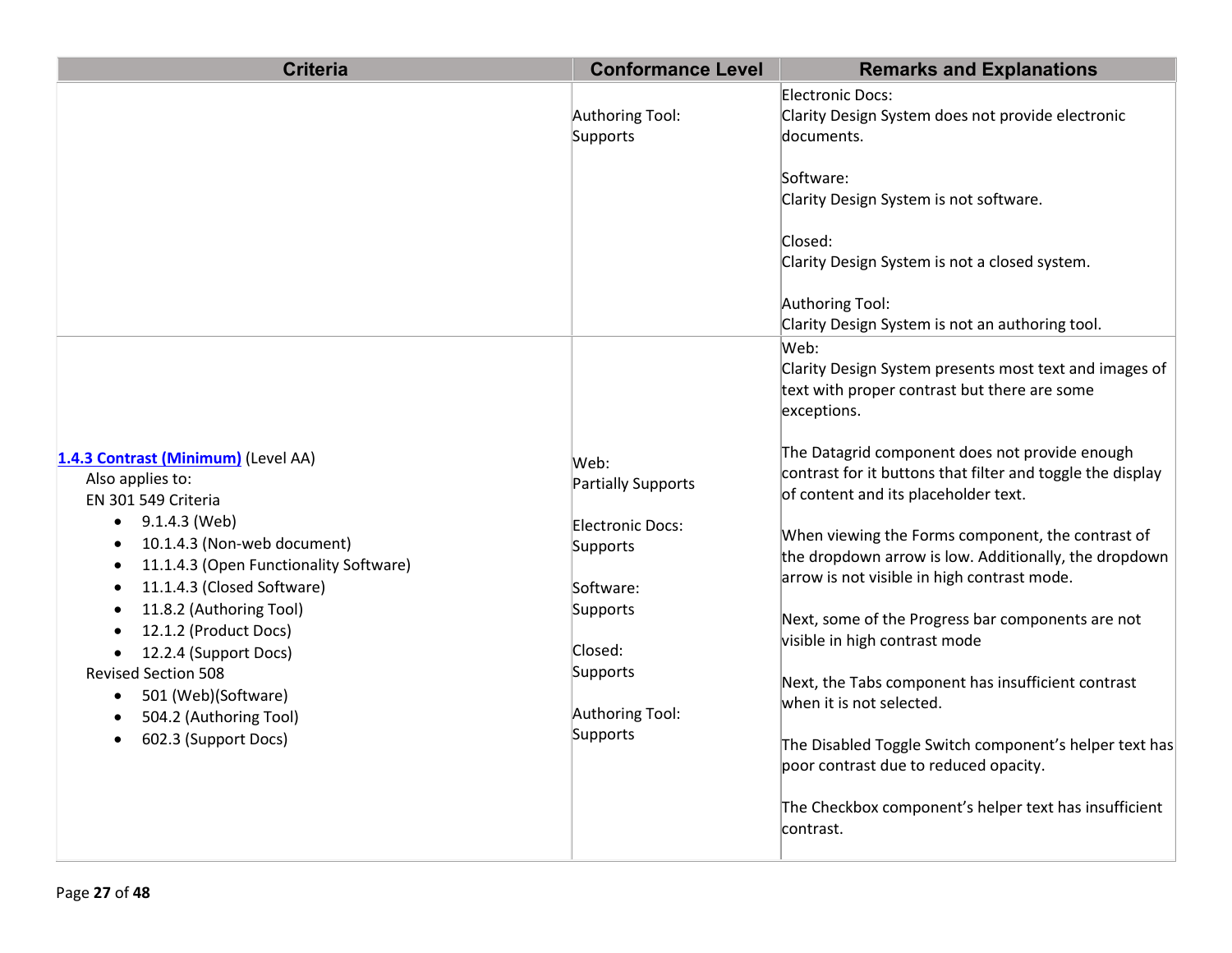| Criteria | Conformance Level | Remarks and Explanations |
|---|---|---|
| | Authoring Tool: Supports | Electronic Docs: Clarity Design System does not provide electronic documents.<br><br>Software: Clarity Design System is not software.<br><br>Closed: Clarity Design System is not a closed system.<br><br>Authoring Tool: Clarity Design System is not an authoring tool. |
| [1.4.3 Contrast (Minimum)]() (Level AA)<br>Also applies to:<br>EN 301 549 Criteria<br>• 9.1.4.3 (Web)<br>• 10.1.4.3 (Non-web document)<br>• 11.1.4.3 (Open Functionality Software)<br>• 11.1.4.3 (Closed Software)<br>• 11.8.2 (Authoring Tool)<br>• 12.1.2 (Product Docs)<br>• 12.2.4 (Support Docs)<br>Revised Section 508<br>• 501 (Web)(Software)<br>• 504.2 (Authoring Tool)<br>• 602.3 (Support Docs) | Web: Partially Supports<br><br>Electronic Docs: Supports<br><br>Software: Supports<br><br>Closed: Supports<br><br>Authoring Tool: Supports | Web: Clarity Design System presents most text and images of text with proper contrast but there are some exceptions.<br><br>The Datagrid component does not provide enough contrast for it buttons that filter and toggle the display of content and its placeholder text.<br><br>When viewing the Forms component, the contrast of the dropdown arrow is low. Additionally, the dropdown arrow is not visible in high contrast mode.<br><br>Next, some of the Progress bar components are not visible in high contrast mode<br><br>Next, the Tabs component has insufficient contrast when it is not selected.<br><br>The Disabled Toggle Switch component's helper text has poor contrast due to reduced opacity.<br><br>The Checkbox component's helper text has insufficient contrast. |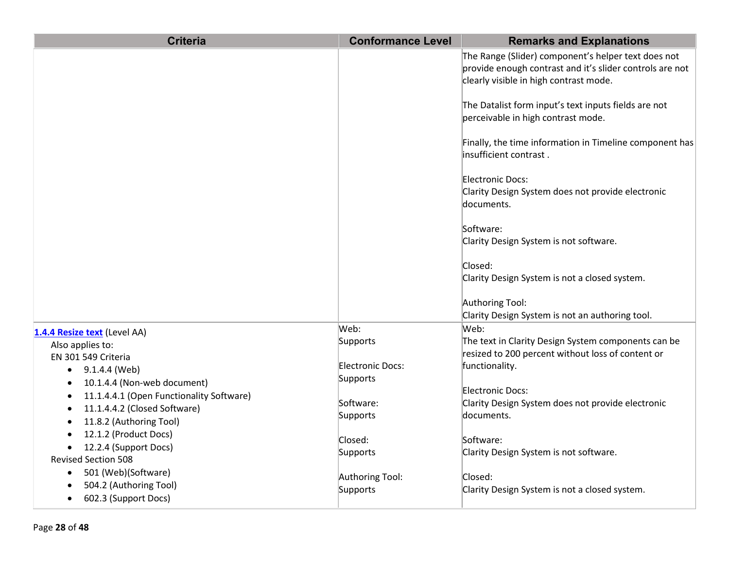| Criteria | Conformance Level | Remarks and Explanations |
|---|---|---|
| | | The Range (Slider) component's helper text does not provide enough contrast and it's slider controls are not clearly visible in high contrast mode.<br><br>The Datalist form input's text inputs fields are not perceivable in high contrast mode.<br><br>Finally, the time information in Timeline component has insufficient contrast .<br><br>Electronic Docs:<br>Clarity Design System does not provide electronic documents.<br><br>Software:<br>Clarity Design System is not software.<br><br>Closed:<br>Clarity Design System is not a closed system.<br><br>Authoring Tool:<br>Clarity Design System is not an authoring tool. |
| **1.4.4 Resize text** (Level AA)<br>Also applies to:<br>EN 301 549 Criteria<br>• 9.1.4.4 (Web)<br>• 10.1.4.4 (Non-web document)<br>• 11.1.4.4.1 (Open Functionality Software)<br>• 11.1.4.4.2 (Closed Software)<br>• 11.8.2 (Authoring Tool)<br>• 12.1.2 (Product Docs)<br>• 12.2.4 (Support Docs)<br>Revised Section 508<br>• 501 (Web)(Software)<br>• 504.2 (Authoring Tool)<br>• 602.3 (Support Docs) | Web:<br>Supports<br><br>Electronic Docs:<br>Supports<br><br>Software:<br>Supports<br><br>Closed:<br>Supports<br><br>Authoring Tool:<br>Supports | Web:<br>The text in Clarity Design System components can be resized to 200 percent without loss of content or functionality.<br><br>Electronic Docs:<br>Clarity Design System does not provide electronic documents.<br><br>Software:<br>Clarity Design System is not software.<br><br>Closed:<br>Clarity Design System is not a closed system. |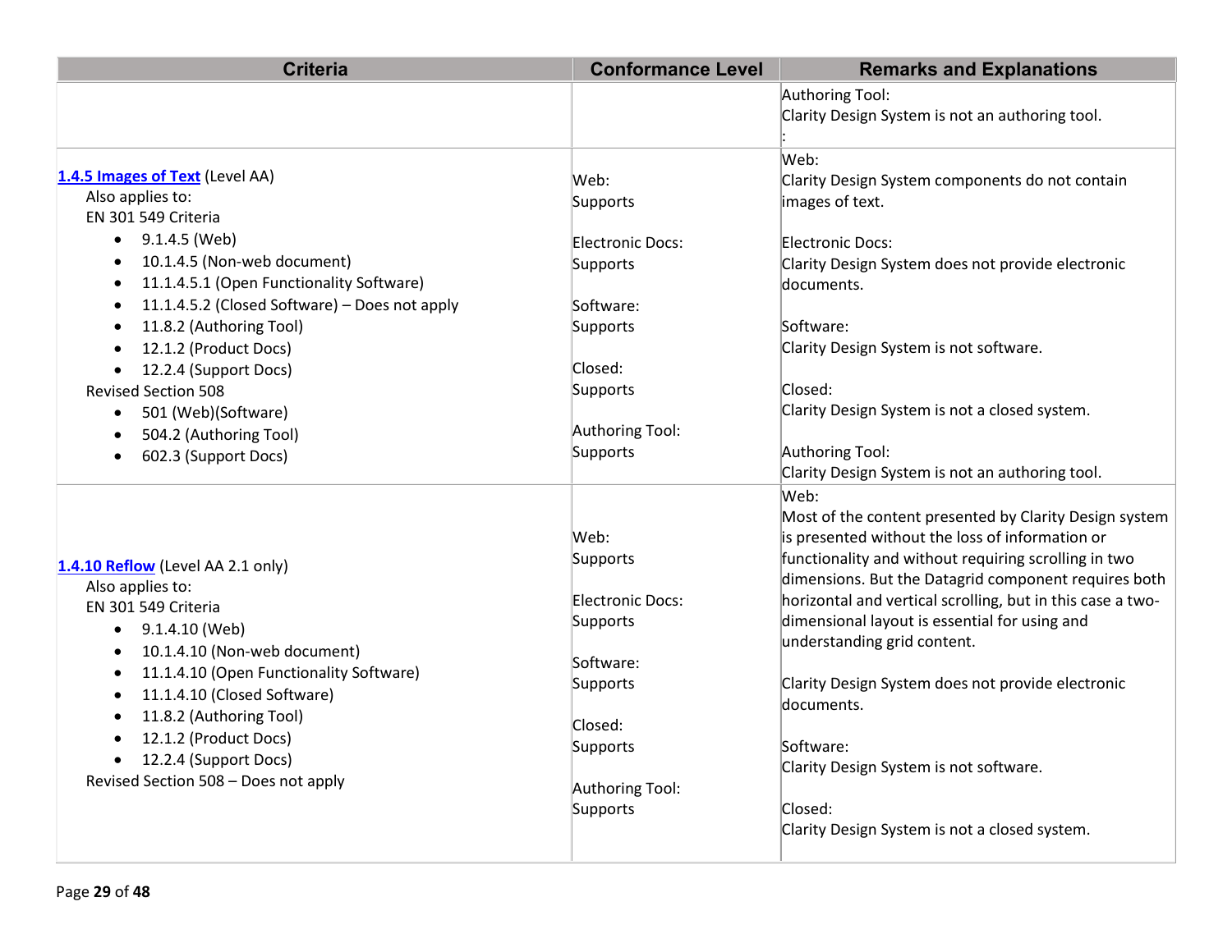| Criteria | Conformance Level | Remarks and Explanations |
|---|---|---|
| | | Authoring Tool:<br>Clarity Design System is not an authoring tool.<br>: |
| **[1.4.5 Images of Text](#)** (Level AA)<br>Also applies to:<br>EN 301 549 Criteria<br>• 9.1.4.5 (Web)<br>• 10.1.4.5 (Non-web document)<br>• 11.1.4.5.1 (Open Functionality Software)<br>• 11.1.4.5.2 (Closed Software) – Does not apply<br>• 11.8.2 (Authoring Tool)<br>• 12.1.2 (Product Docs)<br>• 12.2.4 (Support Docs)<br>Revised Section 508<br>• 501 (Web)(Software)<br>• 504.2 (Authoring Tool)<br>• 602.3 (Support Docs) | Web:<br>Supports<br><br>Electronic Docs:<br>Supports<br><br>Software:<br>Supports<br><br>Closed:<br>Supports<br><br>Authoring Tool:<br>Supports | Web:<br>Clarity Design System components do not contain images of text.<br><br>Electronic Docs:<br>Clarity Design System does not provide electronic documents.<br><br>Software:<br>Clarity Design System is not software.<br><br>Closed:<br>Clarity Design System is not a closed system.<br><br>Authoring Tool:<br>Clarity Design System is not an authoring tool. |
| **[1.4.10 Reflow](#)** (Level AA 2.1 only)<br>Also applies to:<br>EN 301 549 Criteria<br>• 9.1.4.10 (Web)<br>• 10.1.4.10 (Non-web document)<br>• 11.1.4.10 (Open Functionality Software)<br>• 11.1.4.10 (Closed Software)<br>• 11.8.2 (Authoring Tool)<br>• 12.1.2 (Product Docs)<br>• 12.2.4 (Support Docs)<br>Revised Section 508 – Does not apply | Web:<br>Supports<br><br>Electronic Docs:<br>Supports<br><br>Software:<br>Supports<br><br>Closed:<br>Supports<br><br>Authoring Tool:<br>Supports | Web:<br>Most of the content presented by Clarity Design system is presented without the loss of information or functionality and without requiring scrolling in two dimensions. But the Datagrid component requires both horizontal and vertical scrolling, but in this case a two-dimensional layout is essential for using and understanding grid content.<br><br>Clarity Design System does not provide electronic documents.<br><br>Software:<br>Clarity Design System is not software.<br><br>Closed:<br>Clarity Design System is not a closed system. |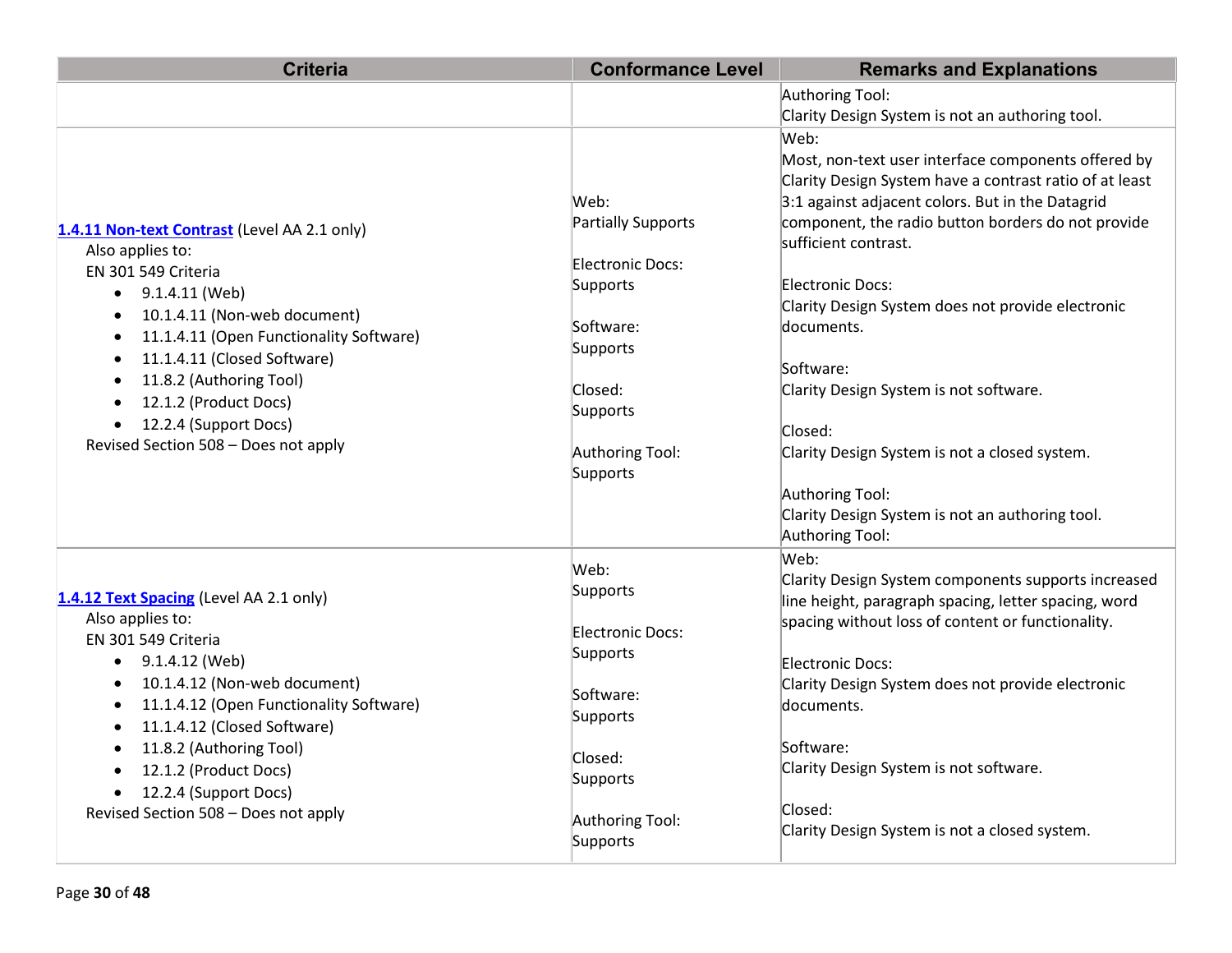| Criteria | Conformance Level | Remarks and Explanations |
|---|---|---|
| | | Authoring Tool:<br>Clarity Design System is not an authoring tool. |
| [1.4.11 Non-text Contrast](#) (Level AA 2.1 only)<br>Also applies to:<br>EN 301 549 Criteria<br>• 9.1.4.11 (Web)<br>• 10.1.4.11 (Non-web document)<br>• 11.1.4.11 (Open Functionality Software)<br>• 11.1.4.11 (Closed Software)<br>• 11.8.2 (Authoring Tool)<br>• 12.1.2 (Product Docs)<br>• 12.2.4 (Support Docs)<br>Revised Section 508 – Does not apply | Web:<br>Partially Supports<br><br>Electronic Docs:<br>Supports<br><br>Software:<br>Supports<br><br>Closed:<br>Supports<br><br>Authoring Tool:<br>Supports | Web:<br>Most, non-text user interface components offered by Clarity Design System have a contrast ratio of at least 3:1 against adjacent colors. But in the Datagrid component, the radio button borders do not provide sufficient contrast.<br><br>Electronic Docs:<br>Clarity Design System does not provide electronic documents.<br><br>Software:<br>Clarity Design System is not software.<br><br>Closed:<br>Clarity Design System is not a closed system.<br><br>Authoring Tool:<br>Clarity Design System is not an authoring tool.<br>Authoring Tool: |
| [1.4.12 Text Spacing](#) (Level AA 2.1 only)<br>Also applies to:<br>EN 301 549 Criteria<br>• 9.1.4.12 (Web)<br>• 10.1.4.12 (Non-web document)<br>• 11.1.4.12 (Open Functionality Software)<br>• 11.1.4.12 (Closed Software)<br>• 11.8.2 (Authoring Tool)<br>• 12.1.2 (Product Docs)<br>• 12.2.4 (Support Docs)<br>Revised Section 508 – Does not apply | Web:<br>Supports<br><br>Electronic Docs:<br>Supports<br><br>Software:<br>Supports<br><br>Closed:<br>Supports<br><br>Authoring Tool:<br>Supports | Web:<br>Clarity Design System components supports increased line height, paragraph spacing, letter spacing, word spacing without loss of content or functionality.<br><br>Electronic Docs:<br>Clarity Design System does not provide electronic documents.<br><br>Software:<br>Clarity Design System is not software.<br><br>Closed:<br>Clarity Design System is not a closed system. |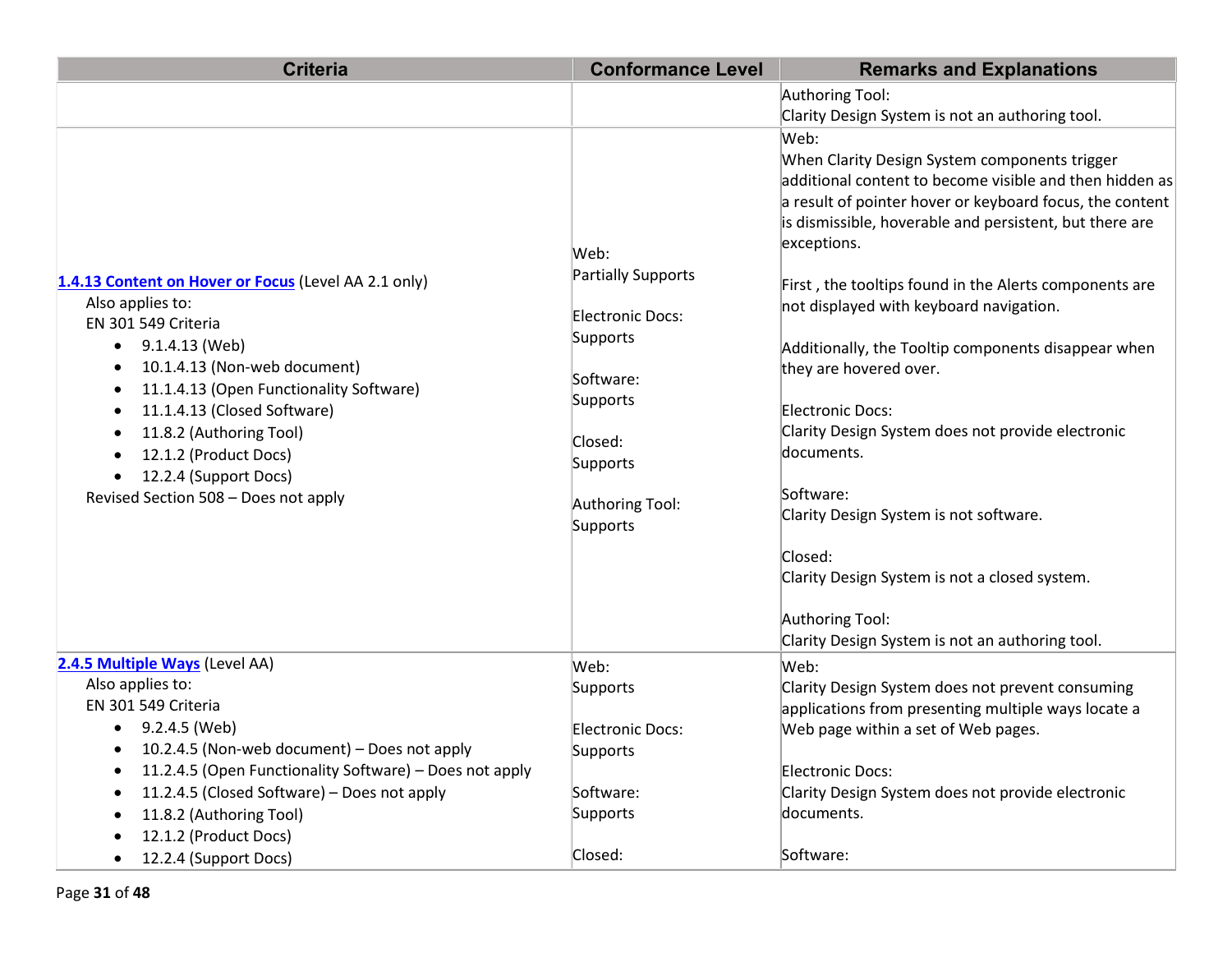| Criteria | Conformance Level | Remarks and Explanations |
| --- | --- | --- |
| | | Authoring Tool:<br>Clarity Design System is not an authoring tool. |
| [1.4.13 Content on Hover or Focus](#) (Level AA 2.1 only)<br>Also applies to:<br>EN 301 549 Criteria<br>• 9.1.4.13 (Web)<br>• 10.1.4.13 (Non-web document)<br>• 11.1.4.13 (Open Functionality Software)<br>• 11.1.4.13 (Closed Software)<br>• 11.8.2 (Authoring Tool)<br>• 12.1.2 (Product Docs)<br>• 12.2.4 (Support Docs)<br>Revised Section 508 – Does not apply | Web:<br>Partially Supports<br><br>Electronic Docs:<br>Supports<br><br>Software:<br>Supports<br><br>Closed:<br>Supports<br><br>Authoring Tool:<br>Supports | Web:<br>When Clarity Design System components trigger additional content to become visible and then hidden as a result of pointer hover or keyboard focus, the content is dismissible, hoverable and persistent, but there are exceptions.<br><br>First , the tooltips found in the Alerts components are not displayed with keyboard navigation.<br><br>Additionally, the Tooltip components disappear when they are hovered over.<br><br>Electronic Docs:<br>Clarity Design System does not provide electronic documents.<br><br>Software:<br>Clarity Design System is not software.<br><br>Closed:<br>Clarity Design System is not a closed system.<br><br>Authoring Tool:<br>Clarity Design System is not an authoring tool. |
| [2.4.5 Multiple Ways](#) (Level AA)<br>Also applies to:<br>EN 301 549 Criteria<br>• 9.2.4.5 (Web)<br>• 10.2.4.5 (Non-web document) – Does not apply<br>• 11.2.4.5 (Open Functionality Software) – Does not apply<br>• 11.2.4.5 (Closed Software) – Does not apply<br>• 11.8.2 (Authoring Tool)<br>• 12.1.2 (Product Docs)<br>• 12.2.4 (Support Docs) | Web:<br>Supports<br><br>Electronic Docs:<br>Supports<br><br>Software:<br>Supports<br><br>Closed: | Web:<br>Clarity Design System does not prevent consuming applications from presenting multiple ways locate a Web page within a set of Web pages.<br><br>Electronic Docs:<br>Clarity Design System does not provide electronic documents.<br><br>Software: |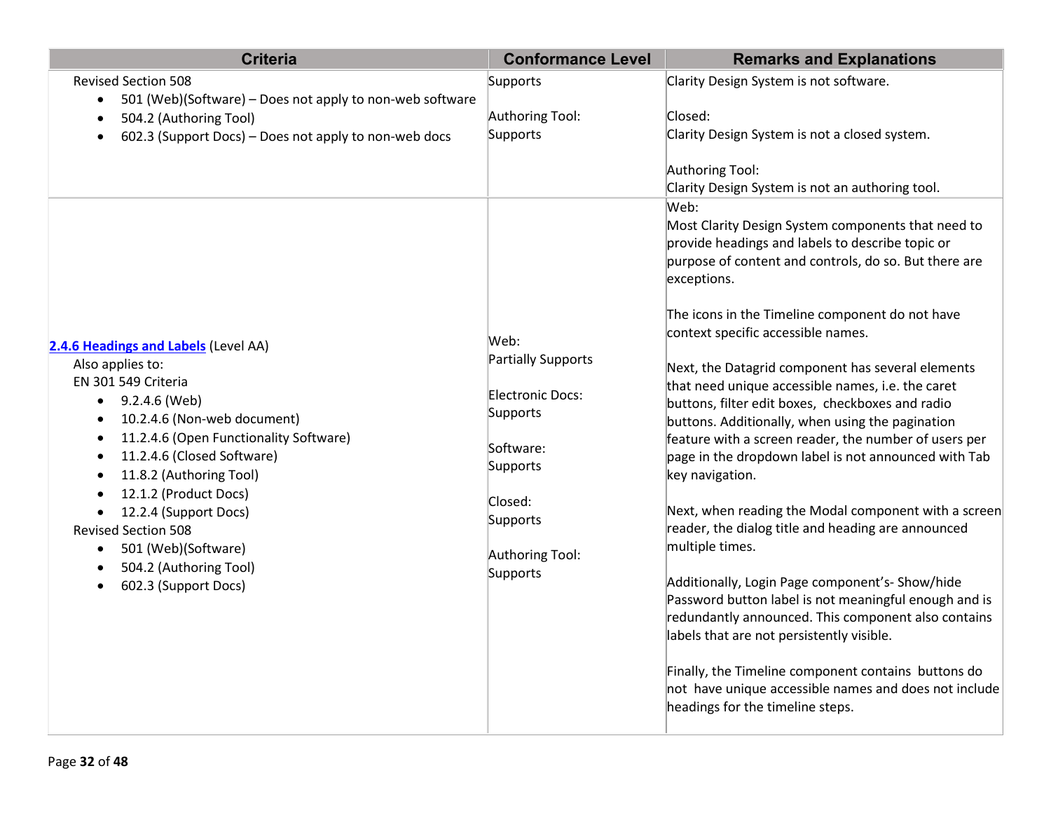| Criteria | Conformance Level | Remarks and Explanations |
|---|---|---|
| Revised Section 508<br>• 501 (Web)(Software) – Does not apply to non-web software<br>• 504.2 (Authoring Tool)<br>• 602.3 (Support Docs) – Does not apply to non-web docs | Supports<br><br>Authoring Tool:<br>Supports | Clarity Design System is not software.<br><br>Closed:<br>Clarity Design System is not a closed system.<br><br>Authoring Tool:<br>Clarity Design System is not an authoring tool. |
| **[2.4.6 Headings and Labels](https://www.w3.org/TR/WCAG21/#headings-and-labels)** (Level AA)<br>Also applies to:<br>EN 301 549 Criteria<br>• 9.2.4.6 (Web)<br>• 10.2.4.6 (Non-web document)<br>• 11.2.4.6 (Open Functionality Software)<br>• 11.2.4.6 (Closed Software)<br>• 11.8.2 (Authoring Tool)<br>• 12.1.2 (Product Docs)<br>• 12.2.4 (Support Docs)<br>Revised Section 508<br>• 501 (Web)(Software)<br>• 504.2 (Authoring Tool)<br>• 602.3 (Support Docs) | Web:<br>Partially Supports<br><br>Electronic Docs:<br>Supports<br><br>Software:<br>Supports<br><br>Closed:<br>Supports<br><br>Authoring Tool:<br>Supports | Web:<br>Most Clarity Design System components that need to provide headings and labels to describe topic or purpose of content and controls, do so. But there are exceptions.<br><br>The icons in the Timeline component do not have context specific accessible names.<br><br>Next, the Datagrid component has several elements that need unique accessible names, i.e. the caret buttons, filter edit boxes, checkboxes and radio buttons. Additionally, when using the pagination feature with a screen reader, the number of users per page in the dropdown label is not announced with Tab key navigation.<br><br>Next, when reading the Modal component with a screen reader, the dialog title and heading are announced multiple times.<br><br>Additionally, Login Page component's- Show/hide Password button label is not meaningful enough and is redundantly announced. This component also contains labels that are not persistently visible.<br><br>Finally, the Timeline component contains buttons do not have unique accessible names and does not include headings for the timeline steps. |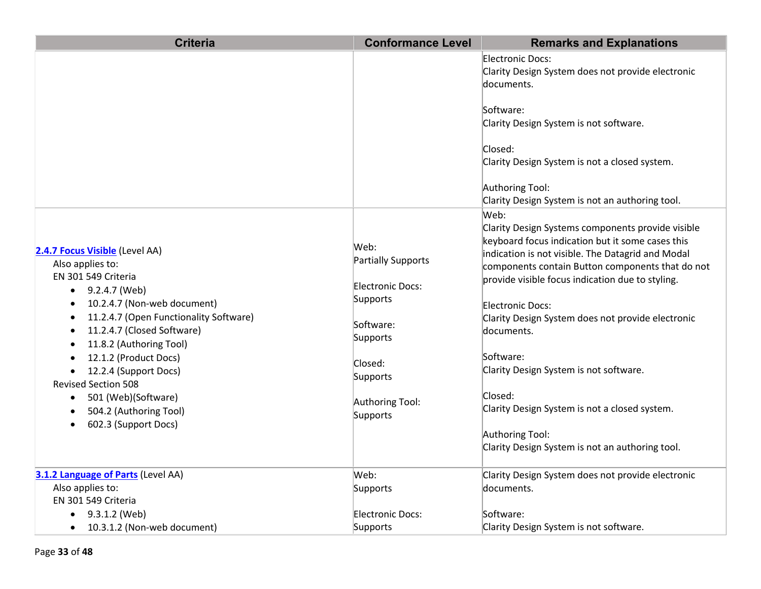| Criteria | Conformance Level | Remarks and Explanations |
|---|---|---|
| | | Electronic Docs:<br>Clarity Design System does not provide electronic documents.<br><br>Software:<br>Clarity Design System is not software.<br><br>Closed:<br>Clarity Design System is not a closed system.<br><br>Authoring Tool:<br>Clarity Design System is not an authoring tool. |
| [2.4.7 Focus Visible](#) (Level AA)<br>Also applies to:<br>EN 301 549 Criteria<br>• 9.2.4.7 (Web)<br>• 10.2.4.7 (Non-web document)<br>• 11.2.4.7 (Open Functionality Software)<br>• 11.2.4.7 (Closed Software)<br>• 11.8.2 (Authoring Tool)<br>• 12.1.2 (Product Docs)<br>• 12.2.4 (Support Docs)<br>Revised Section 508<br>• 501 (Web)(Software)<br>• 504.2 (Authoring Tool)<br>• 602.3 (Support Docs) | Web:<br>Partially Supports<br><br>Electronic Docs:<br>Supports<br><br>Software:<br>Supports<br><br>Closed:<br>Supports<br><br>Authoring Tool:<br>Supports | Web:<br>Clarity Design Systems components provide visible keyboard focus indication but it some cases this indication is not visible. The Datagrid and Modal components contain Button components that do not provide visible focus indication due to styling.<br><br>Electronic Docs:<br>Clarity Design System does not provide electronic documents.<br><br>Software:<br>Clarity Design System is not software.<br><br>Closed:<br>Clarity Design System is not a closed system.<br><br>Authoring Tool:<br>Clarity Design System is not an authoring tool. |
| [3.1.2 Language of Parts](#) (Level AA)<br>Also applies to:<br>EN 301 549 Criteria<br>• 9.3.1.2 (Web)<br>• 10.3.1.2 (Non-web document) | Web:<br>Supports<br><br>Electronic Docs:<br>Supports | Clarity Design System does not provide electronic documents.<br><br>Software:<br>Clarity Design System is not software. |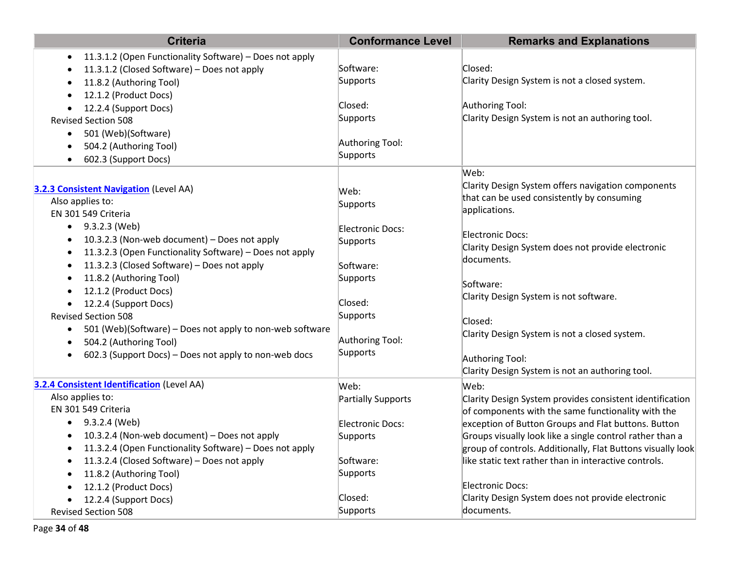| Criteria | Conformance Level | Remarks and Explanations |
| --- | --- | --- |
| • 11.3.1.2 (Open Functionality Software) – Does not apply<br>• 11.3.1.2 (Closed Software) – Does not apply<br>• 11.8.2 (Authoring Tool)<br>• 12.1.2 (Product Docs)<br>• 12.2.4 (Support Docs)<br>Revised Section 508<br>• 501 (Web)(Software)<br>• 504.2 (Authoring Tool)<br>• 602.3 (Support Docs) | Software:<br>Supports<br><br>Closed:<br>Supports<br><br>Authoring Tool:<br>Supports | Closed:<br>Clarity Design System is not a closed system.<br><br>Authoring Tool:<br>Clarity Design System is not an authoring tool. |
| **3.2.3 Consistent Navigation** (Level AA)<br>Also applies to:<br>EN 301 549 Criteria<br>• 9.3.2.3 (Web)<br>• 10.3.2.3 (Non-web document) – Does not apply<br>• 11.3.2.3 (Open Functionality Software) – Does not apply<br>• 11.3.2.3 (Closed Software) – Does not apply<br>• 11.8.2 (Authoring Tool)<br>• 12.1.2 (Product Docs)<br>• 12.2.4 (Support Docs)<br>Revised Section 508<br>• 501 (Web)(Software) – Does not apply to non-web software<br>• 504.2 (Authoring Tool)<br>• 602.3 (Support Docs) – Does not apply to non-web docs | Web:<br>Supports<br><br>Electronic Docs:<br>Supports<br><br>Software:<br>Supports<br><br>Closed:<br>Supports<br><br>Authoring Tool:<br>Supports | Web:<br>Clarity Design System offers navigation components that can be used consistently by consuming applications.<br><br>Electronic Docs:<br>Clarity Design System does not provide electronic documents.<br><br>Software:<br>Clarity Design System is not software.<br><br>Closed:<br>Clarity Design System is not a closed system.<br><br>Authoring Tool:<br>Clarity Design System is not an authoring tool. |
| **3.2.4 Consistent Identification** (Level AA)<br>Also applies to:<br>EN 301 549 Criteria<br>• 9.3.2.4 (Web)<br>• 10.3.2.4 (Non-web document) – Does not apply<br>• 11.3.2.4 (Open Functionality Software) – Does not apply<br>• 11.3.2.4 (Closed Software) – Does not apply<br>• 11.8.2 (Authoring Tool)<br>• 12.1.2 (Product Docs)<br>• 12.2.4 (Support Docs)<br>Revised Section 508 | Web:<br>Partially Supports<br><br>Electronic Docs:<br>Supports<br><br>Software:<br>Supports<br><br>Closed:<br>Supports | Web:<br>Clarity Design System provides consistent identification of components with the same functionality with the exception of Button Groups and Flat buttons. Button Groups visually look like a single control rather than a group of controls. Additionally, Flat Buttons visually look like static text rather than in interactive controls.<br><br>Electronic Docs:<br>Clarity Design System does not provide electronic documents. |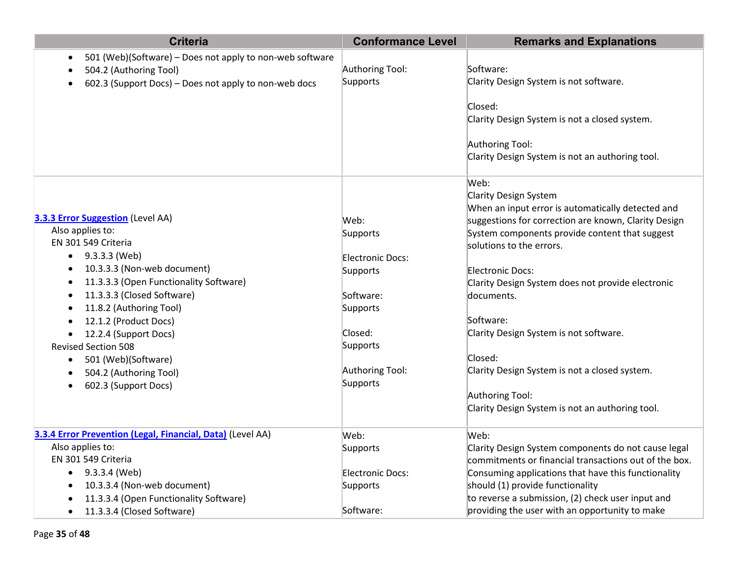| Criteria | Conformance Level | Remarks and Explanations |
|---|---|---|
| <ul><li>501 (Web)(Software) – Does not apply to non-web software</li><li>504.2 (Authoring Tool)</li><li>602.3 (Support Docs) – Does not apply to non-web docs</li></ul> | Authoring Tool: Supports | Software: Clarity Design System is not software.<br><br>Closed: Clarity Design System is not a closed system.<br><br>Authoring Tool: Clarity Design System is not an authoring tool. |
| **3.3.3 Error Suggestion** (Level AA)<br>Also applies to:<br>EN 301 549 Criteria<ul><li>9.3.3.3 (Web)</li><li>10.3.3.3 (Non-web document)</li><li>11.3.3.3 (Open Functionality Software)</li><li>11.3.3.3 (Closed Software)</li><li>11.8.2 (Authoring Tool)</li><li>12.1.2 (Product Docs)</li><li>12.2.4 (Support Docs)</li></ul>Revised Section 508<ul><li>501 (Web)(Software)</li><li>504.2 (Authoring Tool)</li><li>602.3 (Support Docs)</li></ul> | Web: Supports<br><br>Electronic Docs: Supports<br><br>Software: Supports<br><br>Closed: Supports<br><br>Authoring Tool: Supports | Web:<br>Clarity Design System<br>When an input error is automatically detected and suggestions for correction are known, Clarity Design System components provide content that suggest solutions to the errors.<br><br>Electronic Docs: Clarity Design System does not provide electronic documents.<br><br>Software: Clarity Design System is not software.<br><br>Closed: Clarity Design System is not a closed system.<br><br>Authoring Tool: Clarity Design System is not an authoring tool. |
| **3.3.4 Error Prevention (Legal, Financial, Data)** (Level AA)<br>Also applies to:<br>EN 301 549 Criteria<ul><li>9.3.3.4 (Web)</li><li>10.3.3.4 (Non-web document)</li><li>11.3.3.4 (Open Functionality Software)</li><li>11.3.3.4 (Closed Software)</li></ul> | Web: Supports<br><br>Electronic Docs: Supports<br><br>Software: | Web:<br>Clarity Design System components do not cause legal commitments or financial transactions out of the box. Consuming applications that have this functionality should (1) provide functionality to reverse a submission, (2) check user input and providing the user with an opportunity to make |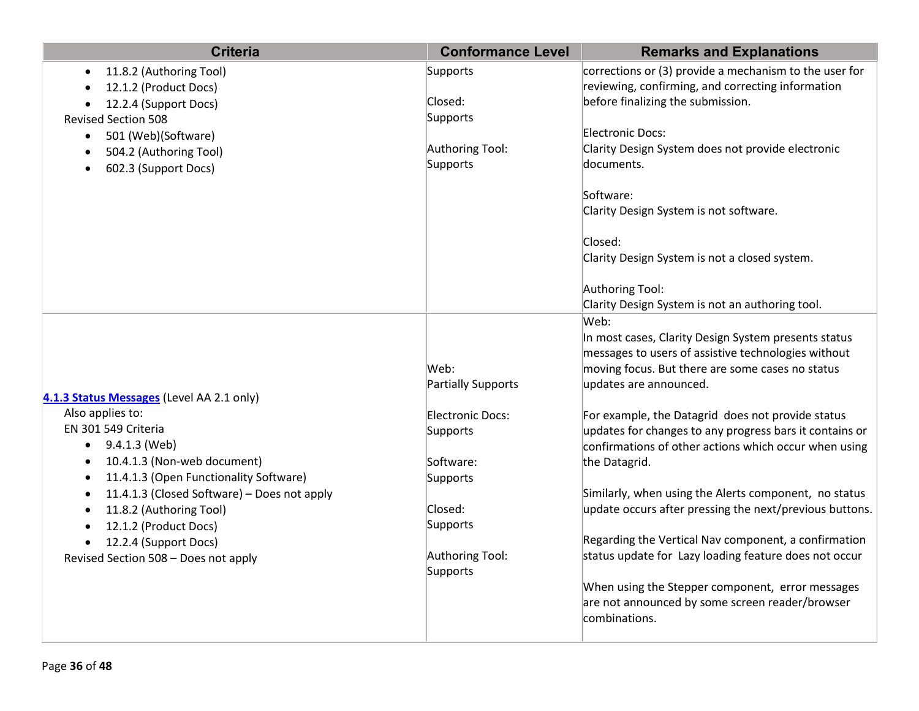| Criteria | Conformance Level | Remarks and Explanations |
|---|---|---|
| • 11.8.2 (Authoring Tool)<br>• 12.1.2 (Product Docs)<br>• 12.2.4 (Support Docs)<br>Revised Section 508<br>• 501 (Web)(Software)<br>• 504.2 (Authoring Tool)<br>• 602.3 (Support Docs) | Supports<br><br>Closed:<br>Supports<br><br>Authoring Tool:<br>Supports | corrections or (3) provide a mechanism to the user for reviewing, confirming, and correcting information before finalizing the submission.<br><br>Electronic Docs:<br>Clarity Design System does not provide electronic documents.<br><br>Software:<br>Clarity Design System is not software.<br><br>Closed:<br>Clarity Design System is not a closed system.<br><br>Authoring Tool:<br>Clarity Design System is not an authoring tool. |
| **4.1.3 Status Messages** (Level AA 2.1 only)<br>Also applies to:<br>EN 301 549 Criteria<br>• 9.4.1.3 (Web)<br>• 10.4.1.3 (Non-web document)<br>• 11.4.1.3 (Open Functionality Software)<br>• 11.4.1.3 (Closed Software) – Does not apply<br>• 11.8.2 (Authoring Tool)<br>• 12.1.2 (Product Docs)<br>• 12.2.4 (Support Docs)<br>Revised Section 508 – Does not apply | Web:<br>Partially Supports<br><br>Electronic Docs:<br>Supports<br><br>Software:<br>Supports<br><br>Closed:<br>Supports<br><br>Authoring Tool:<br>Supports | Web:<br>In most cases, Clarity Design System presents status messages to users of assistive technologies without moving focus. But there are some cases no status updates are announced.<br><br>For example, the Datagrid does not provide status updates for changes to any progress bars it contains or confirmations of other actions which occur when using the Datagrid.<br><br>Similarly, when using the Alerts component, no status update occurs after pressing the next/previous buttons.<br><br>Regarding the Vertical Nav component, a confirmation status update for Lazy loading feature does not occur<br><br>When using the Stepper component, error messages are not announced by some screen reader/browser combinations. |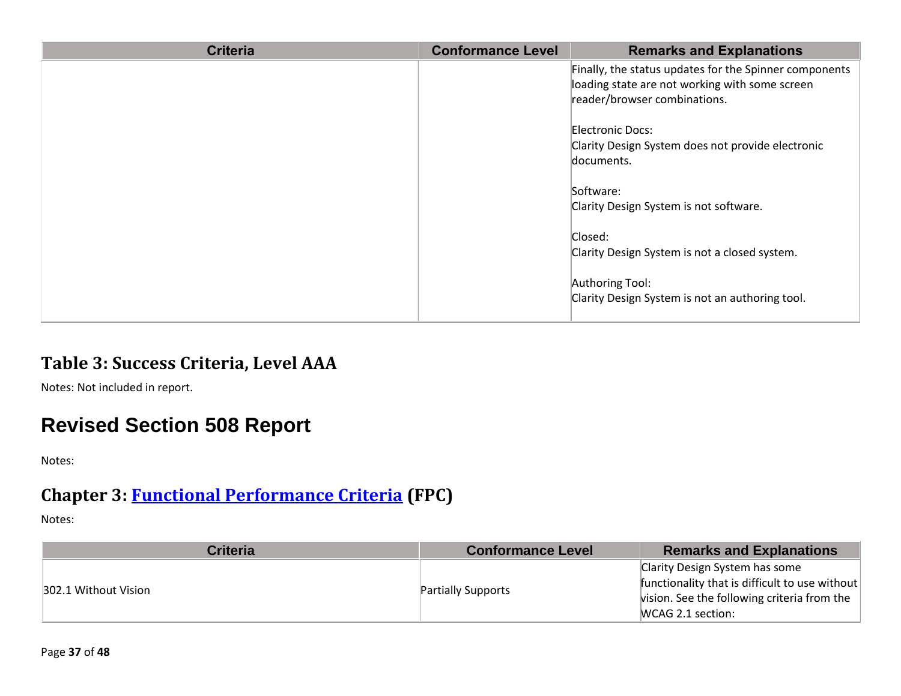| Criteria | Conformance Level | Remarks and Explanations |
|---|---|---|
| | | Finally, the status updates for the Spinner components loading state are not working with some screen reader/browser combinations.<br><br>Electronic Docs:<br>Clarity Design System does not provide electronic documents.<br><br>Software:<br>Clarity Design System is not software.<br><br>Closed:<br>Clarity Design System is not a closed system.<br><br>Authoring Tool:<br>Clarity Design System is not an authoring tool. |

## Table 3: Success Criteria, Level AAA

Notes: Not included in report.

# Revised Section 508 Report

Notes:

## Chapter 3: Functional Performance Criteria (FPC)

Notes:

| Criteria | Conformance Level | Remarks and Explanations |
|---|---|---|
| 302.1 Without Vision | Partially Supports | Clarity Design System has some functionality that is difficult to use without vision. See the following criteria from the WCAG 2.1 section: |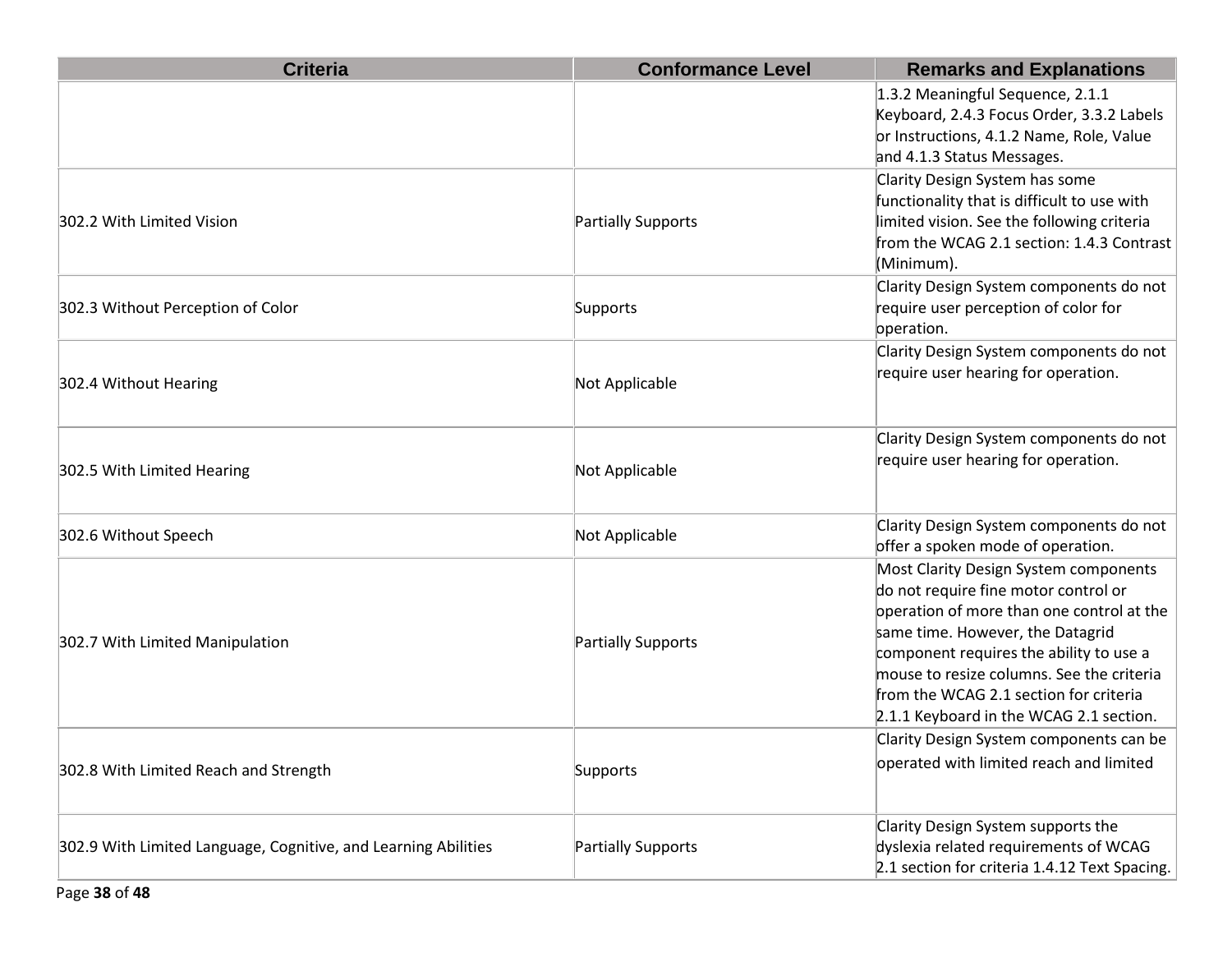| Criteria | Conformance Level | Remarks and Explanations |
| --- | --- | --- |
| | | 1.3.2 Meaningful Sequence, 2.1.1 Keyboard, 2.4.3 Focus Order, 3.3.2 Labels or Instructions, 4.1.2 Name, Role, Value and 4.1.3 Status Messages. |
| 302.2 With Limited Vision | Partially Supports | Clarity Design System has some functionality that is difficult to use with limited vision. See the following criteria from the WCAG 2.1 section: 1.4.3 Contrast (Minimum). |
| 302.3 Without Perception of Color | Supports | Clarity Design System components do not require user perception of color for operation. |
| 302.4 Without Hearing | Not Applicable | Clarity Design System components do not require user hearing for operation. |
| 302.5 With Limited Hearing | Not Applicable | Clarity Design System components do not require user hearing for operation. |
| 302.6 Without Speech | Not Applicable | Clarity Design System components do not offer a spoken mode of operation. |
| 302.7 With Limited Manipulation | Partially Supports | Most Clarity Design System components do not require fine motor control or operation of more than one control at the same time. However, the Datagrid component requires the ability to use a mouse to resize columns. See the criteria from the WCAG 2.1 section for criteria 2.1.1 Keyboard in the WCAG 2.1 section. |
| 302.8 With Limited Reach and Strength | Supports | Clarity Design System components can be operated with limited reach and limited |
| 302.9 With Limited Language, Cognitive, and Learning Abilities | Partially Supports | Clarity Design System supports the dyslexia related requirements of WCAG 2.1 section for criteria 1.4.12 Text Spacing. |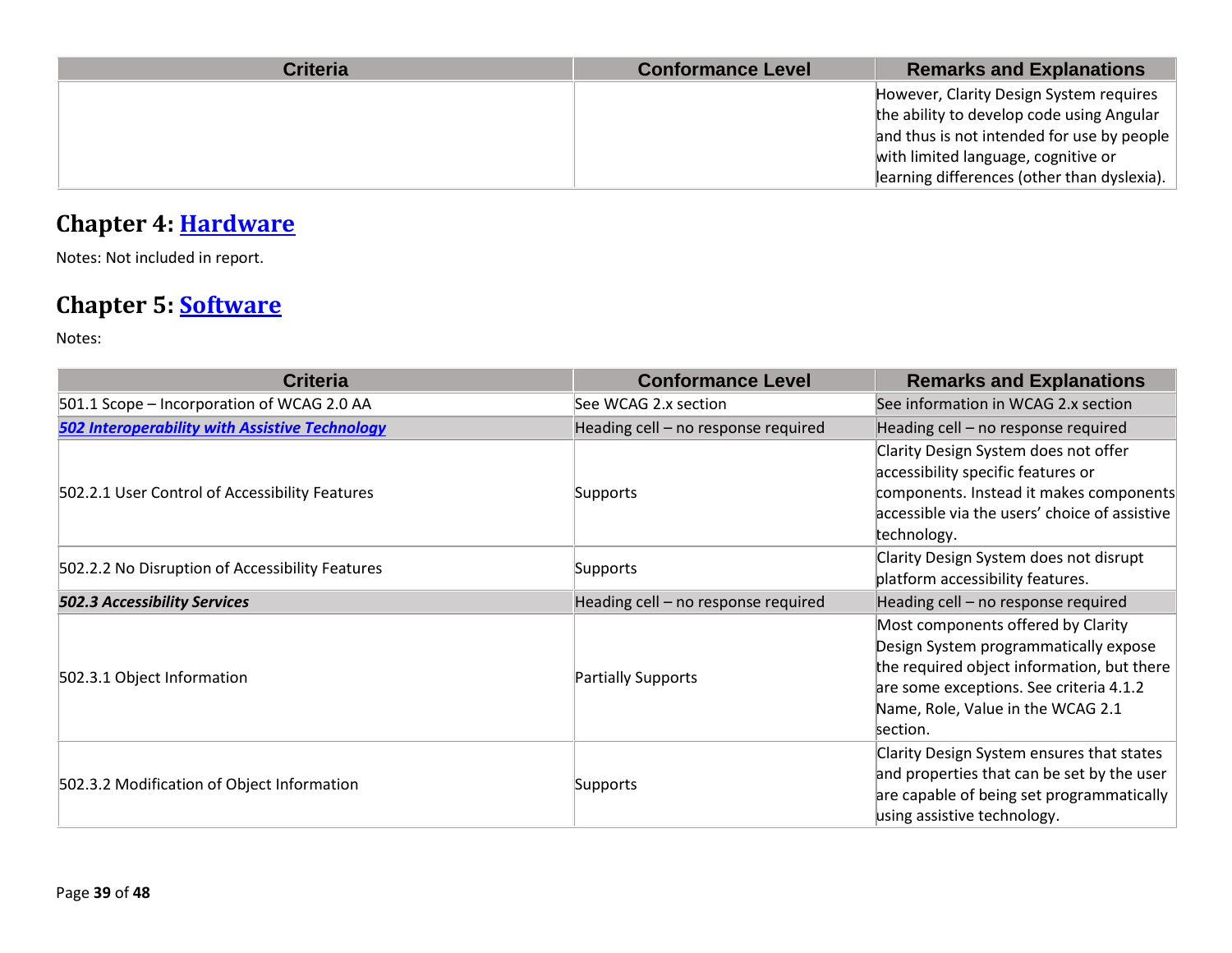| Criteria | Conformance Level | Remarks and Explanations |
|---|---|---|
| | | However, Clarity Design System requires the ability to develop code using Angular and thus is not intended for use by people with limited language, cognitive or learning differences (other than dyslexia). |

## Chapter 4: [Hardware]

Notes: Not included in report.

## Chapter 5: [Software]

Notes:

| Criteria | Conformance Level | Remarks and Explanations |
|---|---|---|
| 501.1 Scope – Incorporation of WCAG 2.0 AA | See WCAG 2.x section | See information in WCAG 2.x section |
| ***502 Interoperability with Assistive Technology*** | Heading cell – no response required | Heading cell – no response required |
| 502.2.1 User Control of Accessibility Features | Supports | Clarity Design System does not offer accessibility specific features or components. Instead it makes components accessible via the users' choice of assistive technology. |
| 502.2.2 No Disruption of Accessibility Features | Supports | Clarity Design System does not disrupt platform accessibility features. |
| ***502.3 Accessibility Services*** | Heading cell – no response required | Heading cell – no response required |
| 502.3.1 Object Information | Partially Supports | Most components offered by Clarity Design System programmatically expose the required object information, but there are some exceptions. See criteria 4.1.2 Name, Role, Value in the WCAG 2.1 section. |
| 502.3.2 Modification of Object Information | Supports | Clarity Design System ensures that states and properties that can be set by the user are capable of being set programmatically using assistive technology. |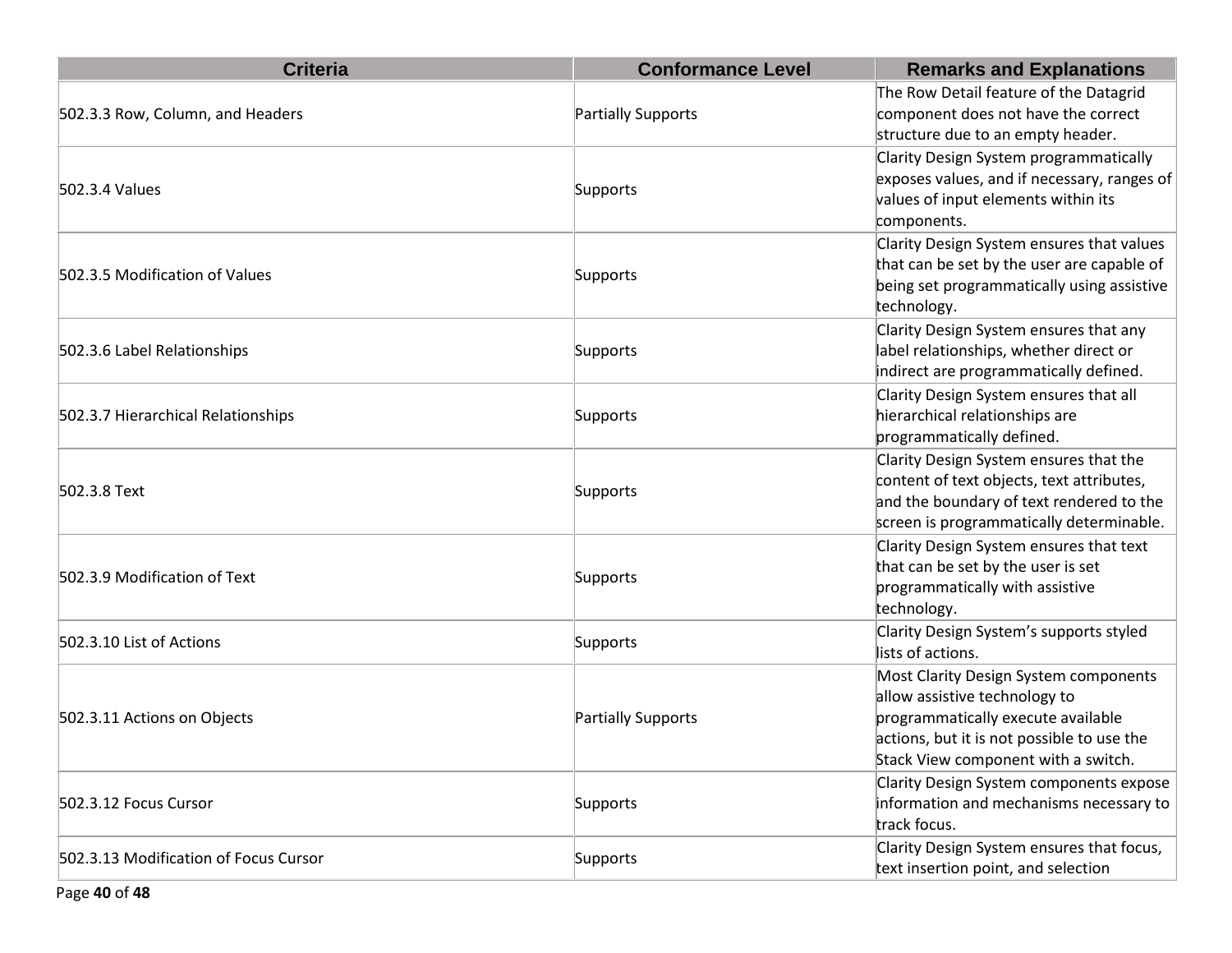| Criteria | Conformance Level | Remarks and Explanations |
| --- | --- | --- |
| 502.3.3 Row, Column, and Headers | Partially Supports | The Row Detail feature of the Datagrid component does not have the correct structure due to an empty header. |
| 502.3.4 Values | Supports | Clarity Design System programmatically exposes values, and if necessary, ranges of values of input elements within its components. |
| 502.3.5 Modification of Values | Supports | Clarity Design System ensures that values that can be set by the user are capable of being set programmatically using assistive technology. |
| 502.3.6 Label Relationships | Supports | Clarity Design System ensures that any label relationships, whether direct or indirect are programmatically defined. |
| 502.3.7 Hierarchical Relationships | Supports | Clarity Design System ensures that all hierarchical relationships are programmatically defined. |
| 502.3.8 Text | Supports | Clarity Design System ensures that the content of text objects, text attributes, and the boundary of text rendered to the screen is programmatically determinable. |
| 502.3.9 Modification of Text | Supports | Clarity Design System ensures that text that can be set by the user is set programmatically with assistive technology. |
| 502.3.10 List of Actions | Supports | Clarity Design System's supports styled lists of actions. |
| 502.3.11 Actions on Objects | Partially Supports | Most Clarity Design System components allow assistive technology to programmatically execute available actions, but it is not possible to use the Stack View component with a switch. |
| 502.3.12 Focus Cursor | Supports | Clarity Design System components expose information and mechanisms necessary to track focus. |
| 502.3.13 Modification of Focus Cursor | Supports | Clarity Design System ensures that focus, text insertion point, and selection |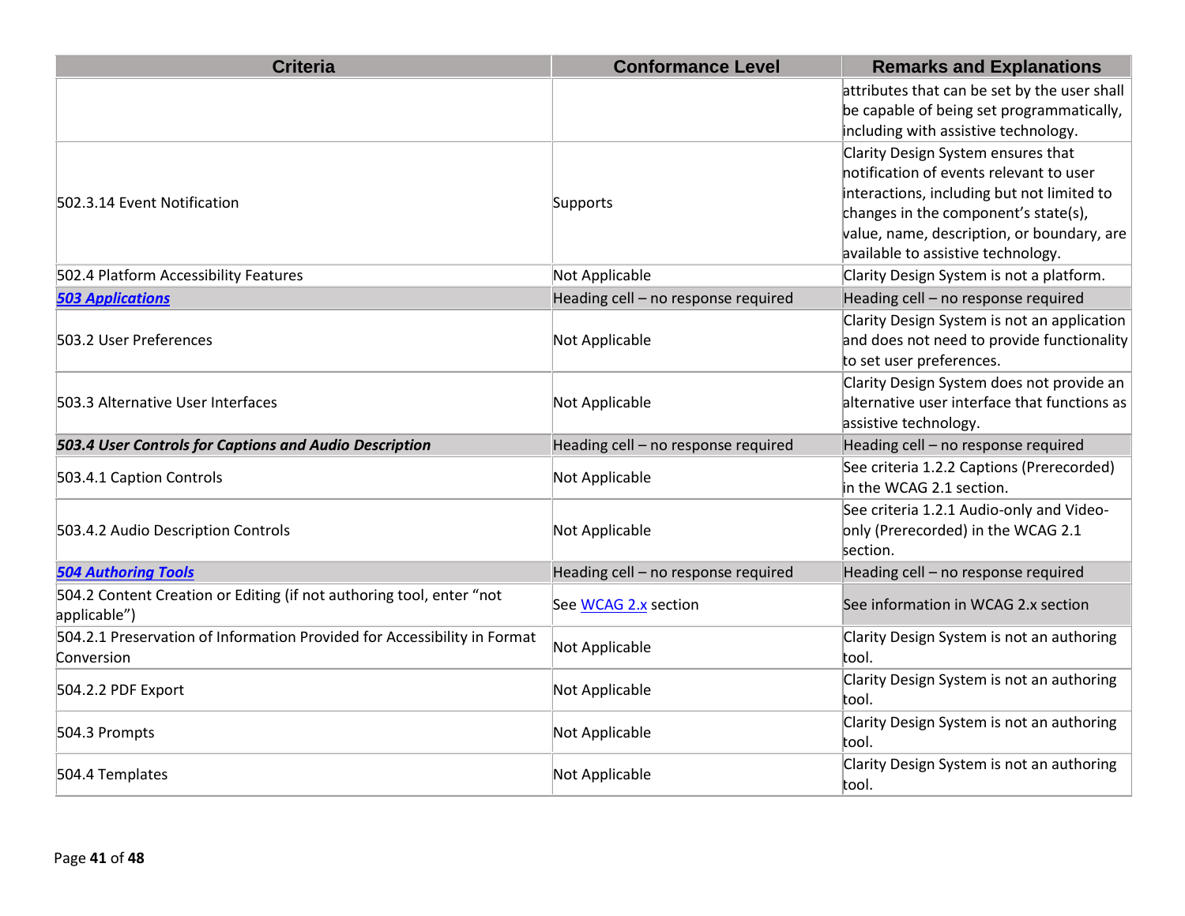| Criteria | Conformance Level | Remarks and Explanations |
| --- | --- | --- |
| | | attributes that can be set by the user shall be capable of being set programmatically, including with assistive technology. |
| 502.3.14 Event Notification | Supports | Clarity Design System ensures that notification of events relevant to user interactions, including but not limited to changes in the component’s state(s), value, name, description, or boundary, are available to assistive technology. |
| 502.4 Platform Accessibility Features | Not Applicable | Clarity Design System is not a platform. |
| ***503 Applications*** | Heading cell – no response required | Heading cell – no response required |
| 503.2 User Preferences | Not Applicable | Clarity Design System is not an application and does not need to provide functionality to set user preferences. |
| 503.3 Alternative User Interfaces | Not Applicable | Clarity Design System does not provide an alternative user interface that functions as assistive technology. |
| ***503.4 User Controls for Captions and Audio Description*** | Heading cell – no response required | Heading cell – no response required |
| 503.4.1 Caption Controls | Not Applicable | See criteria 1.2.2 Captions (Prerecorded) in the WCAG 2.1 section. |
| 503.4.2 Audio Description Controls | Not Applicable | See criteria 1.2.1 Audio-only and Video-only (Prerecorded) in the WCAG 2.1 section. |
| ***504 Authoring Tools*** | Heading cell – no response required | Heading cell – no response required |
| 504.2 Content Creation or Editing (if not authoring tool, enter “not applicable”) | See WCAG 2.x section | See information in WCAG 2.x section |
| 504.2.1 Preservation of Information Provided for Accessibility in Format Conversion | Not Applicable | Clarity Design System is not an authoring tool. |
| 504.2.2 PDF Export | Not Applicable | Clarity Design System is not an authoring tool. |
| 504.3 Prompts | Not Applicable | Clarity Design System is not an authoring tool. |
| 504.4 Templates | Not Applicable | Clarity Design System is not an authoring tool. |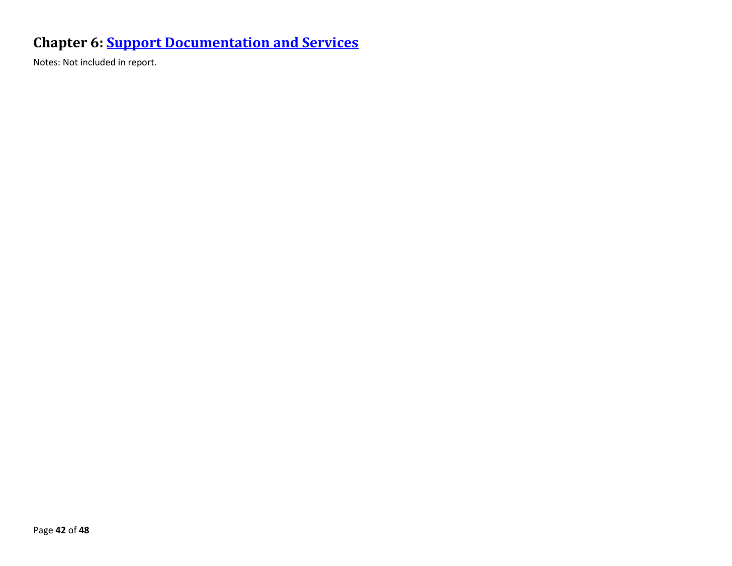# Chapter 6: Support Documentation and Services

Notes: Not included in report.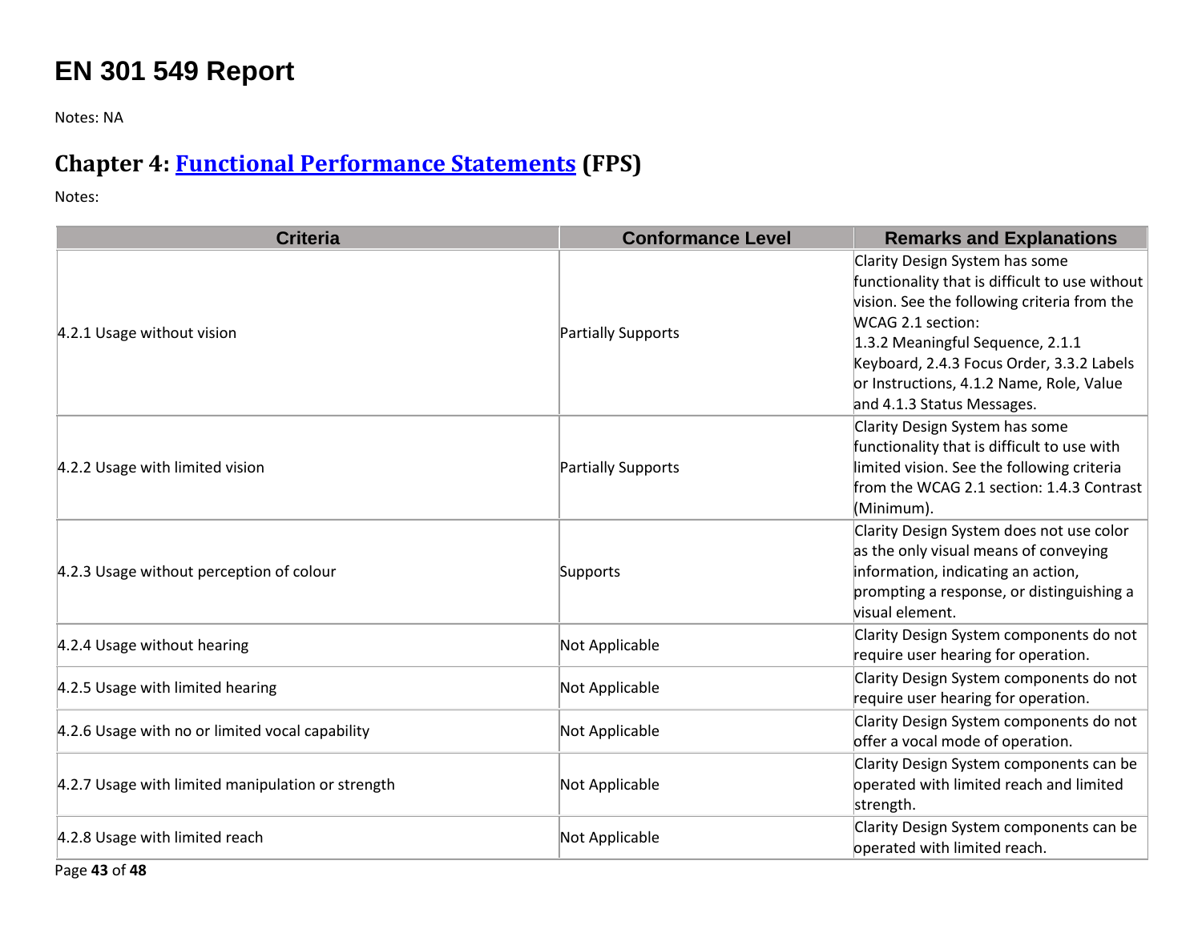# EN 301 549 Report

Notes: NA

## Chapter 4: [Functional Performance Statements](https://www.etsi.org/deliver/etsi_en/301500_301599/301549/03.01.01_60/en_301549v030101p.pdf#%5B%7B%22num%22%3A38%2C%22gen%22%3A0%7D%2C%7B%22name%22%3A%22XYZ%22%7D%2C54%2C747%2C0%5D) (FPS)

Notes:

| Criteria | Conformance Level | Remarks and Explanations |
|---|---|---|
| 4.2.1 Usage without vision | Partially Supports | Clarity Design System has some functionality that is difficult to use without vision. See the following criteria from the WCAG 2.1 section: 1.3.2 Meaningful Sequence, 2.1.1 Keyboard, 2.4.3 Focus Order, 3.3.2 Labels or Instructions, 4.1.2 Name, Role, Value and 4.1.3 Status Messages. |
| 4.2.2 Usage with limited vision | Partially Supports | Clarity Design System has some functionality that is difficult to use with limited vision. See the following criteria from the WCAG 2.1 section: 1.4.3 Contrast (Minimum). |
| 4.2.3 Usage without perception of colour | Supports | Clarity Design System does not use color as the only visual means of conveying information, indicating an action, prompting a response, or distinguishing a visual element. |
| 4.2.4 Usage without hearing | Not Applicable | Clarity Design System components do not require user hearing for operation. |
| 4.2.5 Usage with limited hearing | Not Applicable | Clarity Design System components do not require user hearing for operation. |
| 4.2.6 Usage with no or limited vocal capability | Not Applicable | Clarity Design System components do not offer a vocal mode of operation. |
| 4.2.7 Usage with limited manipulation or strength | Not Applicable | Clarity Design System components can be operated with limited reach and limited strength. |
| 4.2.8 Usage with limited reach | Not Applicable | Clarity Design System components can be operated with limited reach. |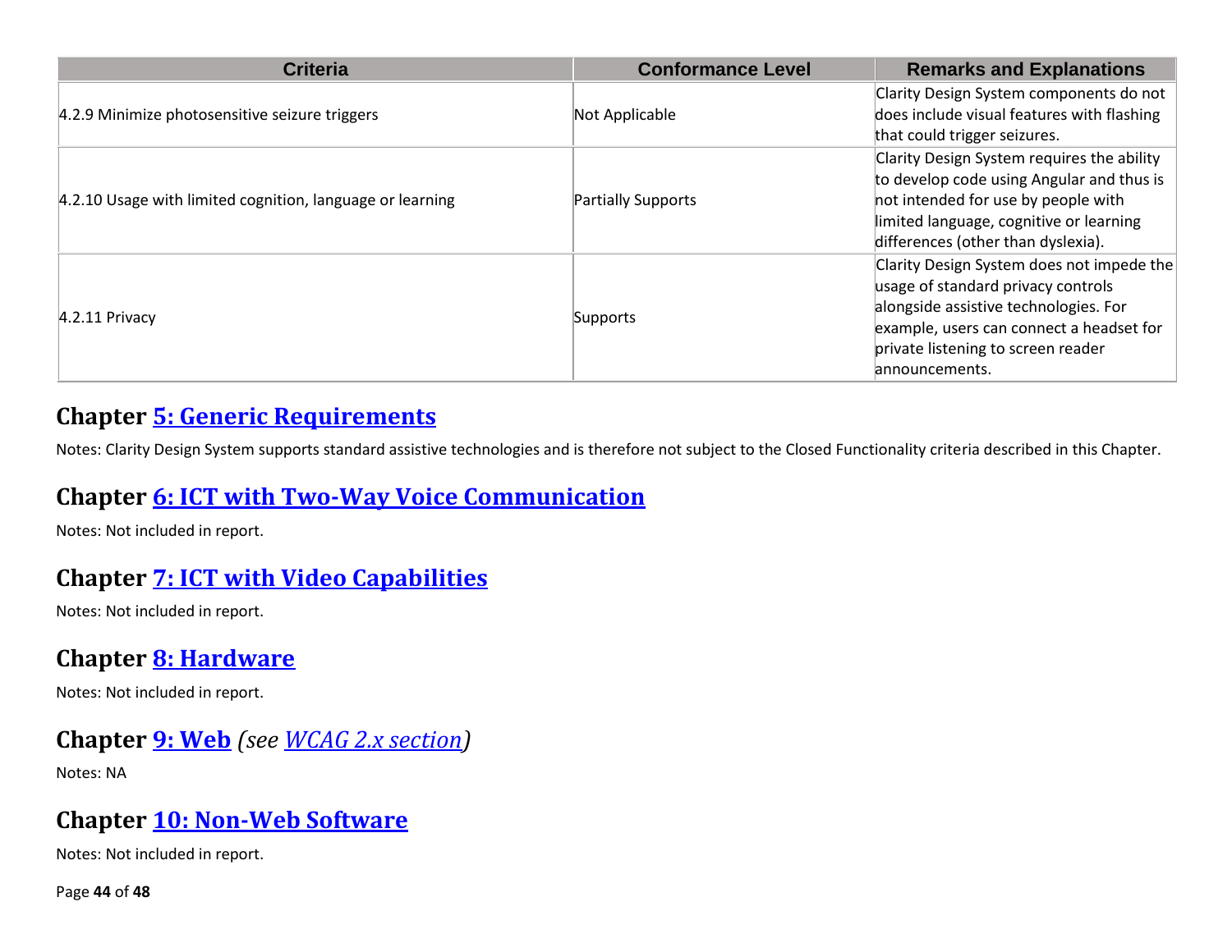| Criteria | Conformance Level | Remarks and Explanations |
| --- | --- | --- |
| 4.2.9 Minimize photosensitive seizure triggers | Not Applicable | Clarity Design System components do not does include visual features with flashing that could trigger seizures. |
| 4.2.10 Usage with limited cognition, language or learning | Partially Supports | Clarity Design System requires the ability to develop code using Angular and thus is not intended for use by people with limited language, cognitive or learning differences (other than dyslexia). |
| 4.2.11 Privacy | Supports | Clarity Design System does not impede the usage of standard privacy controls alongside assistive technologies. For example, users can connect a headset for private listening to screen reader announcements. |

## Chapter 5: Generic Requirements

Notes: Clarity Design System supports standard assistive technologies and is therefore not subject to the Closed Functionality criteria described in this Chapter.

## Chapter 6: ICT with Two-Way Voice Communication

Notes: Not included in report.

## Chapter 7: ICT with Video Capabilities

Notes: Not included in report.

## Chapter 8: Hardware

Notes: Not included in report.

## Chapter 9: Web *(see WCAG 2.x section)*

Notes: NA

## Chapter 10: Non-Web Software

Notes: Not included in report.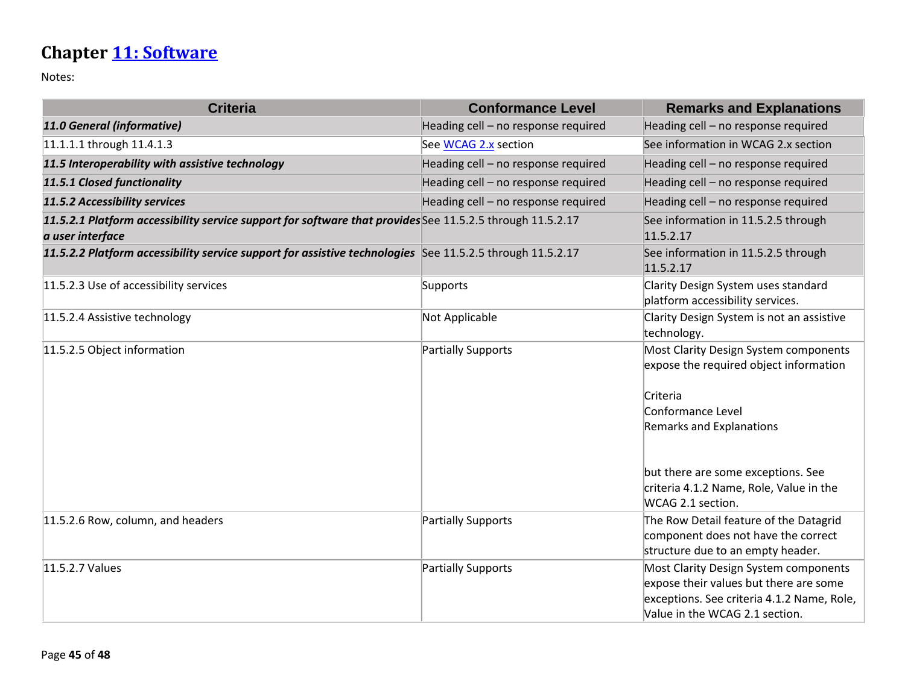## Chapter [11: Software]

Notes:

| Criteria | Conformance Level | Remarks and Explanations |
| --- | --- | --- |
| ***11.0 General (informative)*** | Heading cell – no response required | Heading cell – no response required |
| 11.1.1.1 through 11.4.1.3 | See WCAG 2.x section | See information in WCAG 2.x section |
| ***11.5 Interoperability with assistive technology*** | Heading cell – no response required | Heading cell – no response required |
| ***11.5.1 Closed functionality*** | Heading cell – no response required | Heading cell – no response required |
| ***11.5.2 Accessibility services*** | Heading cell – no response required | Heading cell – no response required |
| ***11.5.2.1 Platform accessibility service support for software that provides a user interface*** | See 11.5.2.5 through 11.5.2.17 | See information in 11.5.2.5 through 11.5.2.17 |
| ***11.5.2.2 Platform accessibility service support for assistive technologies*** | See 11.5.2.5 through 11.5.2.17 | See information in 11.5.2.5 through 11.5.2.17 |
| 11.5.2.3 Use of accessibility services | Supports | Clarity Design System uses standard platform accessibility services. |
| 11.5.2.4 Assistive technology | Not Applicable | Clarity Design System is not an assistive technology. |
| 11.5.2.5 Object information | Partially Supports | Most Clarity Design System components expose the required object information<br><br>Criteria<br>Conformance Level<br>Remarks and Explanations<br><br><br>but there are some exceptions. See criteria 4.1.2 Name, Role, Value in the WCAG 2.1 section. |
| 11.5.2.6 Row, column, and headers | Partially Supports | The Row Detail feature of the Datagrid component does not have the correct structure due to an empty header. |
| 11.5.2.7 Values | Partially Supports | Most Clarity Design System components expose their values but there are some exceptions. See criteria 4.1.2 Name, Role, Value in the WCAG 2.1 section. |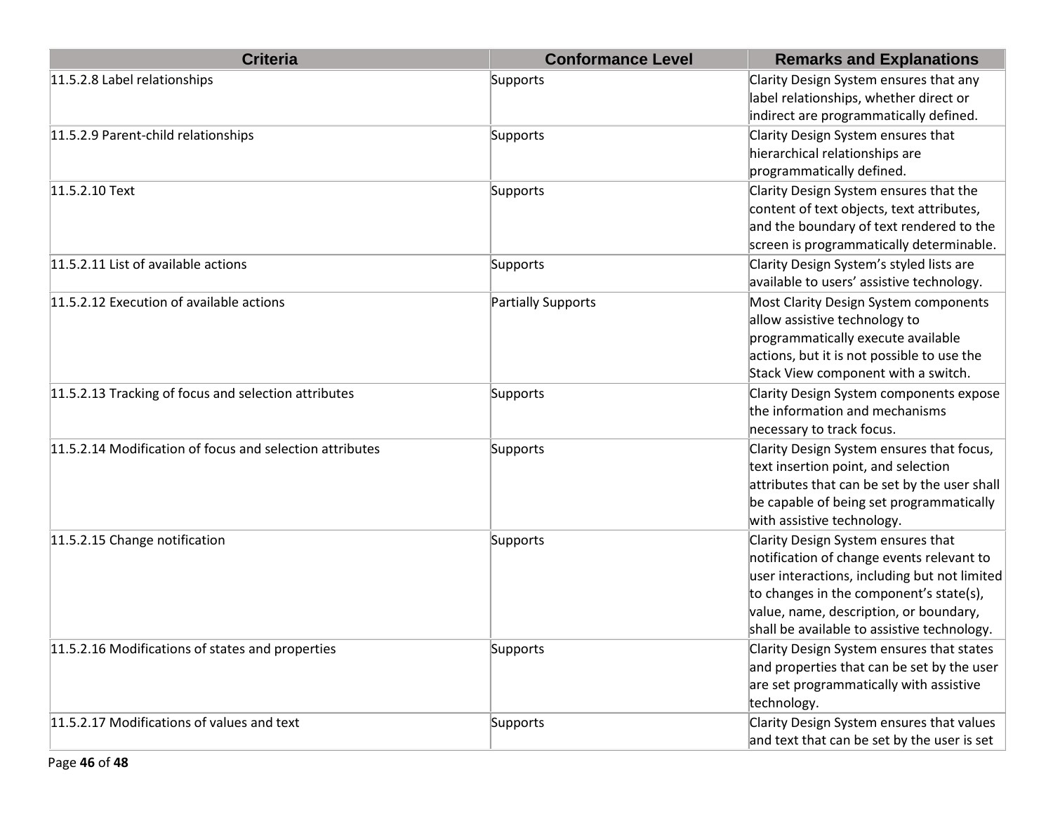| Criteria | Conformance Level | Remarks and Explanations |
| --- | --- | --- |
| 11.5.2.8 Label relationships | Supports | Clarity Design System ensures that any label relationships, whether direct or indirect are programmatically defined. |
| 11.5.2.9 Parent-child relationships | Supports | Clarity Design System ensures that hierarchical relationships are programmatically defined. |
| 11.5.2.10 Text | Supports | Clarity Design System ensures that the content of text objects, text attributes, and the boundary of text rendered to the screen is programmatically determinable. |
| 11.5.2.11 List of available actions | Supports | Clarity Design System's styled lists are available to users' assistive technology. |
| 11.5.2.12 Execution of available actions | Partially Supports | Most Clarity Design System components allow assistive technology to programmatically execute available actions, but it is not possible to use the Stack View component with a switch. |
| 11.5.2.13 Tracking of focus and selection attributes | Supports | Clarity Design System components expose the information and mechanisms necessary to track focus. |
| 11.5.2.14 Modification of focus and selection attributes | Supports | Clarity Design System ensures that focus, text insertion point, and selection attributes that can be set by the user shall be capable of being set programmatically with assistive technology. |
| 11.5.2.15 Change notification | Supports | Clarity Design System ensures that notification of change events relevant to user interactions, including but not limited to changes in the component's state(s), value, name, description, or boundary, shall be available to assistive technology. |
| 11.5.2.16 Modifications of states and properties | Supports | Clarity Design System ensures that states and properties that can be set by the user are set programmatically with assistive technology. |
| 11.5.2.17 Modifications of values and text | Supports | Clarity Design System ensures that values and text that can be set by the user is set |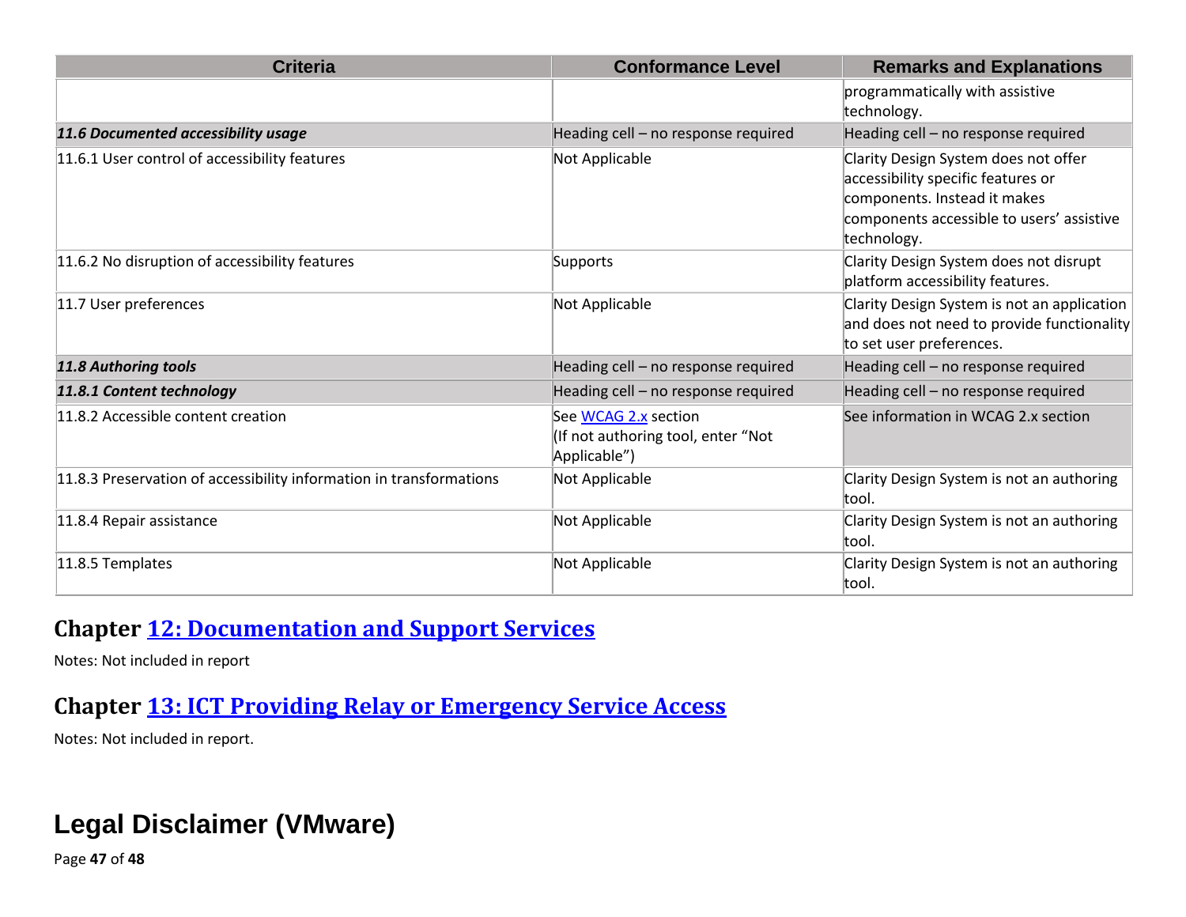| Criteria | Conformance Level | Remarks and Explanations |
| --- | --- | --- |
| | | programmatically with assistive technology. |
| ***11.6 Documented accessibility usage*** | Heading cell – no response required | Heading cell – no response required |
| 11.6.1 User control of accessibility features | Not Applicable | Clarity Design System does not offer accessibility specific features or components. Instead it makes components accessible to users' assistive technology. |
| 11.6.2 No disruption of accessibility features | Supports | Clarity Design System does not disrupt platform accessibility features. |
| 11.7 User preferences | Not Applicable | Clarity Design System is not an application and does not need to provide functionality to set user preferences. |
| ***11.8 Authoring tools*** | Heading cell – no response required | Heading cell – no response required |
| ***11.8.1 Content technology*** | Heading cell – no response required | Heading cell – no response required |
| 11.8.2 Accessible content creation | See WCAG 2.x section (If not authoring tool, enter "Not Applicable") | See information in WCAG 2.x section |
| 11.8.3 Preservation of accessibility information in transformations | Not Applicable | Clarity Design System is not an authoring tool. |
| 11.8.4 Repair assistance | Not Applicable | Clarity Design System is not an authoring tool. |
| 11.8.5 Templates | Not Applicable | Clarity Design System is not an authoring tool. |

## Chapter 12: Documentation and Support Services

Notes: Not included in report

## Chapter 13: ICT Providing Relay or Emergency Service Access

Notes: Not included in report.

# Legal Disclaimer (VMware)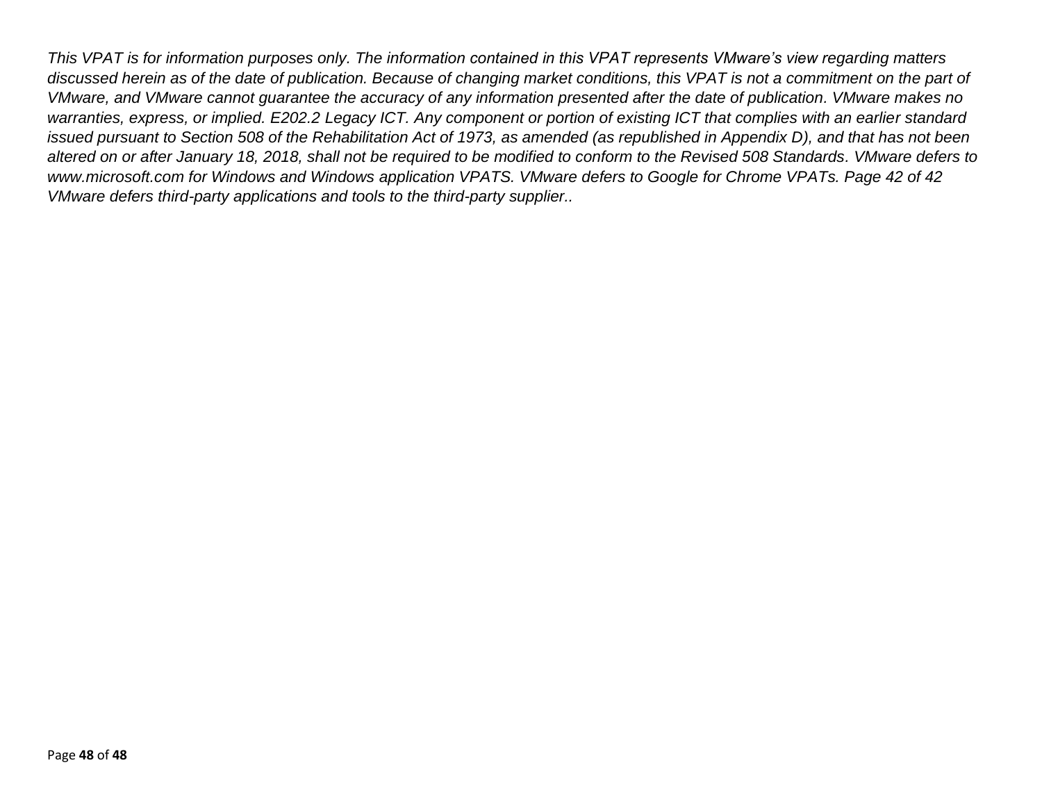*This VPAT is for information purposes only. The information contained in this VPAT represents VMware's view regarding matters discussed herein as of the date of publication. Because of changing market conditions, this VPAT is not a commitment on the part of VMware, and VMware cannot guarantee the accuracy of any information presented after the date of publication. VMware makes no warranties, express, or implied. E202.2 Legacy ICT. Any component or portion of existing ICT that complies with an earlier standard issued pursuant to Section 508 of the Rehabilitation Act of 1973, as amended (as republished in Appendix D), and that has not been altered on or after January 18, 2018, shall not be required to be modified to conform to the Revised 508 Standards. VMware defers to www.microsoft.com for Windows and Windows application VPATS. VMware defers to Google for Chrome VPATs. Page 42 of 42 VMware defers third-party applications and tools to the third-party supplier..*